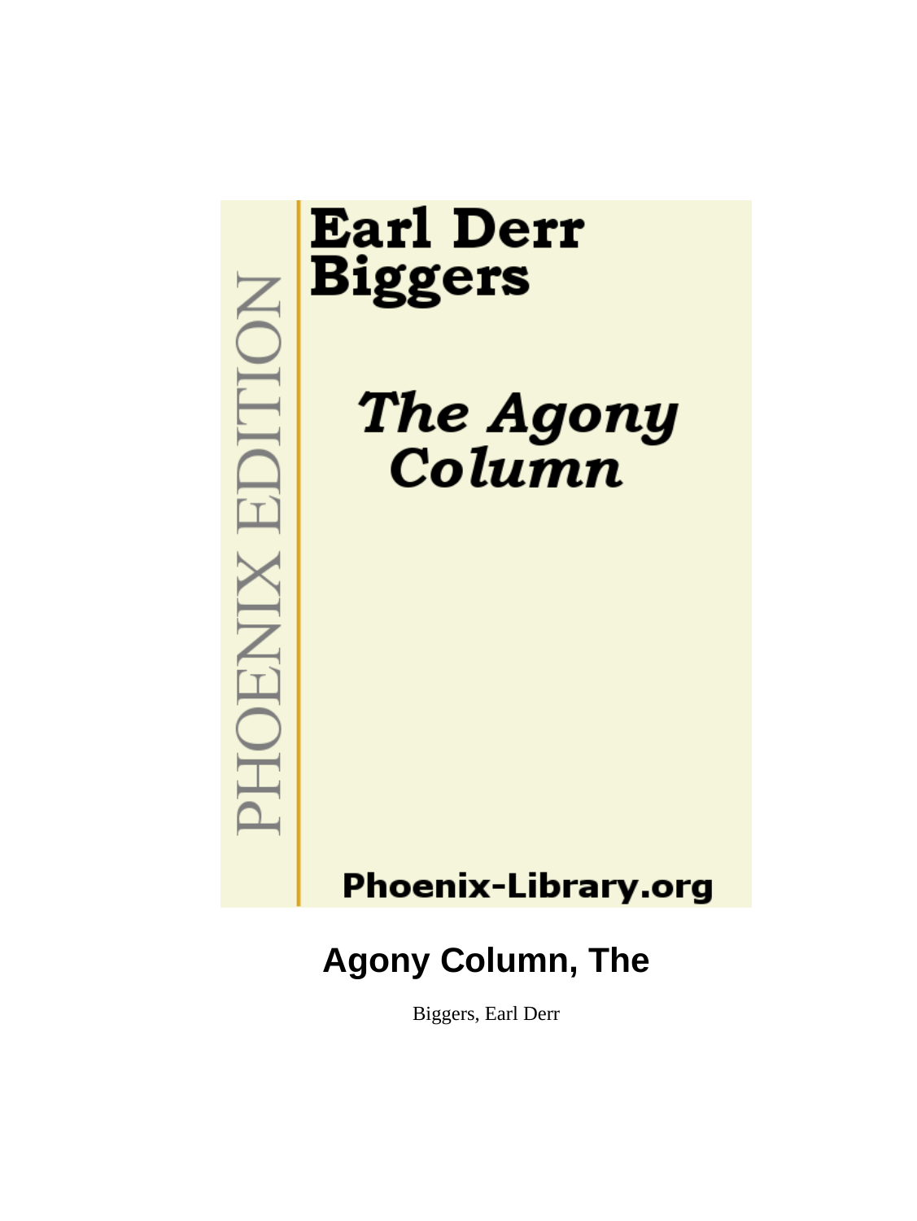PHOENIX EDITION

**Earl Derr Biggers**

***The Agony Column***

**Phoenix-Library.org**

# Agony Column, The

Biggers, Earl Derr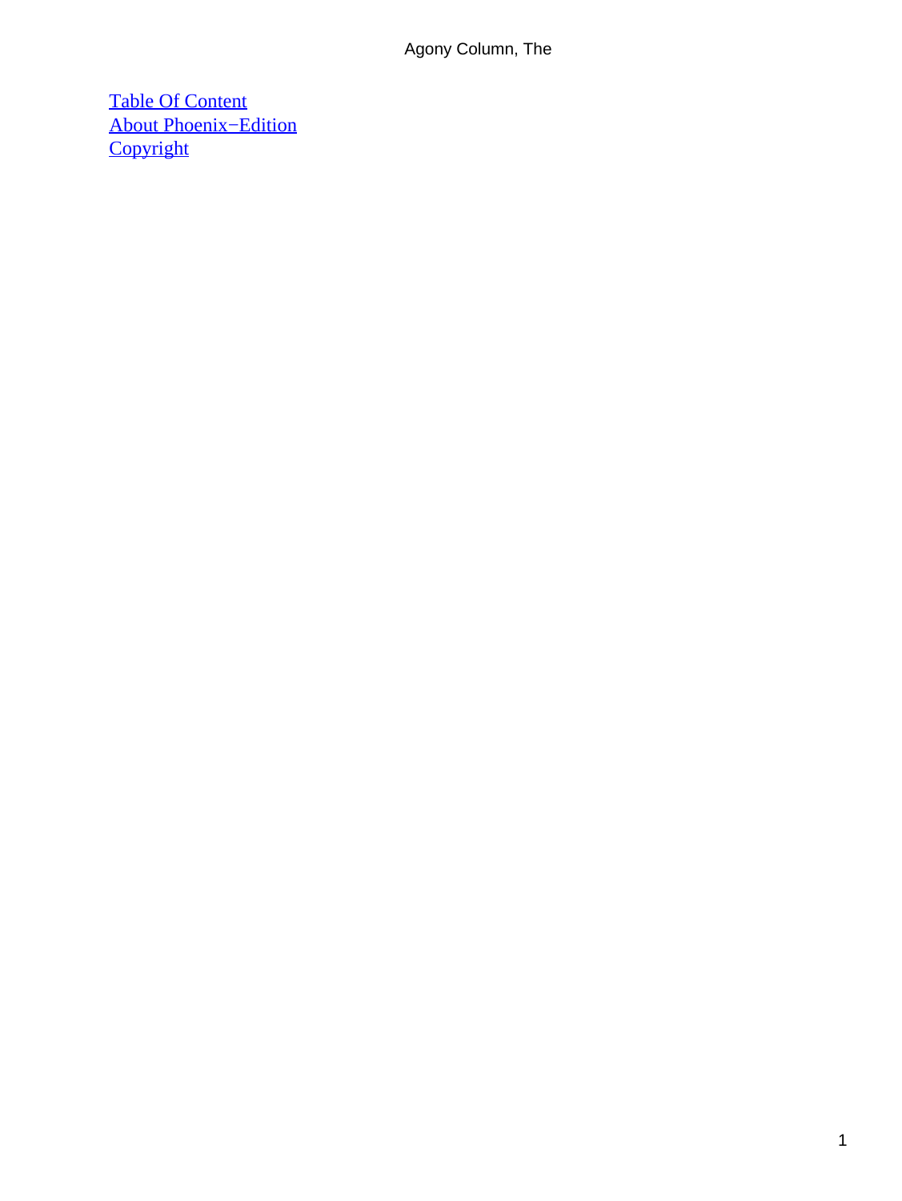Table Of Content
About Phoenix−Edition
Copyright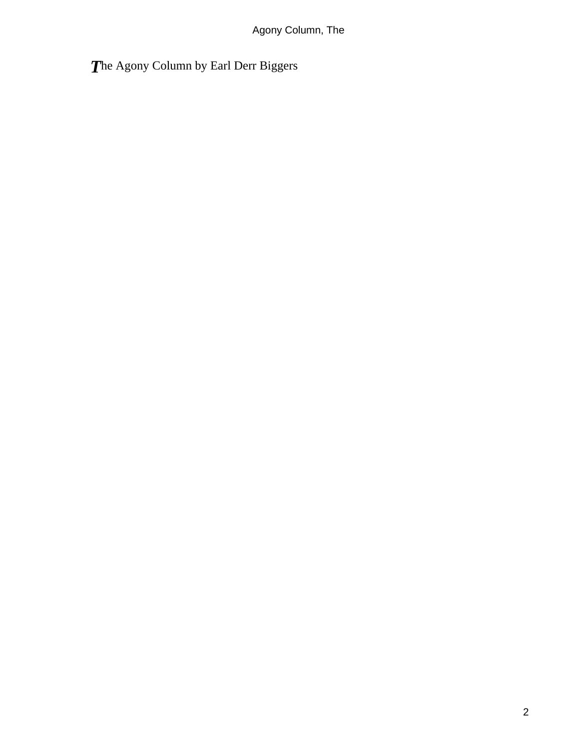The Agony Column by Earl Derr Biggers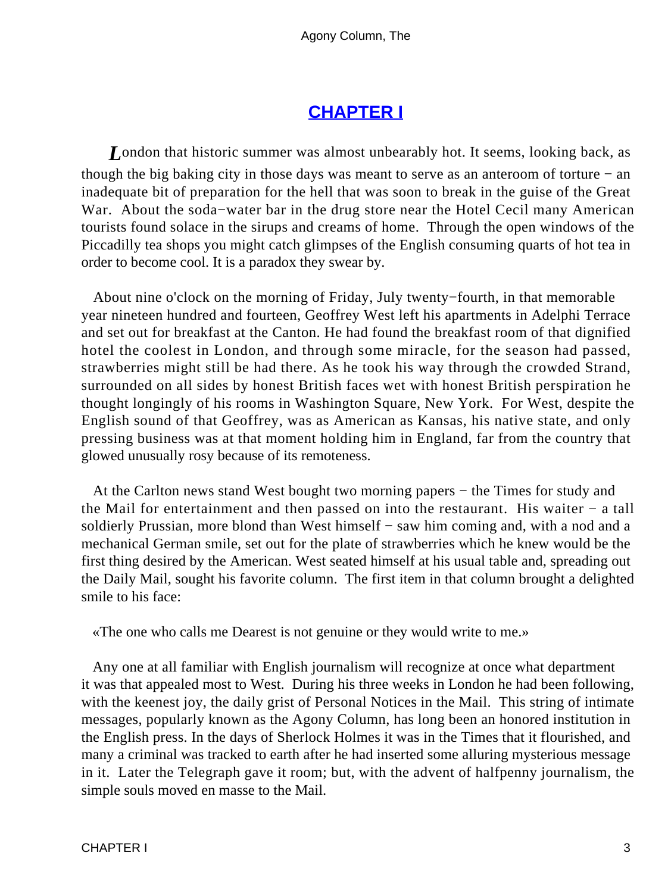# CHAPTER I

London that historic summer was almost unbearably hot. It seems, looking back, as though the big baking city in those days was meant to serve as an anteroom of torture − an inadequate bit of preparation for the hell that was soon to break in the guise of the Great War. About the soda−water bar in the drug store near the Hotel Cecil many American tourists found solace in the sirups and creams of home. Through the open windows of the Piccadilly tea shops you might catch glimpses of the English consuming quarts of hot tea in order to become cool. It is a paradox they swear by.

About nine o'clock on the morning of Friday, July twenty−fourth, in that memorable year nineteen hundred and fourteen, Geoffrey West left his apartments in Adelphi Terrace and set out for breakfast at the Canton. He had found the breakfast room of that dignified hotel the coolest in London, and through some miracle, for the season had passed, strawberries might still be had there. As he took his way through the crowded Strand, surrounded on all sides by honest British faces wet with honest British perspiration he thought longingly of his rooms in Washington Square, New York. For West, despite the English sound of that Geoffrey, was as American as Kansas, his native state, and only pressing business was at that moment holding him in England, far from the country that glowed unusually rosy because of its remoteness.

At the Carlton news stand West bought two morning papers − the Times for study and the Mail for entertainment and then passed on into the restaurant. His waiter − a tall soldierly Prussian, more blond than West himself − saw him coming and, with a nod and a mechanical German smile, set out for the plate of strawberries which he knew would be the first thing desired by the American. West seated himself at his usual table and, spreading out the Daily Mail, sought his favorite column. The first item in that column brought a delighted smile to his face:

«The one who calls me Dearest is not genuine or they would write to me.»

Any one at all familiar with English journalism will recognize at once what department it was that appealed most to West. During his three weeks in London he had been following, with the keenest joy, the daily grist of Personal Notices in the Mail. This string of intimate messages, popularly known as the Agony Column, has long been an honored institution in the English press. In the days of Sherlock Holmes it was in the Times that it flourished, and many a criminal was tracked to earth after he had inserted some alluring mysterious message in it. Later the Telegraph gave it room; but, with the advent of halfpenny journalism, the simple souls moved en masse to the Mail.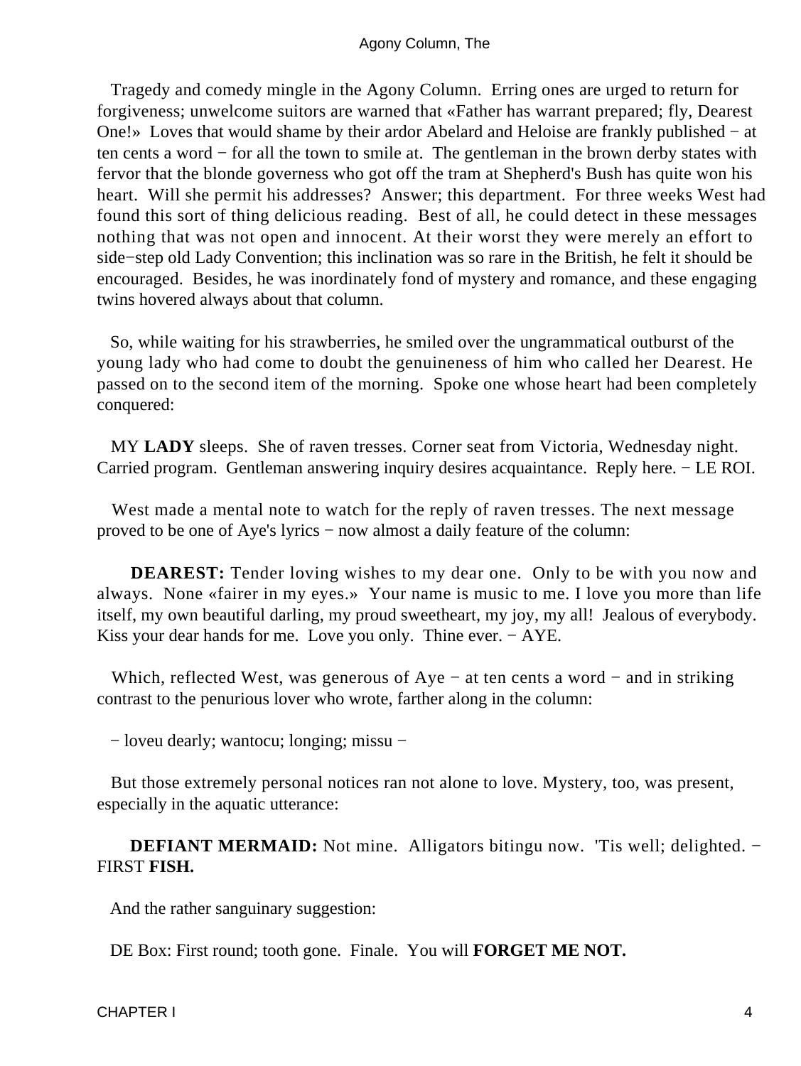Tragedy and comedy mingle in the Agony Column. Erring ones are urged to return for forgiveness; unwelcome suitors are warned that «Father has warrant prepared; fly, Dearest One!» Loves that would shame by their ardor Abelard and Heloise are frankly published − at ten cents a word − for all the town to smile at. The gentleman in the brown derby states with fervor that the blonde governess who got off the tram at Shepherd's Bush has quite won his heart. Will she permit his addresses? Answer; this department. For three weeks West had found this sort of thing delicious reading. Best of all, he could detect in these messages nothing that was not open and innocent. At their worst they were merely an effort to side−step old Lady Convention; this inclination was so rare in the British, he felt it should be encouraged. Besides, he was inordinately fond of mystery and romance, and these engaging twins hovered always about that column.

So, while waiting for his strawberries, he smiled over the ungrammatical outburst of the young lady who had come to doubt the genuineness of him who called her Dearest. He passed on to the second item of the morning. Spoke one whose heart had been completely conquered:

MY **LADY** sleeps. She of raven tresses. Corner seat from Victoria, Wednesday night. Carried program. Gentleman answering inquiry desires acquaintance. Reply here. − LE ROI.

West made a mental note to watch for the reply of raven tresses. The next message proved to be one of Aye's lyrics − now almost a daily feature of the column:

**DEAREST:** Tender loving wishes to my dear one. Only to be with you now and always. None «fairer in my eyes.» Your name is music to me. I love you more than life itself, my own beautiful darling, my proud sweetheart, my joy, my all! Jealous of everybody. Kiss your dear hands for me. Love you only. Thine ever. − AYE.

Which, reflected West, was generous of Aye − at ten cents a word − and in striking contrast to the penurious lover who wrote, farther along in the column:

− loveu dearly; wantocu; longing; missu −

But those extremely personal notices ran not alone to love. Mystery, too, was present, especially in the aquatic utterance:

**DEFIANT MERMAID:** Not mine. Alligators bitingu now. 'Tis well; delighted. − FIRST **FISH.**

And the rather sanguinary suggestion:

DE Box: First round; tooth gone. Finale. You will **FORGET ME NOT.**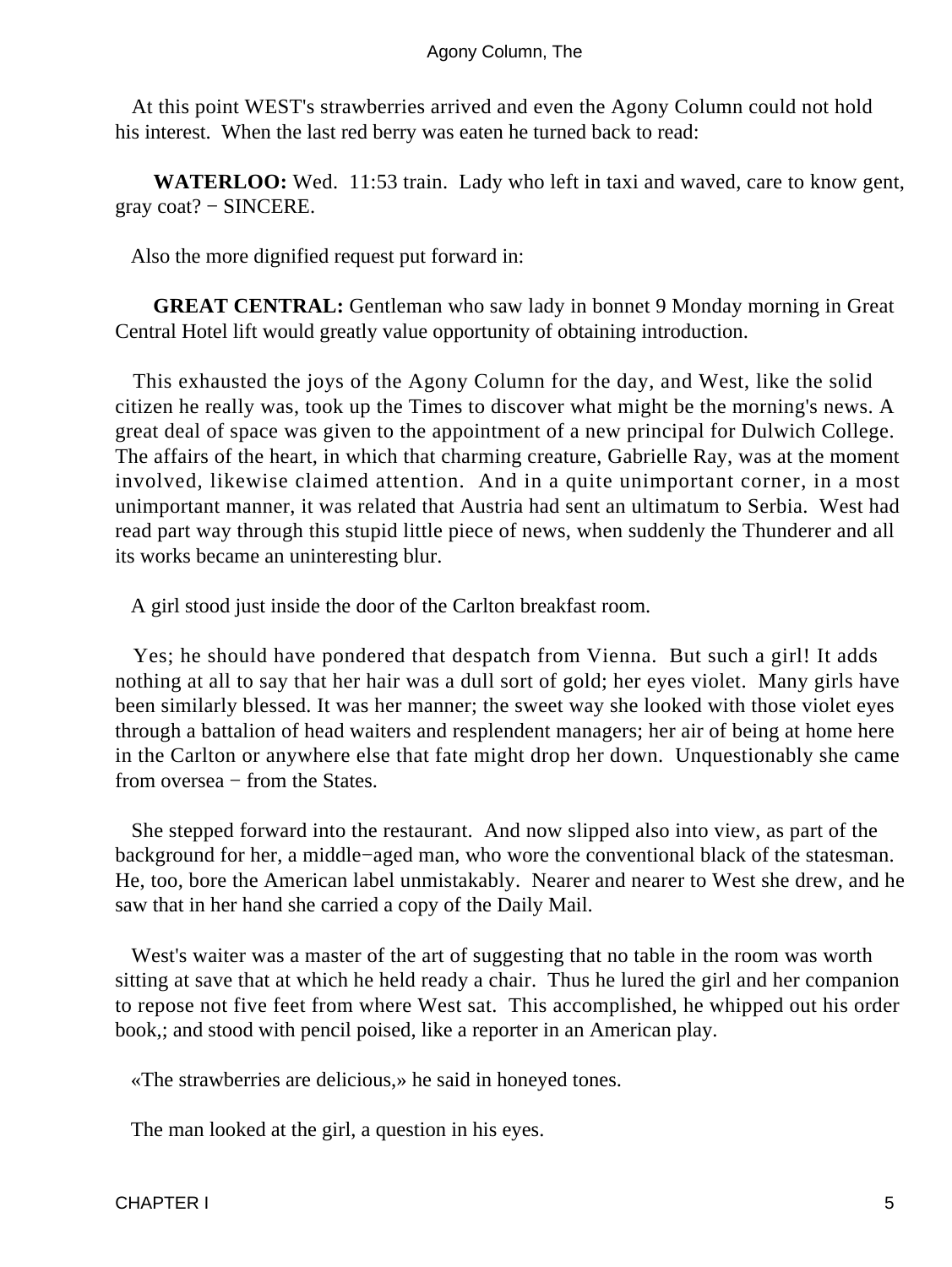At this point WEST's strawberries arrived and even the Agony Column could not hold his interest. When the last red berry was eaten he turned back to read:

**WATERLOO:** Wed. 11:53 train. Lady who left in taxi and waved, care to know gent, gray coat? − SINCERE.

Also the more dignified request put forward in:

**GREAT CENTRAL:** Gentleman who saw lady in bonnet 9 Monday morning in Great Central Hotel lift would greatly value opportunity of obtaining introduction.

This exhausted the joys of the Agony Column for the day, and West, like the solid citizen he really was, took up the Times to discover what might be the morning's news. A great deal of space was given to the appointment of a new principal for Dulwich College. The affairs of the heart, in which that charming creature, Gabrielle Ray, was at the moment involved, likewise claimed attention. And in a quite unimportant corner, in a most unimportant manner, it was related that Austria had sent an ultimatum to Serbia. West had read part way through this stupid little piece of news, when suddenly the Thunderer and all its works became an uninteresting blur.

A girl stood just inside the door of the Carlton breakfast room.

Yes; he should have pondered that despatch from Vienna. But such a girl! It adds nothing at all to say that her hair was a dull sort of gold; her eyes violet. Many girls have been similarly blessed. It was her manner; the sweet way she looked with those violet eyes through a battalion of head waiters and resplendent managers; her air of being at home here in the Carlton or anywhere else that fate might drop her down. Unquestionably she came from oversea − from the States.

She stepped forward into the restaurant. And now slipped also into view, as part of the background for her, a middle−aged man, who wore the conventional black of the statesman. He, too, bore the American label unmistakably. Nearer and nearer to West she drew, and he saw that in her hand she carried a copy of the Daily Mail.

West's waiter was a master of the art of suggesting that no table in the room was worth sitting at save that at which he held ready a chair. Thus he lured the girl and her companion to repose not five feet from where West sat. This accomplished, he whipped out his order book,; and stood with pencil poised, like a reporter in an American play.

«The strawberries are delicious,» he said in honeyed tones.

The man looked at the girl, a question in his eyes.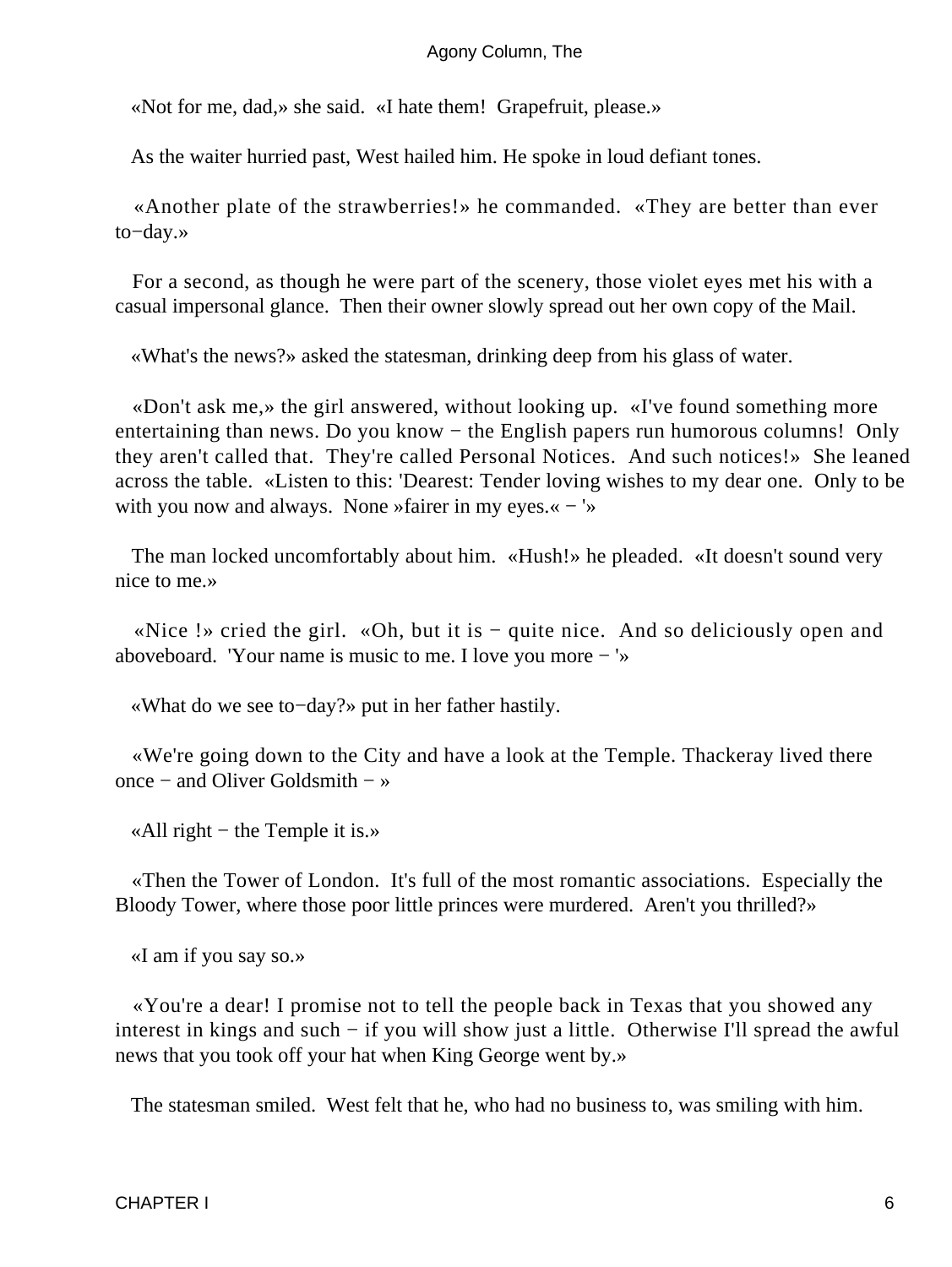«Not for me, dad,» she said. «I hate them! Grapefruit, please.»

As the waiter hurried past, West hailed him. He spoke in loud defiant tones.

«Another plate of the strawberries!» he commanded. «They are better than ever to−day.»

For a second, as though he were part of the scenery, those violet eyes met his with a casual impersonal glance. Then their owner slowly spread out her own copy of the Mail.

«What's the news?» asked the statesman, drinking deep from his glass of water.

«Don't ask me,» the girl answered, without looking up. «I've found something more entertaining than news. Do you know − the English papers run humorous columns! Only they aren't called that. They're called Personal Notices. And such notices!» She leaned across the table. «Listen to this: 'Dearest: Tender loving wishes to my dear one. Only to be with you now and always. None »fairer in my eyes.« − '»

The man locked uncomfortably about him. «Hush!» he pleaded. «It doesn't sound very nice to me.»

«Nice !» cried the girl. «Oh, but it is − quite nice. And so deliciously open and aboveboard. 'Your name is music to me. I love you more − '»

«What do we see to−day?» put in her father hastily.

«We're going down to the City and have a look at the Temple. Thackeray lived there once − and Oliver Goldsmith − »

«All right − the Temple it is.»

«Then the Tower of London. It's full of the most romantic associations. Especially the Bloody Tower, where those poor little princes were murdered. Aren't you thrilled?»

«I am if you say so.»

«You're a dear! I promise not to tell the people back in Texas that you showed any interest in kings and such − if you will show just a little. Otherwise I'll spread the awful news that you took off your hat when King George went by.»

The statesman smiled. West felt that he, who had no business to, was smiling with him.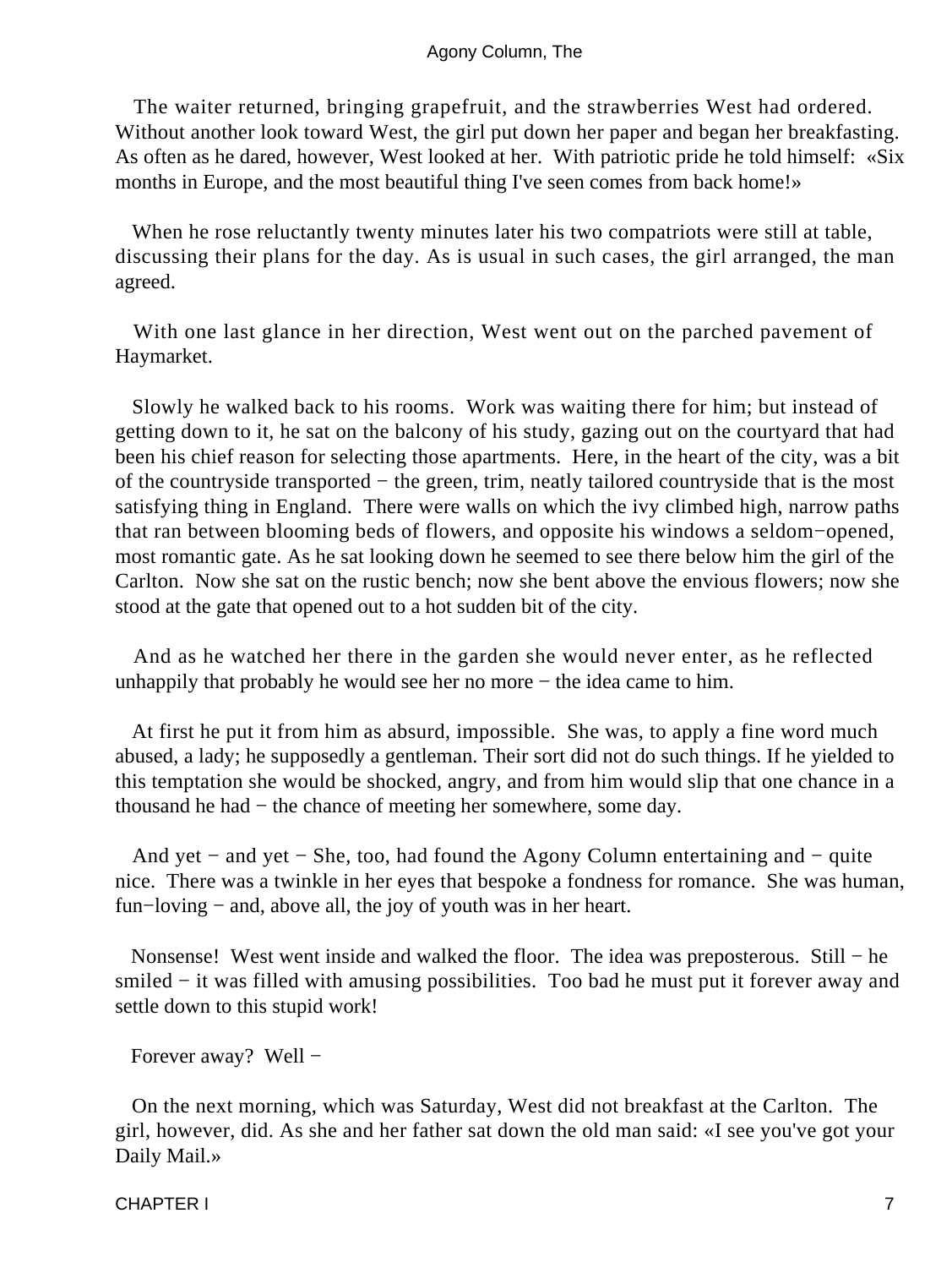The waiter returned, bringing grapefruit, and the strawberries West had ordered. Without another look toward West, the girl put down her paper and began her breakfasting. As often as he dared, however, West looked at her. With patriotic pride he told himself: «Six months in Europe, and the most beautiful thing I've seen comes from back home!»

When he rose reluctantly twenty minutes later his two compatriots were still at table, discussing their plans for the day. As is usual in such cases, the girl arranged, the man agreed.

With one last glance in her direction, West went out on the parched pavement of Haymarket.

Slowly he walked back to his rooms. Work was waiting there for him; but instead of getting down to it, he sat on the balcony of his study, gazing out on the courtyard that had been his chief reason for selecting those apartments. Here, in the heart of the city, was a bit of the countryside transported − the green, trim, neatly tailored countryside that is the most satisfying thing in England. There were walls on which the ivy climbed high, narrow paths that ran between blooming beds of flowers, and opposite his windows a seldom−opened, most romantic gate. As he sat looking down he seemed to see there below him the girl of the Carlton. Now she sat on the rustic bench; now she bent above the envious flowers; now she stood at the gate that opened out to a hot sudden bit of the city.

And as he watched her there in the garden she would never enter, as he reflected unhappily that probably he would see her no more − the idea came to him.

At first he put it from him as absurd, impossible. She was, to apply a fine word much abused, a lady; he supposedly a gentleman. Their sort did not do such things. If he yielded to this temptation she would be shocked, angry, and from him would slip that one chance in a thousand he had − the chance of meeting her somewhere, some day.

And yet − and yet − She, too, had found the Agony Column entertaining and − quite nice. There was a twinkle in her eyes that bespoke a fondness for romance. She was human, fun−loving − and, above all, the joy of youth was in her heart.

Nonsense! West went inside and walked the floor. The idea was preposterous. Still − he smiled − it was filled with amusing possibilities. Too bad he must put it forever away and settle down to this stupid work!

Forever away? Well −

On the next morning, which was Saturday, West did not breakfast at the Carlton. The girl, however, did. As she and her father sat down the old man said: «I see you've got your Daily Mail.»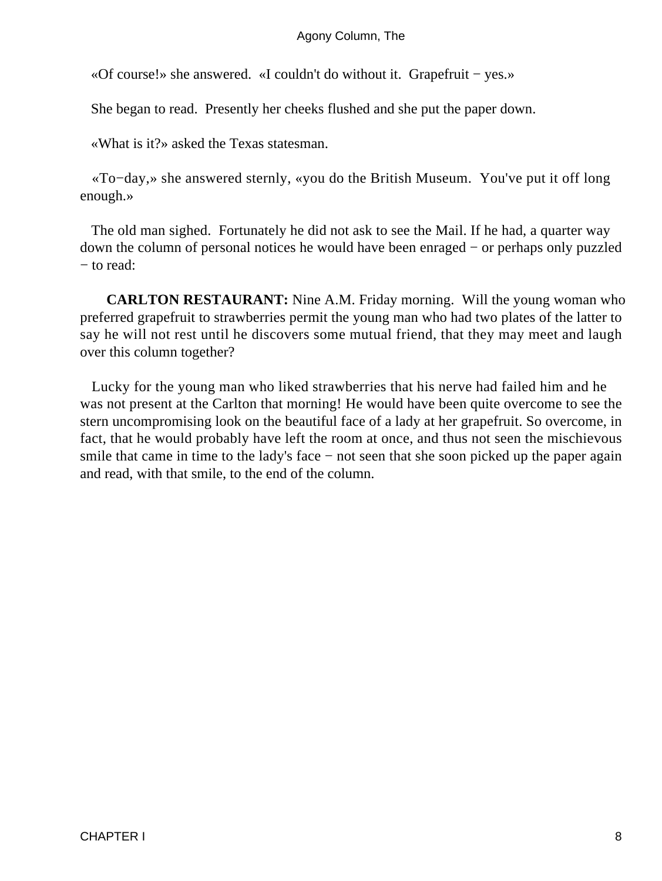«Of course!» she answered. «I couldn't do without it. Grapefruit − yes.»

She began to read. Presently her cheeks flushed and she put the paper down.

«What is it?» asked the Texas statesman.

«To−day,» she answered sternly, «you do the British Museum. You've put it off long enough.»

The old man sighed. Fortunately he did not ask to see the Mail. If he had, a quarter way down the column of personal notices he would have been enraged − or perhaps only puzzled − to read:

**CARLTON RESTAURANT:** Nine A.M. Friday morning. Will the young woman who preferred grapefruit to strawberries permit the young man who had two plates of the latter to say he will not rest until he discovers some mutual friend, that they may meet and laugh over this column together?

Lucky for the young man who liked strawberries that his nerve had failed him and he was not present at the Carlton that morning! He would have been quite overcome to see the stern uncompromising look on the beautiful face of a lady at her grapefruit. So overcome, in fact, that he would probably have left the room at once, and thus not seen the mischievous smile that came in time to the lady's face − not seen that she soon picked up the paper again and read, with that smile, to the end of the column.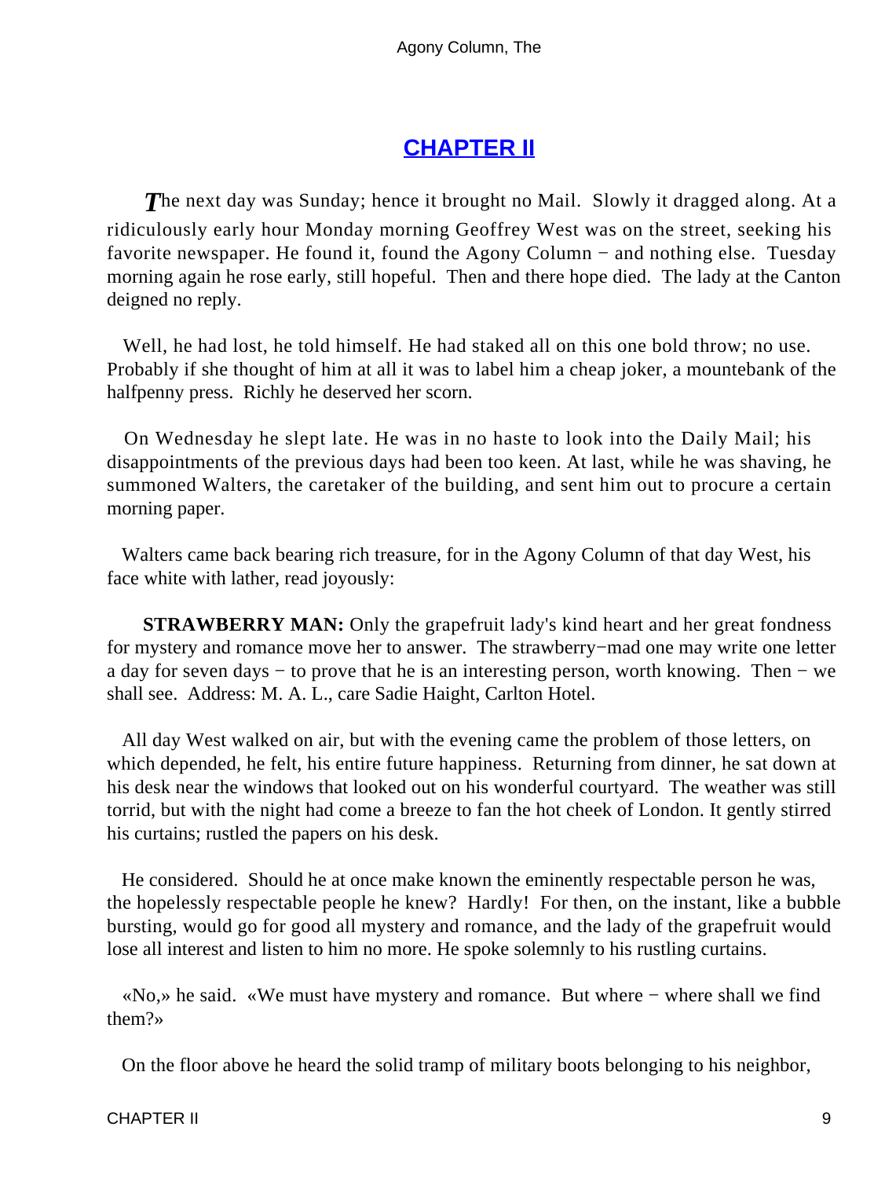## CHAPTER II

*T*he next day was Sunday; hence it brought no Mail. Slowly it dragged along. At a ridiculously early hour Monday morning Geoffrey West was on the street, seeking his favorite newspaper. He found it, found the Agony Column − and nothing else. Tuesday morning again he rose early, still hopeful. Then and there hope died. The lady at the Canton deigned no reply.

Well, he had lost, he told himself. He had staked all on this one bold throw; no use. Probably if she thought of him at all it was to label him a cheap joker, a mountebank of the halfpenny press. Richly he deserved her scorn.

On Wednesday he slept late. He was in no haste to look into the Daily Mail; his disappointments of the previous days had been too keen. At last, while he was shaving, he summoned Walters, the caretaker of the building, and sent him out to procure a certain morning paper.

Walters came back bearing rich treasure, for in the Agony Column of that day West, his face white with lather, read joyously:

**STRAWBERRY MAN:** Only the grapefruit lady's kind heart and her great fondness for mystery and romance move her to answer. The strawberry−mad one may write one letter a day for seven days − to prove that he is an interesting person, worth knowing. Then − we shall see. Address: M. A. L., care Sadie Haight, Carlton Hotel.

All day West walked on air, but with the evening came the problem of those letters, on which depended, he felt, his entire future happiness. Returning from dinner, he sat down at his desk near the windows that looked out on his wonderful courtyard. The weather was still torrid, but with the night had come a breeze to fan the hot cheek of London. It gently stirred his curtains; rustled the papers on his desk.

He considered. Should he at once make known the eminently respectable person he was, the hopelessly respectable people he knew? Hardly! For then, on the instant, like a bubble bursting, would go for good all mystery and romance, and the lady of the grapefruit would lose all interest and listen to him no more. He spoke solemnly to his rustling curtains.

«No,» he said. «We must have mystery and romance. But where − where shall we find them?»

On the floor above he heard the solid tramp of military boots belonging to his neighbor,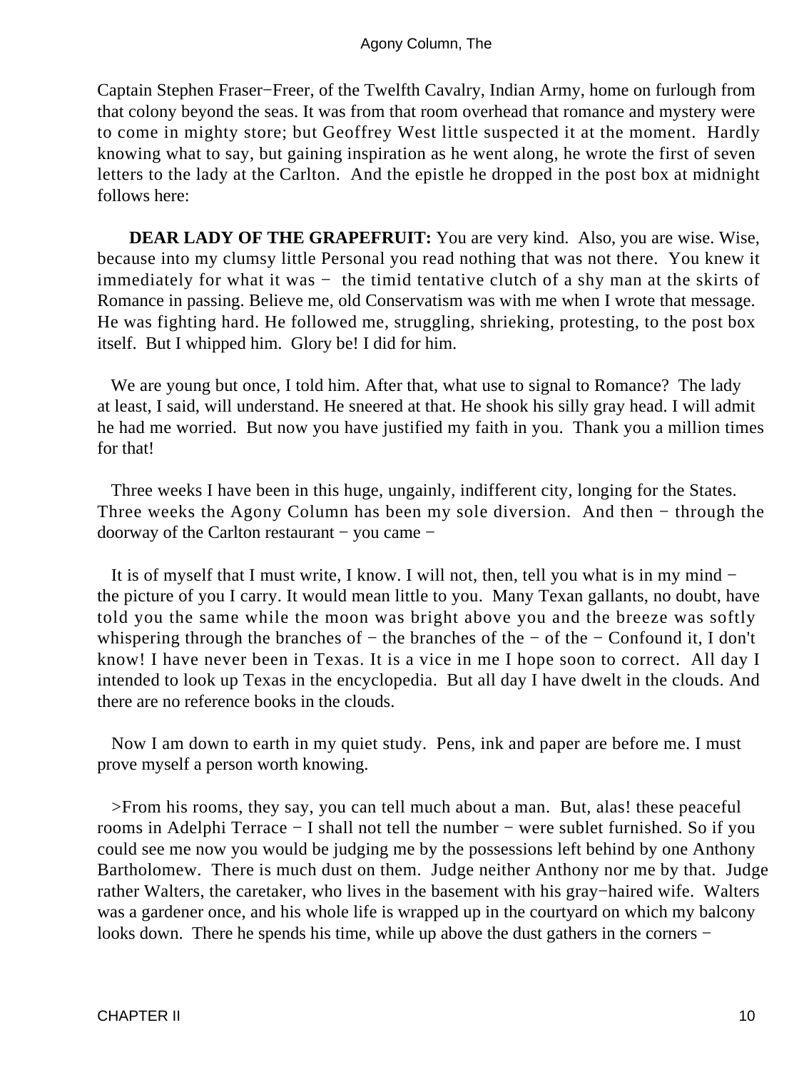Captain Stephen Fraser−Freer, of the Twelfth Cavalry, Indian Army, home on furlough from that colony beyond the seas. It was from that room overhead that romance and mystery were to come in mighty store; but Geoffrey West little suspected it at the moment. Hardly knowing what to say, but gaining inspiration as he went along, he wrote the first of seven letters to the lady at the Carlton. And the epistle he dropped in the post box at midnight follows here:

**DEAR LADY OF THE GRAPEFRUIT:** You are very kind. Also, you are wise. Wise, because into my clumsy little Personal you read nothing that was not there. You knew it immediately for what it was − the timid tentative clutch of a shy man at the skirts of Romance in passing. Believe me, old Conservatism was with me when I wrote that message. He was fighting hard. He followed me, struggling, shrieking, protesting, to the post box itself. But I whipped him. Glory be! I did for him.

We are young but once, I told him. After that, what use to signal to Romance? The lady at least, I said, will understand. He sneered at that. He shook his silly gray head. I will admit he had me worried. But now you have justified my faith in you. Thank you a million times for that!

Three weeks I have been in this huge, ungainly, indifferent city, longing for the States. Three weeks the Agony Column has been my sole diversion. And then − through the doorway of the Carlton restaurant − you came −

It is of myself that I must write, I know. I will not, then, tell you what is in my mind − the picture of you I carry. It would mean little to you. Many Texan gallants, no doubt, have told you the same while the moon was bright above you and the breeze was softly whispering through the branches of − the branches of the − of the − Confound it, I don't know! I have never been in Texas. It is a vice in me I hope soon to correct. All day I intended to look up Texas in the encyclopedia. But all day I have dwelt in the clouds. And there are no reference books in the clouds.

Now I am down to earth in my quiet study. Pens, ink and paper are before me. I must prove myself a person worth knowing.

>From his rooms, they say, you can tell much about a man. But, alas! these peaceful rooms in Adelphi Terrace − I shall not tell the number − were sublet furnished. So if you could see me now you would be judging me by the possessions left behind by one Anthony Bartholomew. There is much dust on them. Judge neither Anthony nor me by that. Judge rather Walters, the caretaker, who lives in the basement with his gray−haired wife. Walters was a gardener once, and his whole life is wrapped up in the courtyard on which my balcony looks down. There he spends his time, while up above the dust gathers in the corners −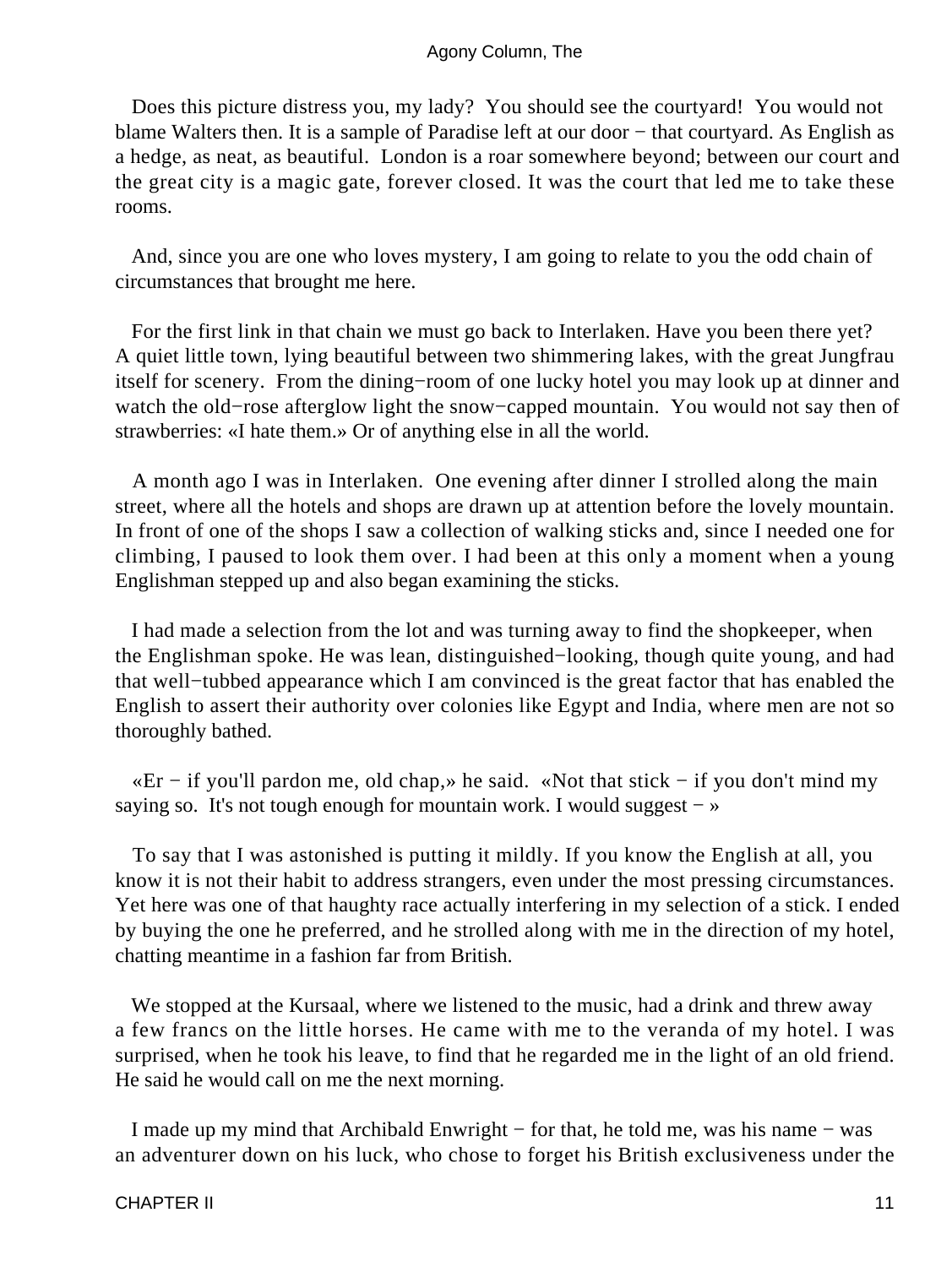Does this picture distress you, my lady? You should see the courtyard! You would not blame Walters then. It is a sample of Paradise left at our door − that courtyard. As English as a hedge, as neat, as beautiful. London is a roar somewhere beyond; between our court and the great city is a magic gate, forever closed. It was the court that led me to take these rooms.

And, since you are one who loves mystery, I am going to relate to you the odd chain of circumstances that brought me here.

For the first link in that chain we must go back to Interlaken. Have you been there yet? A quiet little town, lying beautiful between two shimmering lakes, with the great Jungfrau itself for scenery. From the dining−room of one lucky hotel you may look up at dinner and watch the old−rose afterglow light the snow−capped mountain. You would not say then of strawberries: «I hate them.» Or of anything else in all the world.

A month ago I was in Interlaken. One evening after dinner I strolled along the main street, where all the hotels and shops are drawn up at attention before the lovely mountain. In front of one of the shops I saw a collection of walking sticks and, since I needed one for climbing, I paused to look them over. I had been at this only a moment when a young Englishman stepped up and also began examining the sticks.

I had made a selection from the lot and was turning away to find the shopkeeper, when the Englishman spoke. He was lean, distinguished−looking, though quite young, and had that well−tubbed appearance which I am convinced is the great factor that has enabled the English to assert their authority over colonies like Egypt and India, where men are not so thoroughly bathed.

«Er − if you'll pardon me, old chap,» he said. «Not that stick − if you don't mind my saying so. It's not tough enough for mountain work. I would suggest − »

To say that I was astonished is putting it mildly. If you know the English at all, you know it is not their habit to address strangers, even under the most pressing circumstances. Yet here was one of that haughty race actually interfering in my selection of a stick. I ended by buying the one he preferred, and he strolled along with me in the direction of my hotel, chatting meantime in a fashion far from British.

We stopped at the Kursaal, where we listened to the music, had a drink and threw away a few francs on the little horses. He came with me to the veranda of my hotel. I was surprised, when he took his leave, to find that he regarded me in the light of an old friend. He said he would call on me the next morning.

I made up my mind that Archibald Enwright − for that, he told me, was his name − was an adventurer down on his luck, who chose to forget his British exclusiveness under the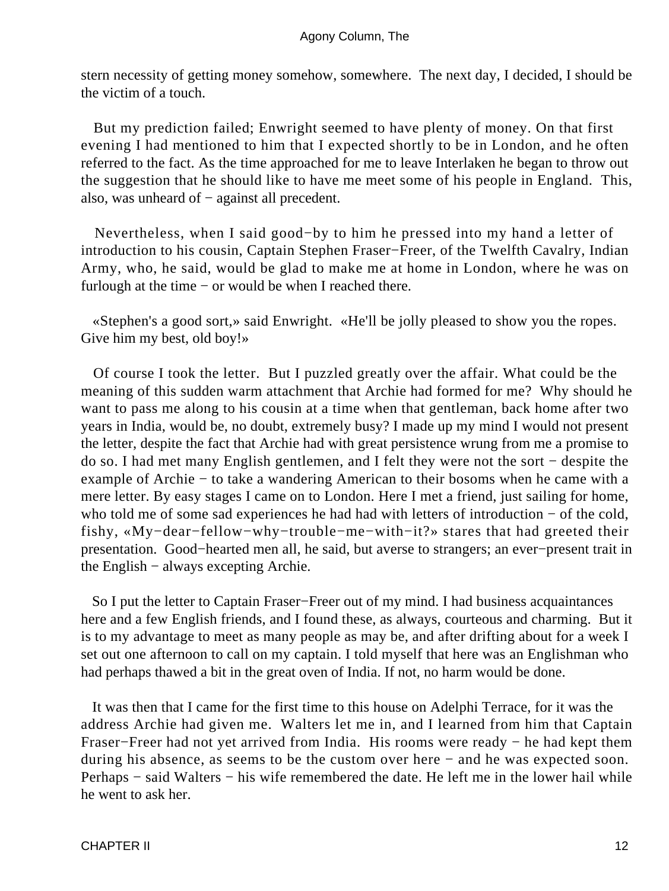stern necessity of getting money somehow, somewhere. The next day, I decided, I should be the victim of a touch.

But my prediction failed; Enwright seemed to have plenty of money. On that first evening I had mentioned to him that I expected shortly to be in London, and he often referred to the fact. As the time approached for me to leave Interlaken he began to throw out the suggestion that he should like to have me meet some of his people in England. This, also, was unheard of − against all precedent.

Nevertheless, when I said good−by to him he pressed into my hand a letter of introduction to his cousin, Captain Stephen Fraser−Freer, of the Twelfth Cavalry, Indian Army, who, he said, would be glad to make me at home in London, where he was on furlough at the time − or would be when I reached there.

«Stephen's a good sort,» said Enwright. «He'll be jolly pleased to show you the ropes. Give him my best, old boy!»

Of course I took the letter. But I puzzled greatly over the affair. What could be the meaning of this sudden warm attachment that Archie had formed for me? Why should he want to pass me along to his cousin at a time when that gentleman, back home after two years in India, would be, no doubt, extremely busy? I made up my mind I would not present the letter, despite the fact that Archie had with great persistence wrung from me a promise to do so. I had met many English gentlemen, and I felt they were not the sort − despite the example of Archie − to take a wandering American to their bosoms when he came with a mere letter. By easy stages I came on to London. Here I met a friend, just sailing for home, who told me of some sad experiences he had had with letters of introduction − of the cold, fishy, «My−dear−fellow−why−trouble−me−with−it?» stares that had greeted their presentation. Good−hearted men all, he said, but averse to strangers; an ever−present trait in the English − always excepting Archie.

So I put the letter to Captain Fraser−Freer out of my mind. I had business acquaintances here and a few English friends, and I found these, as always, courteous and charming. But it is to my advantage to meet as many people as may be, and after drifting about for a week I set out one afternoon to call on my captain. I told myself that here was an Englishman who had perhaps thawed a bit in the great oven of India. If not, no harm would be done.

It was then that I came for the first time to this house on Adelphi Terrace, for it was the address Archie had given me. Walters let me in, and I learned from him that Captain Fraser−Freer had not yet arrived from India. His rooms were ready − he had kept them during his absence, as seems to be the custom over here − and he was expected soon. Perhaps − said Walters − his wife remembered the date. He left me in the lower hail while he went to ask her.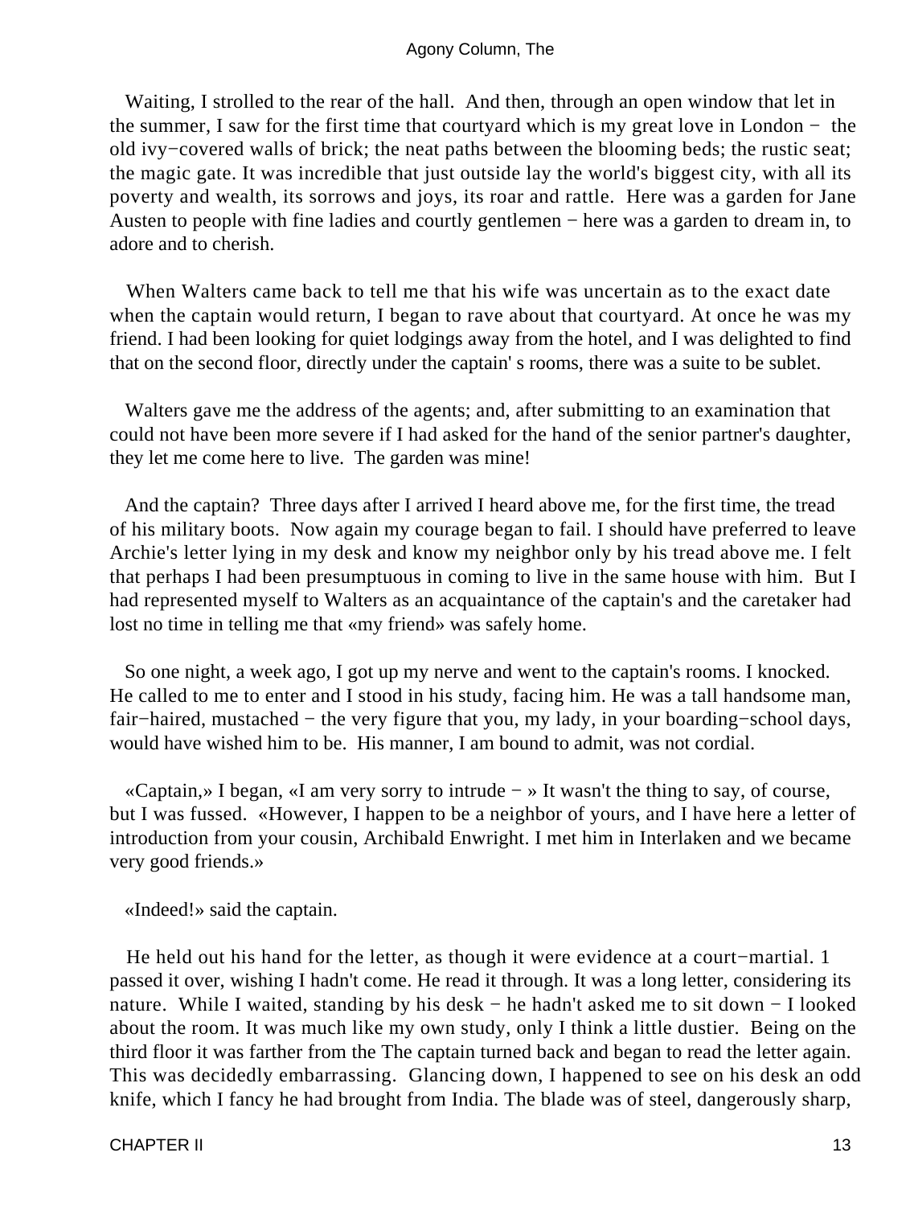Waiting, I strolled to the rear of the hall. And then, through an open window that let in the summer, I saw for the first time that courtyard which is my great love in London − the old ivy−covered walls of brick; the neat paths between the blooming beds; the rustic seat; the magic gate. It was incredible that just outside lay the world's biggest city, with all its poverty and wealth, its sorrows and joys, its roar and rattle. Here was a garden for Jane Austen to people with fine ladies and courtly gentlemen − here was a garden to dream in, to adore and to cherish.

When Walters came back to tell me that his wife was uncertain as to the exact date when the captain would return, I began to rave about that courtyard. At once he was my friend. I had been looking for quiet lodgings away from the hotel, and I was delighted to find that on the second floor, directly under the captain' s rooms, there was a suite to be sublet.

Walters gave me the address of the agents; and, after submitting to an examination that could not have been more severe if I had asked for the hand of the senior partner's daughter, they let me come here to live. The garden was mine!

And the captain? Three days after I arrived I heard above me, for the first time, the tread of his military boots. Now again my courage began to fail. I should have preferred to leave Archie's letter lying in my desk and know my neighbor only by his tread above me. I felt that perhaps I had been presumptuous in coming to live in the same house with him. But I had represented myself to Walters as an acquaintance of the captain's and the caretaker had lost no time in telling me that «my friend» was safely home.

So one night, a week ago, I got up my nerve and went to the captain's rooms. I knocked. He called to me to enter and I stood in his study, facing him. He was a tall handsome man, fair−haired, mustached − the very figure that you, my lady, in your boarding−school days, would have wished him to be. His manner, I am bound to admit, was not cordial.

«Captain,» I began, «I am very sorry to intrude − » It wasn't the thing to say, of course, but I was fussed. «However, I happen to be a neighbor of yours, and I have here a letter of introduction from your cousin, Archibald Enwright. I met him in Interlaken and we became very good friends.»

«Indeed!» said the captain.

He held out his hand for the letter, as though it were evidence at a court−martial. 1 passed it over, wishing I hadn't come. He read it through. It was a long letter, considering its nature. While I waited, standing by his desk − he hadn't asked me to sit down − I looked about the room. It was much like my own study, only I think a little dustier. Being on the third floor it was farther from the The captain turned back and began to read the letter again. This was decidedly embarrassing. Glancing down, I happened to see on his desk an odd knife, which I fancy he had brought from India. The blade was of steel, dangerously sharp,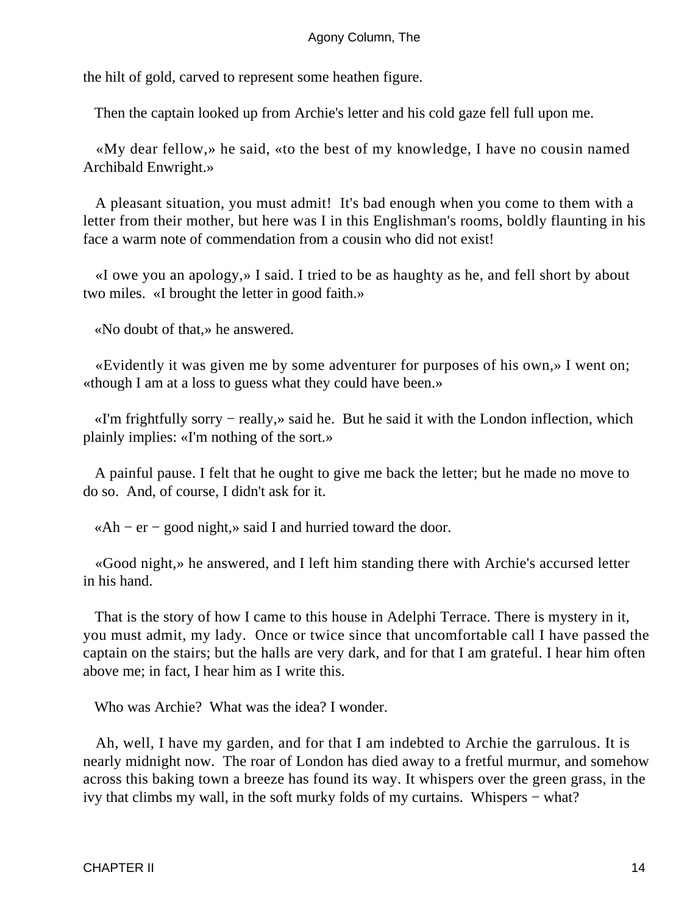the hilt of gold, carved to represent some heathen figure.

Then the captain looked up from Archie's letter and his cold gaze fell full upon me.

«My dear fellow,» he said, «to the best of my knowledge, I have no cousin named Archibald Enwright.»

A pleasant situation, you must admit! It's bad enough when you come to them with a letter from their mother, but here was I in this Englishman's rooms, boldly flaunting in his face a warm note of commendation from a cousin who did not exist!

«I owe you an apology,» I said. I tried to be as haughty as he, and fell short by about two miles. «I brought the letter in good faith.»

«No doubt of that,» he answered.

«Evidently it was given me by some adventurer for purposes of his own,» I went on; «though I am at a loss to guess what they could have been.»

«I'm frightfully sorry − really,» said he. But he said it with the London inflection, which plainly implies: «I'm nothing of the sort.»

A painful pause. I felt that he ought to give me back the letter; but he made no move to do so. And, of course, I didn't ask for it.

«Ah − er − good night,» said I and hurried toward the door.

«Good night,» he answered, and I left him standing there with Archie's accursed letter in his hand.

That is the story of how I came to this house in Adelphi Terrace. There is mystery in it, you must admit, my lady. Once or twice since that uncomfortable call I have passed the captain on the stairs; but the halls are very dark, and for that I am grateful. I hear him often above me; in fact, I hear him as I write this.

Who was Archie? What was the idea? I wonder.

Ah, well, I have my garden, and for that I am indebted to Archie the garrulous. It is nearly midnight now. The roar of London has died away to a fretful murmur, and somehow across this baking town a breeze has found its way. It whispers over the green grass, in the ivy that climbs my wall, in the soft murky folds of my curtains. Whispers − what?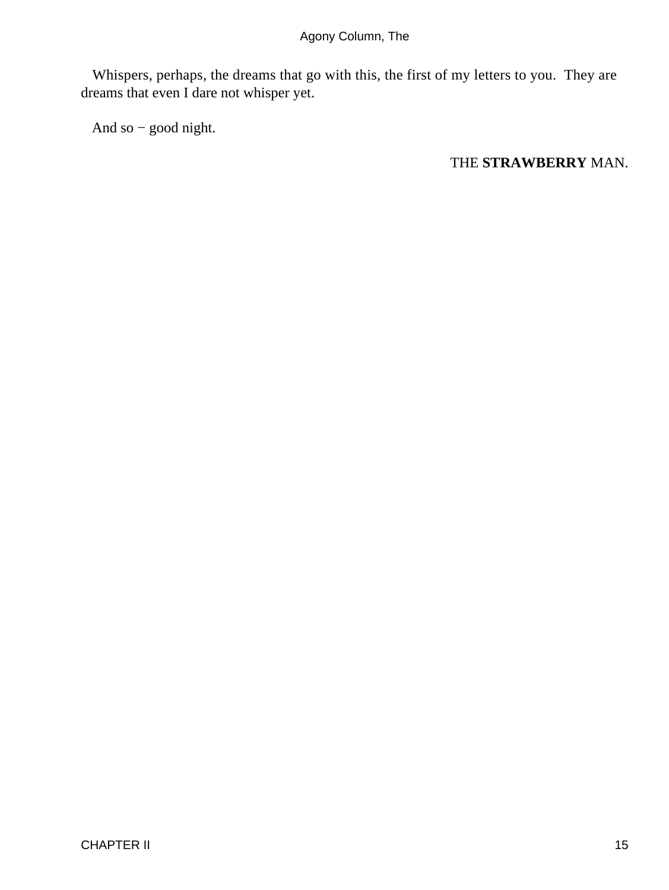Whispers, perhaps, the dreams that go with this, the first of my letters to you. They are dreams that even I dare not whisper yet.

And so − good night.

THE **STRAWBERRY** MAN.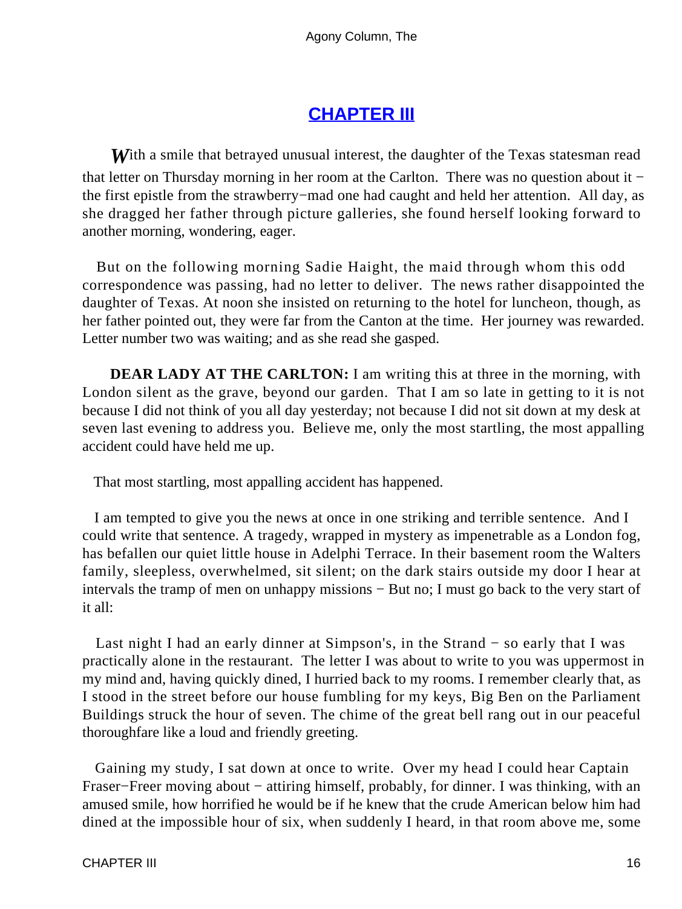## CHAPTER III

*W*ith a smile that betrayed unusual interest, the daughter of the Texas statesman read that letter on Thursday morning in her room at the Carlton. There was no question about it − the first epistle from the strawberry−mad one had caught and held her attention. All day, as she dragged her father through picture galleries, she found herself looking forward to another morning, wondering, eager.

But on the following morning Sadie Haight, the maid through whom this odd correspondence was passing, had no letter to deliver. The news rather disappointed the daughter of Texas. At noon she insisted on returning to the hotel for luncheon, though, as her father pointed out, they were far from the Canton at the time. Her journey was rewarded. Letter number two was waiting; and as she read she gasped.

**DEAR LADY AT THE CARLTON:** I am writing this at three in the morning, with London silent as the grave, beyond our garden. That I am so late in getting to it is not because I did not think of you all day yesterday; not because I did not sit down at my desk at seven last evening to address you. Believe me, only the most startling, the most appalling accident could have held me up.

That most startling, most appalling accident has happened.

I am tempted to give you the news at once in one striking and terrible sentence. And I could write that sentence. A tragedy, wrapped in mystery as impenetrable as a London fog, has befallen our quiet little house in Adelphi Terrace. In their basement room the Walters family, sleepless, overwhelmed, sit silent; on the dark stairs outside my door I hear at intervals the tramp of men on unhappy missions − But no; I must go back to the very start of it all:

Last night I had an early dinner at Simpson's, in the Strand − so early that I was practically alone in the restaurant. The letter I was about to write to you was uppermost in my mind and, having quickly dined, I hurried back to my rooms. I remember clearly that, as I stood in the street before our house fumbling for my keys, Big Ben on the Parliament Buildings struck the hour of seven. The chime of the great bell rang out in our peaceful thoroughfare like a loud and friendly greeting.

Gaining my study, I sat down at once to write. Over my head I could hear Captain Fraser−Freer moving about − attiring himself, probably, for dinner. I was thinking, with an amused smile, how horrified he would be if he knew that the crude American below him had dined at the impossible hour of six, when suddenly I heard, in that room above me, some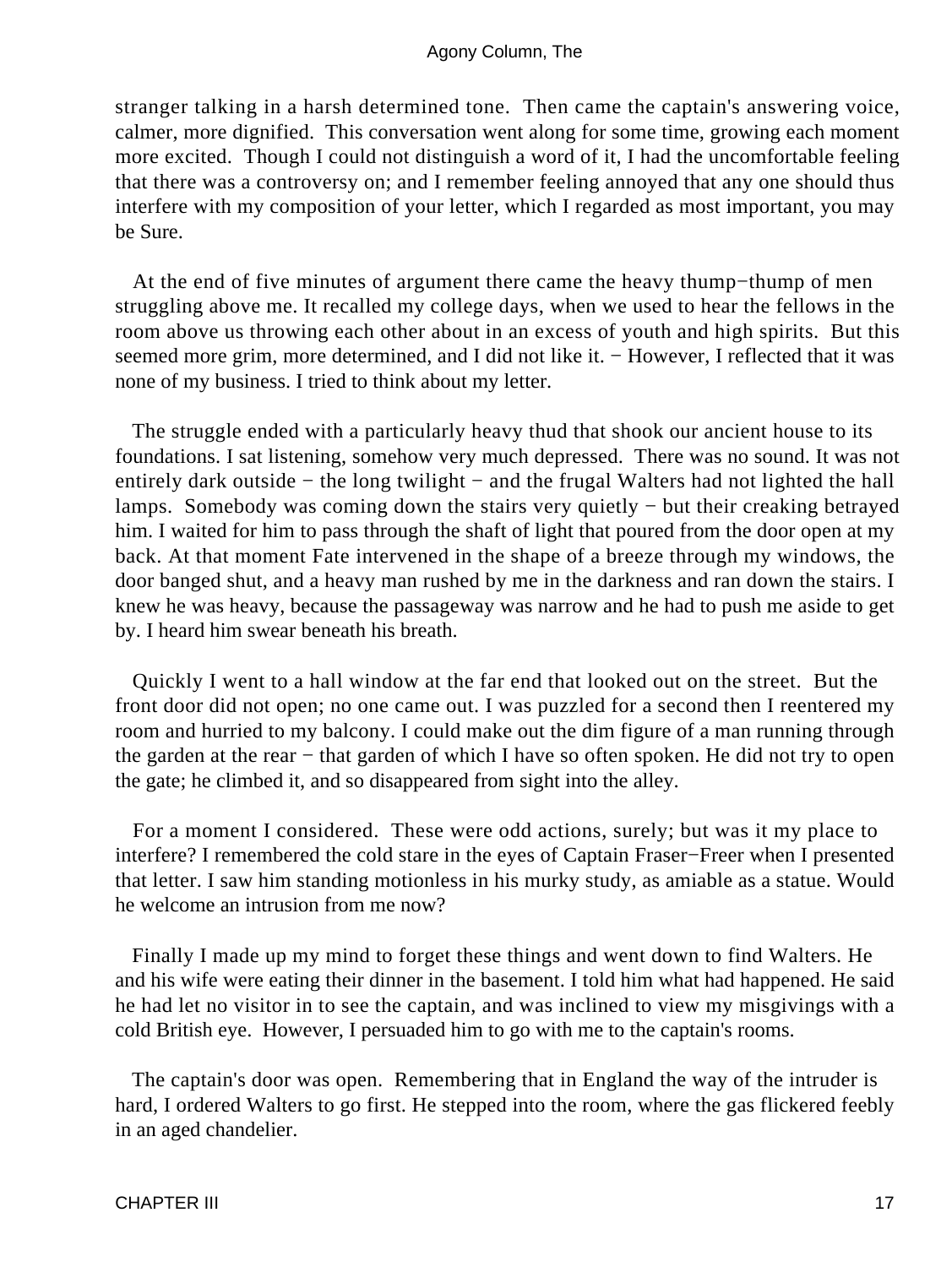stranger talking in a harsh determined tone. Then came the captain's answering voice, calmer, more dignified. This conversation went along for some time, growing each moment more excited. Though I could not distinguish a word of it, I had the uncomfortable feeling that there was a controversy on; and I remember feeling annoyed that any one should thus interfere with my composition of your letter, which I regarded as most important, you may be Sure.

At the end of five minutes of argument there came the heavy thump−thump of men struggling above me. It recalled my college days, when we used to hear the fellows in the room above us throwing each other about in an excess of youth and high spirits. But this seemed more grim, more determined, and I did not like it. − However, I reflected that it was none of my business. I tried to think about my letter.

The struggle ended with a particularly heavy thud that shook our ancient house to its foundations. I sat listening, somehow very much depressed. There was no sound. It was not entirely dark outside − the long twilight − and the frugal Walters had not lighted the hall lamps. Somebody was coming down the stairs very quietly − but their creaking betrayed him. I waited for him to pass through the shaft of light that poured from the door open at my back. At that moment Fate intervened in the shape of a breeze through my windows, the door banged shut, and a heavy man rushed by me in the darkness and ran down the stairs. I knew he was heavy, because the passageway was narrow and he had to push me aside to get by. I heard him swear beneath his breath.

Quickly I went to a hall window at the far end that looked out on the street. But the front door did not open; no one came out. I was puzzled for a second then I reentered my room and hurried to my balcony. I could make out the dim figure of a man running through the garden at the rear − that garden of which I have so often spoken. He did not try to open the gate; he climbed it, and so disappeared from sight into the alley.

For a moment I considered. These were odd actions, surely; but was it my place to interfere? I remembered the cold stare in the eyes of Captain Fraser−Freer when I presented that letter. I saw him standing motionless in his murky study, as amiable as a statue. Would he welcome an intrusion from me now?

Finally I made up my mind to forget these things and went down to find Walters. He and his wife were eating their dinner in the basement. I told him what had happened. He said he had let no visitor in to see the captain, and was inclined to view my misgivings with a cold British eye. However, I persuaded him to go with me to the captain's rooms.

The captain's door was open. Remembering that in England the way of the intruder is hard, I ordered Walters to go first. He stepped into the room, where the gas flickered feebly in an aged chandelier.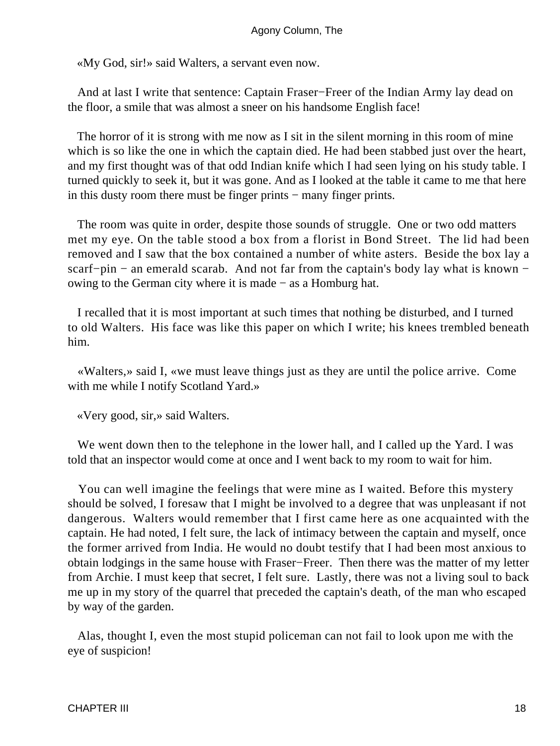«My God, sir!» said Walters, a servant even now.

And at last I write that sentence: Captain Fraser−Freer of the Indian Army lay dead on the floor, a smile that was almost a sneer on his handsome English face!

The horror of it is strong with me now as I sit in the silent morning in this room of mine which is so like the one in which the captain died. He had been stabbed just over the heart, and my first thought was of that odd Indian knife which I had seen lying on his study table. I turned quickly to seek it, but it was gone. And as I looked at the table it came to me that here in this dusty room there must be finger prints − many finger prints.

The room was quite in order, despite those sounds of struggle. One or two odd matters met my eye. On the table stood a box from a florist in Bond Street. The lid had been removed and I saw that the box contained a number of white asters. Beside the box lay a scarf−pin − an emerald scarab. And not far from the captain's body lay what is known − owing to the German city where it is made − as a Homburg hat.

I recalled that it is most important at such times that nothing be disturbed, and I turned to old Walters. His face was like this paper on which I write; his knees trembled beneath him.

«Walters,» said I, «we must leave things just as they are until the police arrive. Come with me while I notify Scotland Yard.»

«Very good, sir,» said Walters.

We went down then to the telephone in the lower hall, and I called up the Yard. I was told that an inspector would come at once and I went back to my room to wait for him.

You can well imagine the feelings that were mine as I waited. Before this mystery should be solved, I foresaw that I might be involved to a degree that was unpleasant if not dangerous. Walters would remember that I first came here as one acquainted with the captain. He had noted, I felt sure, the lack of intimacy between the captain and myself, once the former arrived from India. He would no doubt testify that I had been most anxious to obtain lodgings in the same house with Fraser−Freer. Then there was the matter of my letter from Archie. I must keep that secret, I felt sure. Lastly, there was not a living soul to back me up in my story of the quarrel that preceded the captain's death, of the man who escaped by way of the garden.

Alas, thought I, even the most stupid policeman can not fail to look upon me with the eye of suspicion!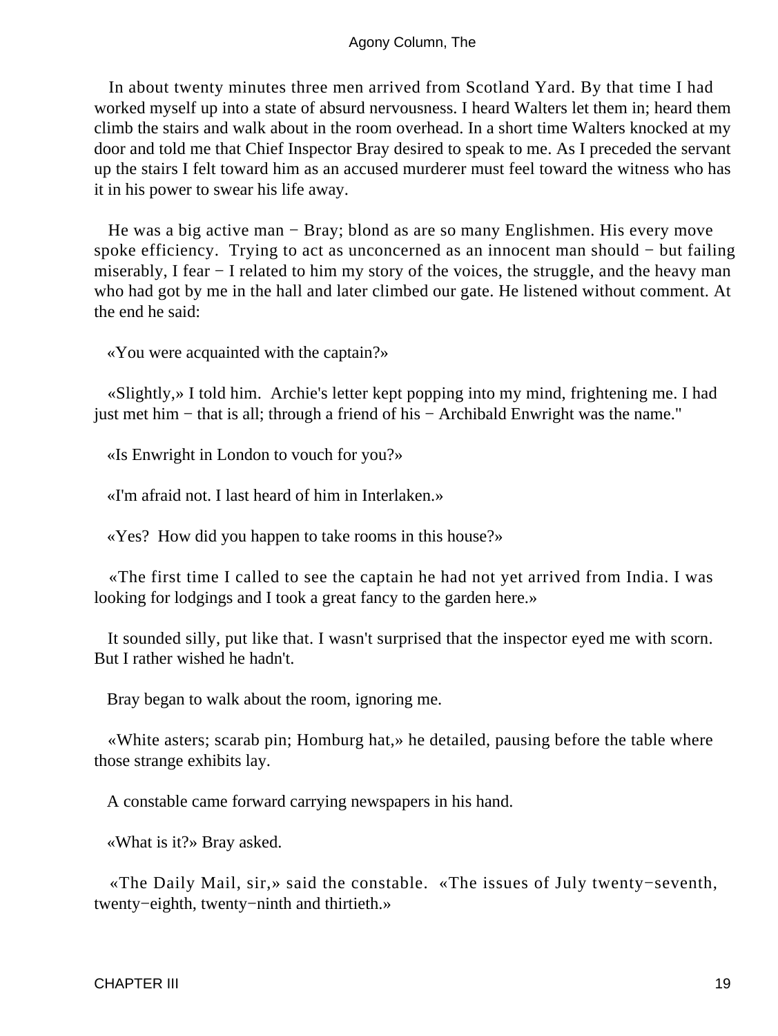In about twenty minutes three men arrived from Scotland Yard. By that time I had worked myself up into a state of absurd nervousness. I heard Walters let them in; heard them climb the stairs and walk about in the room overhead. In a short time Walters knocked at my door and told me that Chief Inspector Bray desired to speak to me. As I preceded the servant up the stairs I felt toward him as an accused murderer must feel toward the witness who has it in his power to swear his life away.

He was a big active man − Bray; blond as are so many Englishmen. His every move spoke efficiency. Trying to act as unconcerned as an innocent man should − but failing miserably, I fear − I related to him my story of the voices, the struggle, and the heavy man who had got by me in the hall and later climbed our gate. He listened without comment. At the end he said:

«You were acquainted with the captain?»

«Slightly,» I told him. Archie's letter kept popping into my mind, frightening me. I had just met him − that is all; through a friend of his − Archibald Enwright was the name."

«Is Enwright in London to vouch for you?»

«I'm afraid not. I last heard of him in Interlaken.»

«Yes? How did you happen to take rooms in this house?»

«The first time I called to see the captain he had not yet arrived from India. I was looking for lodgings and I took a great fancy to the garden here.»

It sounded silly, put like that. I wasn't surprised that the inspector eyed me with scorn. But I rather wished he hadn't.

Bray began to walk about the room, ignoring me.

«White asters; scarab pin; Homburg hat,» he detailed, pausing before the table where those strange exhibits lay.

A constable came forward carrying newspapers in his hand.

«What is it?» Bray asked.

«The Daily Mail, sir,» said the constable. «The issues of July twenty−seventh, twenty−eighth, twenty−ninth and thirtieth.»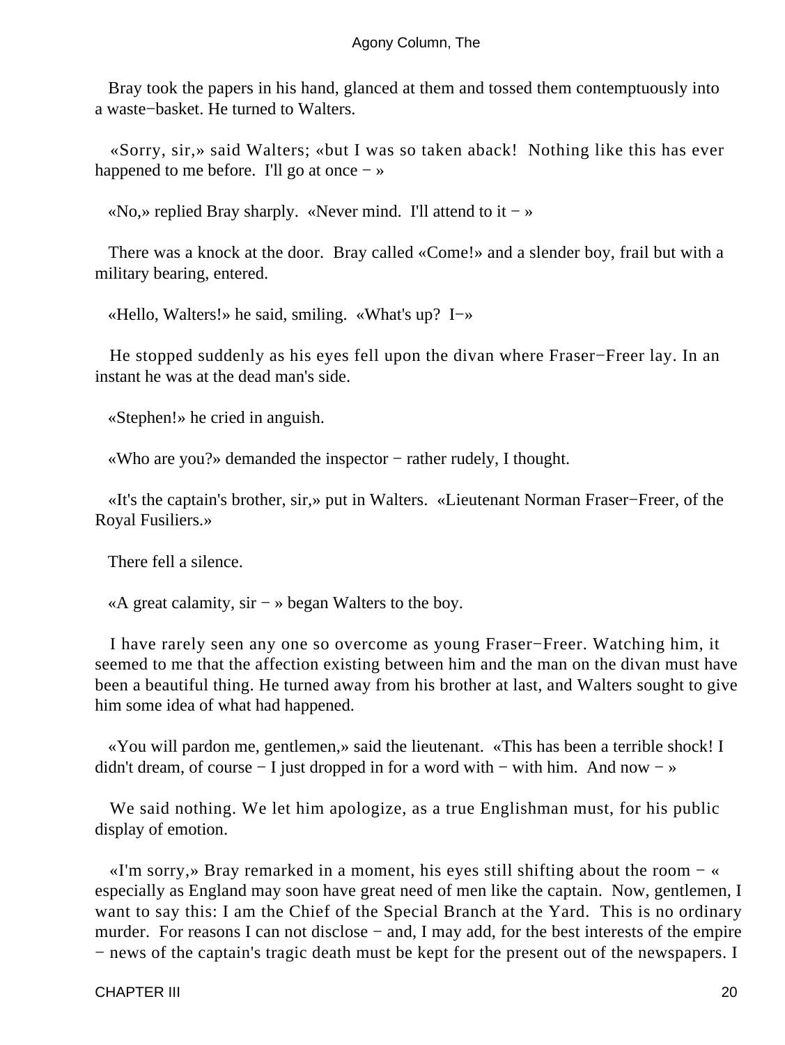Bray took the papers in his hand, glanced at them and tossed them contemptuously into a waste−basket. He turned to Walters.

«Sorry, sir,» said Walters; «but I was so taken aback! Nothing like this has ever happened to me before. I'll go at once − »

«No,» replied Bray sharply. «Never mind. I'll attend to it − »

There was a knock at the door. Bray called «Come!» and a slender boy, frail but with a military bearing, entered.

«Hello, Walters!» he said, smiling. «What's up? I−»

He stopped suddenly as his eyes fell upon the divan where Fraser−Freer lay. In an instant he was at the dead man's side.

«Stephen!» he cried in anguish.

«Who are you?» demanded the inspector − rather rudely, I thought.

«It's the captain's brother, sir,» put in Walters. «Lieutenant Norman Fraser−Freer, of the Royal Fusiliers.»

There fell a silence.

«A great calamity, sir − » began Walters to the boy.

I have rarely seen any one so overcome as young Fraser−Freer. Watching him, it seemed to me that the affection existing between him and the man on the divan must have been a beautiful thing. He turned away from his brother at last, and Walters sought to give him some idea of what had happened.

«You will pardon me, gentlemen,» said the lieutenant. «This has been a terrible shock! I didn't dream, of course − I just dropped in for a word with − with him. And now − »

We said nothing. We let him apologize, as a true Englishman must, for his public display of emotion.

«I'm sorry,» Bray remarked in a moment, his eyes still shifting about the room − « especially as England may soon have great need of men like the captain. Now, gentlemen, I want to say this: I am the Chief of the Special Branch at the Yard. This is no ordinary murder. For reasons I can not disclose − and, I may add, for the best interests of the empire − news of the captain's tragic death must be kept for the present out of the newspapers. I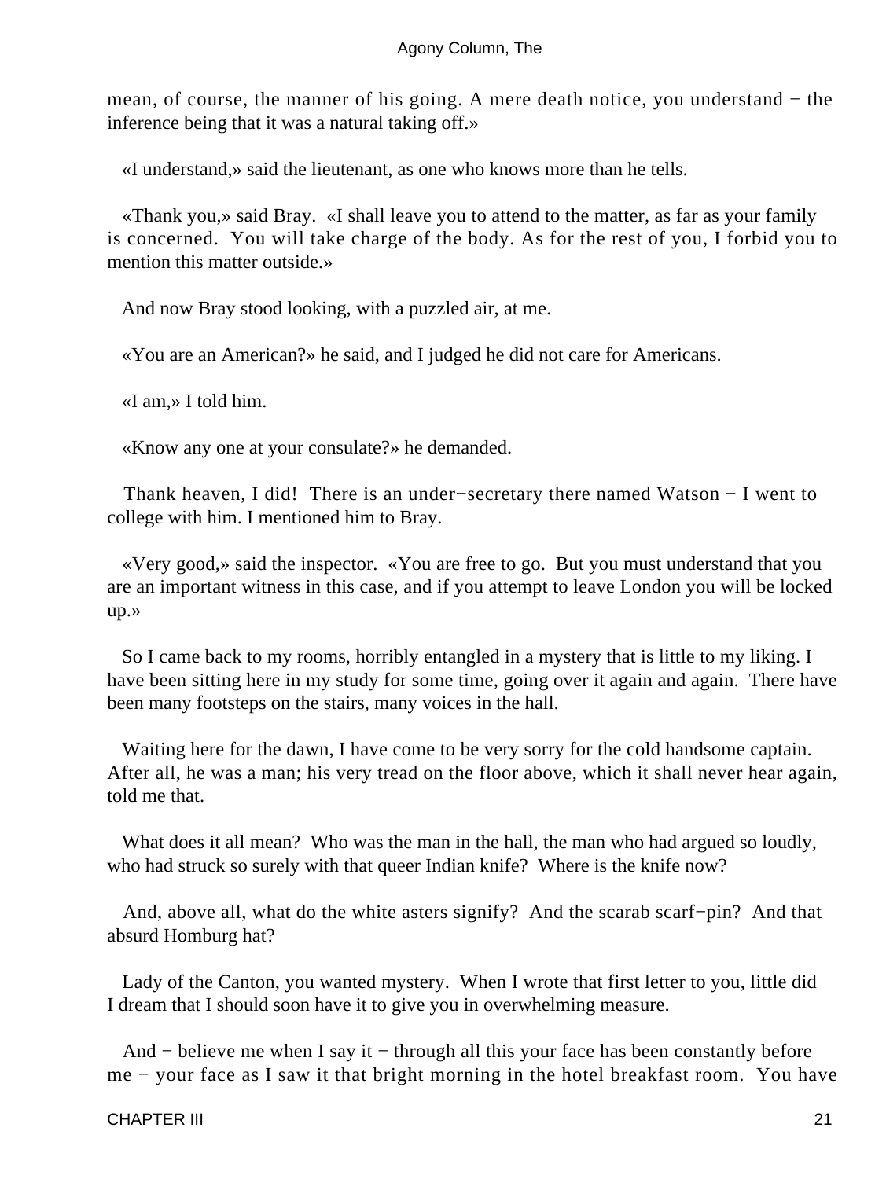mean, of course, the manner of his going. A mere death notice, you understand − the inference being that it was a natural taking off.»

«I understand,» said the lieutenant, as one who knows more than he tells.

«Thank you,» said Bray. «I shall leave you to attend to the matter, as far as your family is concerned. You will take charge of the body. As for the rest of you, I forbid you to mention this matter outside.»

And now Bray stood looking, with a puzzled air, at me.

«You are an American?» he said, and I judged he did not care for Americans.

«I am,» I told him.

«Know any one at your consulate?» he demanded.

Thank heaven, I did! There is an under−secretary there named Watson − I went to college with him. I mentioned him to Bray.

«Very good,» said the inspector. «You are free to go. But you must understand that you are an important witness in this case, and if you attempt to leave London you will be locked up.»

So I came back to my rooms, horribly entangled in a mystery that is little to my liking. I have been sitting here in my study for some time, going over it again and again. There have been many footsteps on the stairs, many voices in the hall.

Waiting here for the dawn, I have come to be very sorry for the cold handsome captain. After all, he was a man; his very tread on the floor above, which it shall never hear again, told me that.

What does it all mean? Who was the man in the hall, the man who had argued so loudly, who had struck so surely with that queer Indian knife? Where is the knife now?

And, above all, what do the white asters signify? And the scarab scarf−pin? And that absurd Homburg hat?

Lady of the Canton, you wanted mystery. When I wrote that first letter to you, little did I dream that I should soon have it to give you in overwhelming measure.

And − believe me when I say it − through all this your face has been constantly before me − your face as I saw it that bright morning in the hotel breakfast room. You have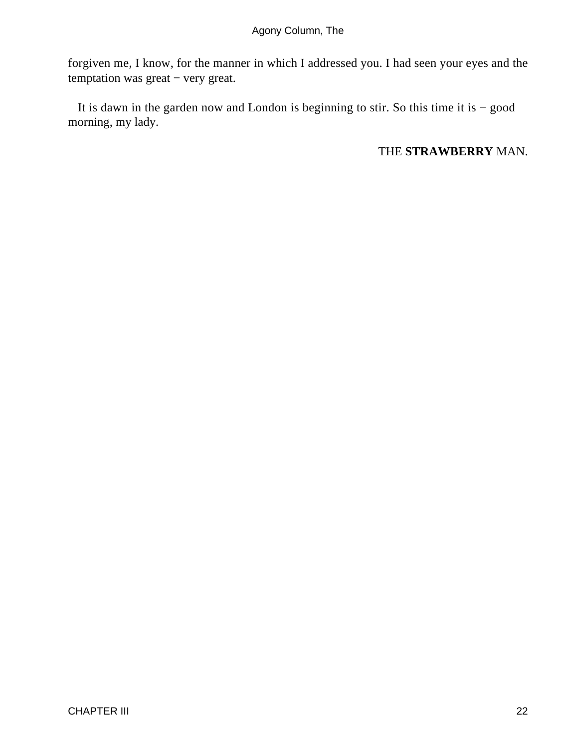forgiven me, I know, for the manner in which I addressed you. I had seen your eyes and the temptation was great − very great.

It is dawn in the garden now and London is beginning to stir. So this time it is − good morning, my lady.

THE **STRAWBERRY** MAN.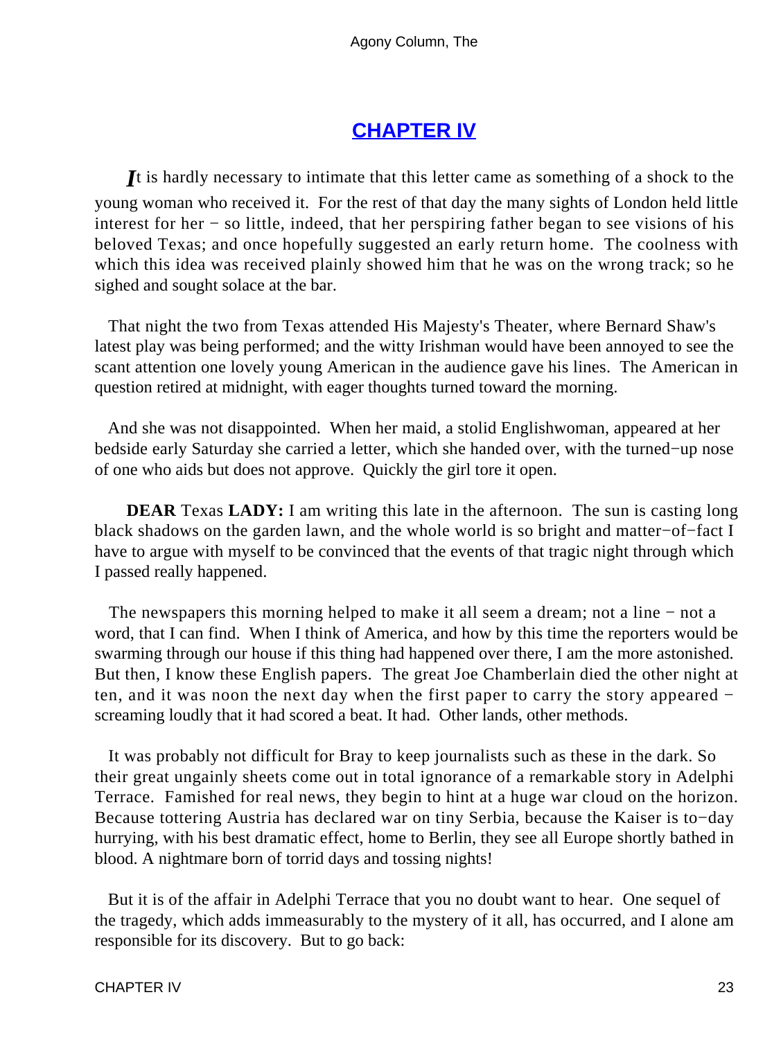## CHAPTER IV

*I*t is hardly necessary to intimate that this letter came as something of a shock to the young woman who received it. For the rest of that day the many sights of London held little interest for her − so little, indeed, that her perspiring father began to see visions of his beloved Texas; and once hopefully suggested an early return home. The coolness with which this idea was received plainly showed him that he was on the wrong track; so he sighed and sought solace at the bar.

That night the two from Texas attended His Majesty's Theater, where Bernard Shaw's latest play was being performed; and the witty Irishman would have been annoyed to see the scant attention one lovely young American in the audience gave his lines. The American in question retired at midnight, with eager thoughts turned toward the morning.

And she was not disappointed. When her maid, a stolid Englishwoman, appeared at her bedside early Saturday she carried a letter, which she handed over, with the turned−up nose of one who aids but does not approve. Quickly the girl tore it open.

**DEAR** Texas **LADY:** I am writing this late in the afternoon. The sun is casting long black shadows on the garden lawn, and the whole world is so bright and matter−of−fact I have to argue with myself to be convinced that the events of that tragic night through which I passed really happened.

The newspapers this morning helped to make it all seem a dream; not a line − not a word, that I can find. When I think of America, and how by this time the reporters would be swarming through our house if this thing had happened over there, I am the more astonished. But then, I know these English papers. The great Joe Chamberlain died the other night at ten, and it was noon the next day when the first paper to carry the story appeared − screaming loudly that it had scored a beat. It had. Other lands, other methods.

It was probably not difficult for Bray to keep journalists such as these in the dark. So their great ungainly sheets come out in total ignorance of a remarkable story in Adelphi Terrace. Famished for real news, they begin to hint at a huge war cloud on the horizon. Because tottering Austria has declared war on tiny Serbia, because the Kaiser is to−day hurrying, with his best dramatic effect, home to Berlin, they see all Europe shortly bathed in blood. A nightmare born of torrid days and tossing nights!

But it is of the affair in Adelphi Terrace that you no doubt want to hear. One sequel of the tragedy, which adds immeasurably to the mystery of it all, has occurred, and I alone am responsible for its discovery. But to go back: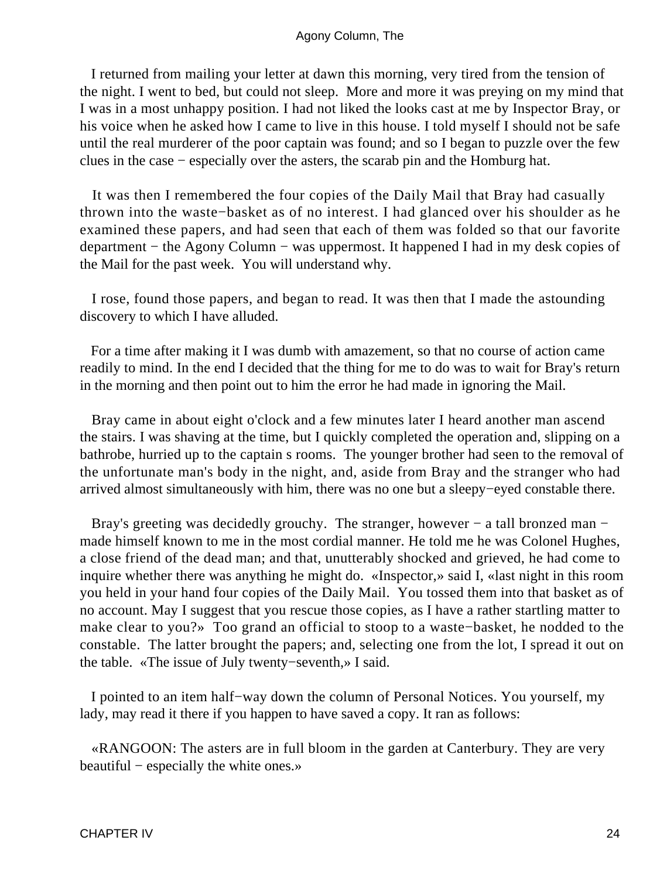I returned from mailing your letter at dawn this morning, very tired from the tension of the night. I went to bed, but could not sleep. More and more it was preying on my mind that I was in a most unhappy position. I had not liked the looks cast at me by Inspector Bray, or his voice when he asked how I came to live in this house. I told myself I should not be safe until the real murderer of the poor captain was found; and so I began to puzzle over the few clues in the case − especially over the asters, the scarab pin and the Homburg hat.

It was then I remembered the four copies of the Daily Mail that Bray had casually thrown into the waste−basket as of no interest. I had glanced over his shoulder as he examined these papers, and had seen that each of them was folded so that our favorite department − the Agony Column − was uppermost. It happened I had in my desk copies of the Mail for the past week. You will understand why.

I rose, found those papers, and began to read. It was then that I made the astounding discovery to which I have alluded.

For a time after making it I was dumb with amazement, so that no course of action came readily to mind. In the end I decided that the thing for me to do was to wait for Bray's return in the morning and then point out to him the error he had made in ignoring the Mail.

Bray came in about eight o'clock and a few minutes later I heard another man ascend the stairs. I was shaving at the time, but I quickly completed the operation and, slipping on a bathrobe, hurried up to the captain s rooms. The younger brother had seen to the removal of the unfortunate man's body in the night, and, aside from Bray and the stranger who had arrived almost simultaneously with him, there was no one but a sleepy−eyed constable there.

Bray's greeting was decidedly grouchy. The stranger, however − a tall bronzed man − made himself known to me in the most cordial manner. He told me he was Colonel Hughes, a close friend of the dead man; and that, unutterably shocked and grieved, he had come to inquire whether there was anything he might do. «Inspector,» said I, «last night in this room you held in your hand four copies of the Daily Mail. You tossed them into that basket as of no account. May I suggest that you rescue those copies, as I have a rather startling matter to make clear to you?» Too grand an official to stoop to a waste−basket, he nodded to the constable. The latter brought the papers; and, selecting one from the lot, I spread it out on the table. «The issue of July twenty−seventh,» I said.

I pointed to an item half−way down the column of Personal Notices. You yourself, my lady, may read it there if you happen to have saved a copy. It ran as follows:

«RANGOON: The asters are in full bloom in the garden at Canterbury. They are very beautiful − especially the white ones.»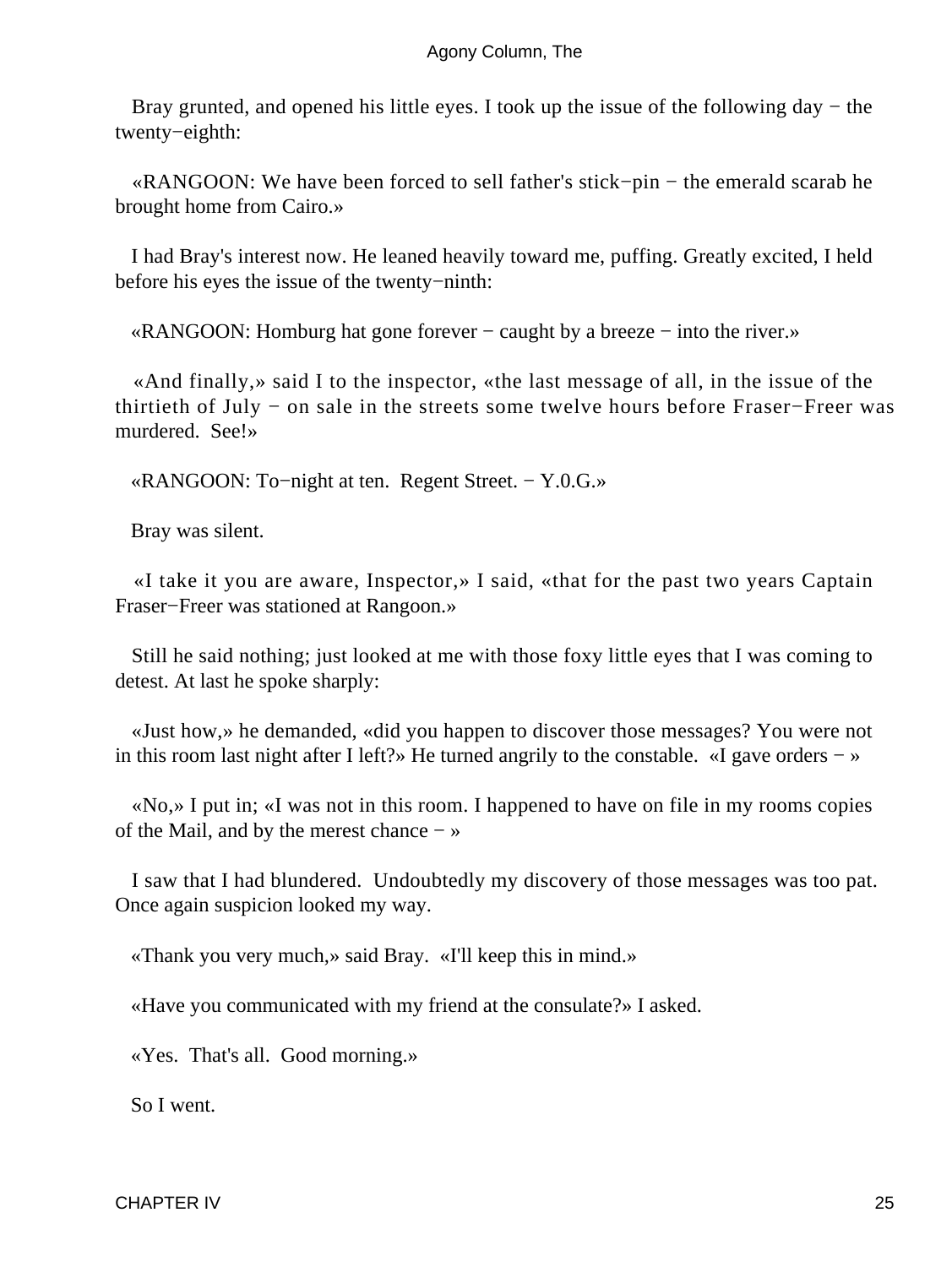Bray grunted, and opened his little eyes. I took up the issue of the following day − the twenty−eighth:

«RANGOON: We have been forced to sell father's stick−pin − the emerald scarab he brought home from Cairo.»

I had Bray's interest now. He leaned heavily toward me, puffing. Greatly excited, I held before his eyes the issue of the twenty−ninth:

«RANGOON: Homburg hat gone forever − caught by a breeze − into the river.»

«And finally,» said I to the inspector, «the last message of all, in the issue of the thirtieth of July − on sale in the streets some twelve hours before Fraser−Freer was murdered. See!»

«RANGOON: To−night at ten. Regent Street. − Y.0.G.»

Bray was silent.

«I take it you are aware, Inspector,» I said, «that for the past two years Captain Fraser−Freer was stationed at Rangoon.»

Still he said nothing; just looked at me with those foxy little eyes that I was coming to detest. At last he spoke sharply:

«Just how,» he demanded, «did you happen to discover those messages? You were not in this room last night after I left?» He turned angrily to the constable. «I gave orders − »

«No,» I put in; «I was not in this room. I happened to have on file in my rooms copies of the Mail, and by the merest chance − »

I saw that I had blundered. Undoubtedly my discovery of those messages was too pat. Once again suspicion looked my way.

«Thank you very much,» said Bray. «I'll keep this in mind.»

«Have you communicated with my friend at the consulate?» I asked.

«Yes. That's all. Good morning.»

So I went.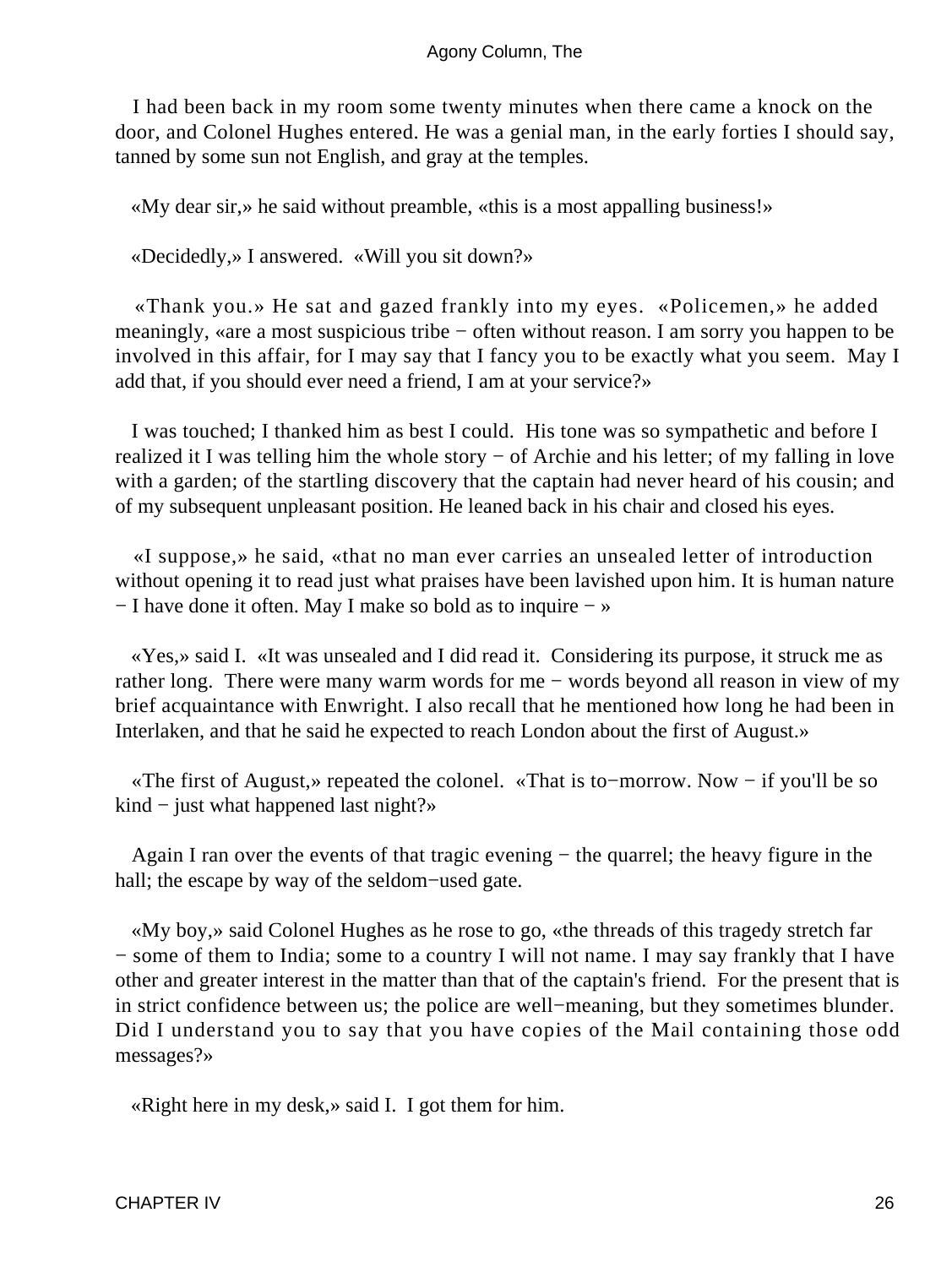I had been back in my room some twenty minutes when there came a knock on the door, and Colonel Hughes entered. He was a genial man, in the early forties I should say, tanned by some sun not English, and gray at the temples.

«My dear sir,» he said without preamble, «this is a most appalling business!»

«Decidedly,» I answered. «Will you sit down?»

«Thank you.» He sat and gazed frankly into my eyes. «Policemen,» he added meaningly, «are a most suspicious tribe − often without reason. I am sorry you happen to be involved in this affair, for I may say that I fancy you to be exactly what you seem. May I add that, if you should ever need a friend, I am at your service?»

I was touched; I thanked him as best I could. His tone was so sympathetic and before I realized it I was telling him the whole story − of Archie and his letter; of my falling in love with a garden; of the startling discovery that the captain had never heard of his cousin; and of my subsequent unpleasant position. He leaned back in his chair and closed his eyes.

«I suppose,» he said, «that no man ever carries an unsealed letter of introduction without opening it to read just what praises have been lavished upon him. It is human nature − I have done it often. May I make so bold as to inquire − »

«Yes,» said I. «It was unsealed and I did read it. Considering its purpose, it struck me as rather long. There were many warm words for me − words beyond all reason in view of my brief acquaintance with Enwright. I also recall that he mentioned how long he had been in Interlaken, and that he said he expected to reach London about the first of August.»

«The first of August,» repeated the colonel. «That is to−morrow. Now − if you'll be so kind − just what happened last night?»

Again I ran over the events of that tragic evening − the quarrel; the heavy figure in the hall; the escape by way of the seldom−used gate.

«My boy,» said Colonel Hughes as he rose to go, «the threads of this tragedy stretch far − some of them to India; some to a country I will not name. I may say frankly that I have other and greater interest in the matter than that of the captain's friend. For the present that is in strict confidence between us; the police are well−meaning, but they sometimes blunder. Did I understand you to say that you have copies of the Mail containing those odd messages?»

«Right here in my desk,» said I. I got them for him.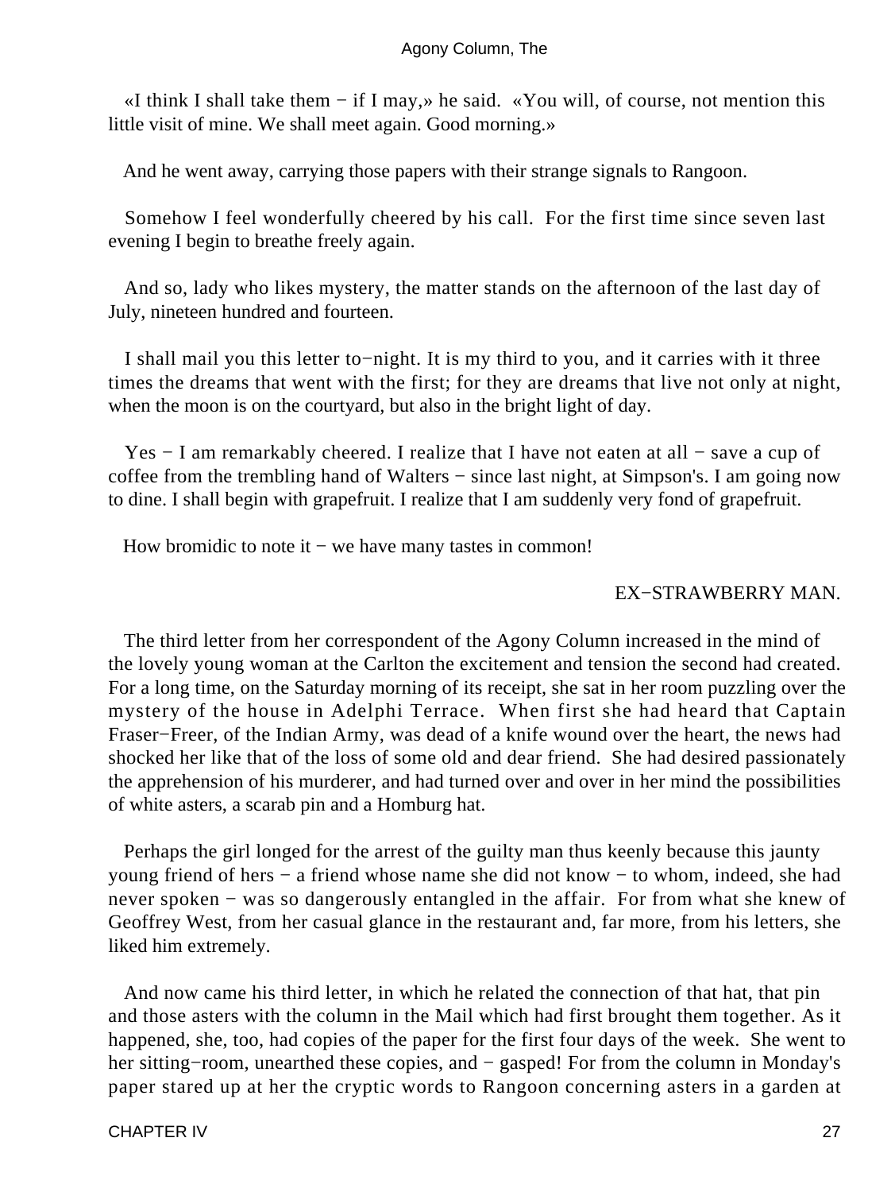«I think I shall take them − if I may,» he said. «You will, of course, not mention this little visit of mine. We shall meet again. Good morning.»

And he went away, carrying those papers with their strange signals to Rangoon.

Somehow I feel wonderfully cheered by his call. For the first time since seven last evening I begin to breathe freely again.

And so, lady who likes mystery, the matter stands on the afternoon of the last day of July, nineteen hundred and fourteen.

I shall mail you this letter to−night. It is my third to you, and it carries with it three times the dreams that went with the first; for they are dreams that live not only at night, when the moon is on the courtyard, but also in the bright light of day.

Yes − I am remarkably cheered. I realize that I have not eaten at all − save a cup of coffee from the trembling hand of Walters − since last night, at Simpson's. I am going now to dine. I shall begin with grapefruit. I realize that I am suddenly very fond of grapefruit.

How bromidic to note it − we have many tastes in common!

EX−STRAWBERRY MAN.

The third letter from her correspondent of the Agony Column increased in the mind of the lovely young woman at the Carlton the excitement and tension the second had created. For a long time, on the Saturday morning of its receipt, she sat in her room puzzling over the mystery of the house in Adelphi Terrace. When first she had heard that Captain Fraser−Freer, of the Indian Army, was dead of a knife wound over the heart, the news had shocked her like that of the loss of some old and dear friend. She had desired passionately the apprehension of his murderer, and had turned over and over in her mind the possibilities of white asters, a scarab pin and a Homburg hat.

Perhaps the girl longed for the arrest of the guilty man thus keenly because this jaunty young friend of hers − a friend whose name she did not know − to whom, indeed, she had never spoken − was so dangerously entangled in the affair. For from what she knew of Geoffrey West, from her casual glance in the restaurant and, far more, from his letters, she liked him extremely.

And now came his third letter, in which he related the connection of that hat, that pin and those asters with the column in the Mail which had first brought them together. As it happened, she, too, had copies of the paper for the first four days of the week. She went to her sitting−room, unearthed these copies, and − gasped! For from the column in Monday's paper stared up at her the cryptic words to Rangoon concerning asters in a garden at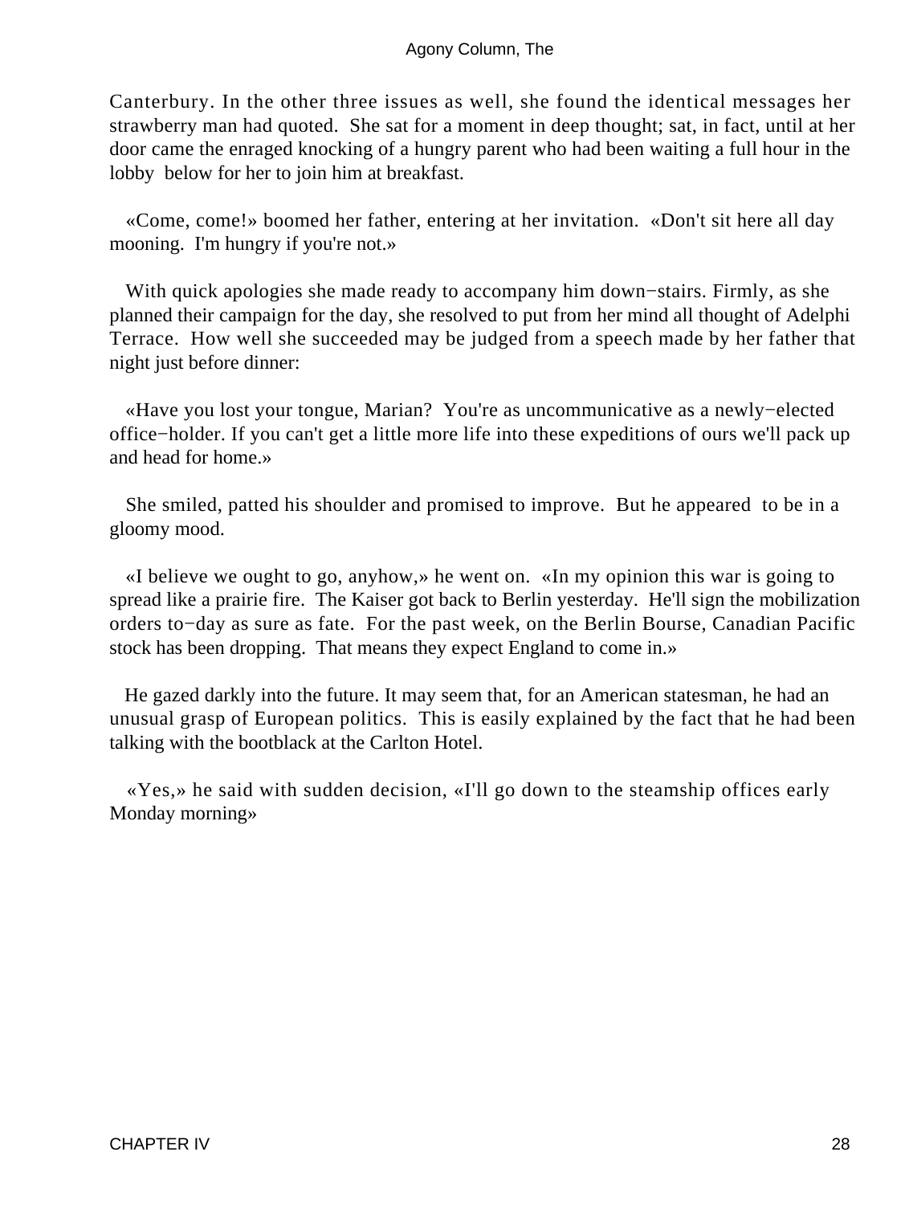Canterbury. In the other three issues as well, she found the identical messages her strawberry man had quoted. She sat for a moment in deep thought; sat, in fact, until at her door came the enraged knocking of a hungry parent who had been waiting a full hour in the lobby below for her to join him at breakfast.

«Come, come!» boomed her father, entering at her invitation. «Don't sit here all day mooning. I'm hungry if you're not.»

With quick apologies she made ready to accompany him down−stairs. Firmly, as she planned their campaign for the day, she resolved to put from her mind all thought of Adelphi Terrace. How well she succeeded may be judged from a speech made by her father that night just before dinner:

«Have you lost your tongue, Marian? You're as uncommunicative as a newly−elected office−holder. If you can't get a little more life into these expeditions of ours we'll pack up and head for home.»

She smiled, patted his shoulder and promised to improve. But he appeared to be in a gloomy mood.

«I believe we ought to go, anyhow,» he went on. «In my opinion this war is going to spread like a prairie fire. The Kaiser got back to Berlin yesterday. He'll sign the mobilization orders to−day as sure as fate. For the past week, on the Berlin Bourse, Canadian Pacific stock has been dropping. That means they expect England to come in.»

He gazed darkly into the future. It may seem that, for an American statesman, he had an unusual grasp of European politics. This is easily explained by the fact that he had been talking with the bootblack at the Carlton Hotel.

«Yes,» he said with sudden decision, «I'll go down to the steamship offices early Monday morning»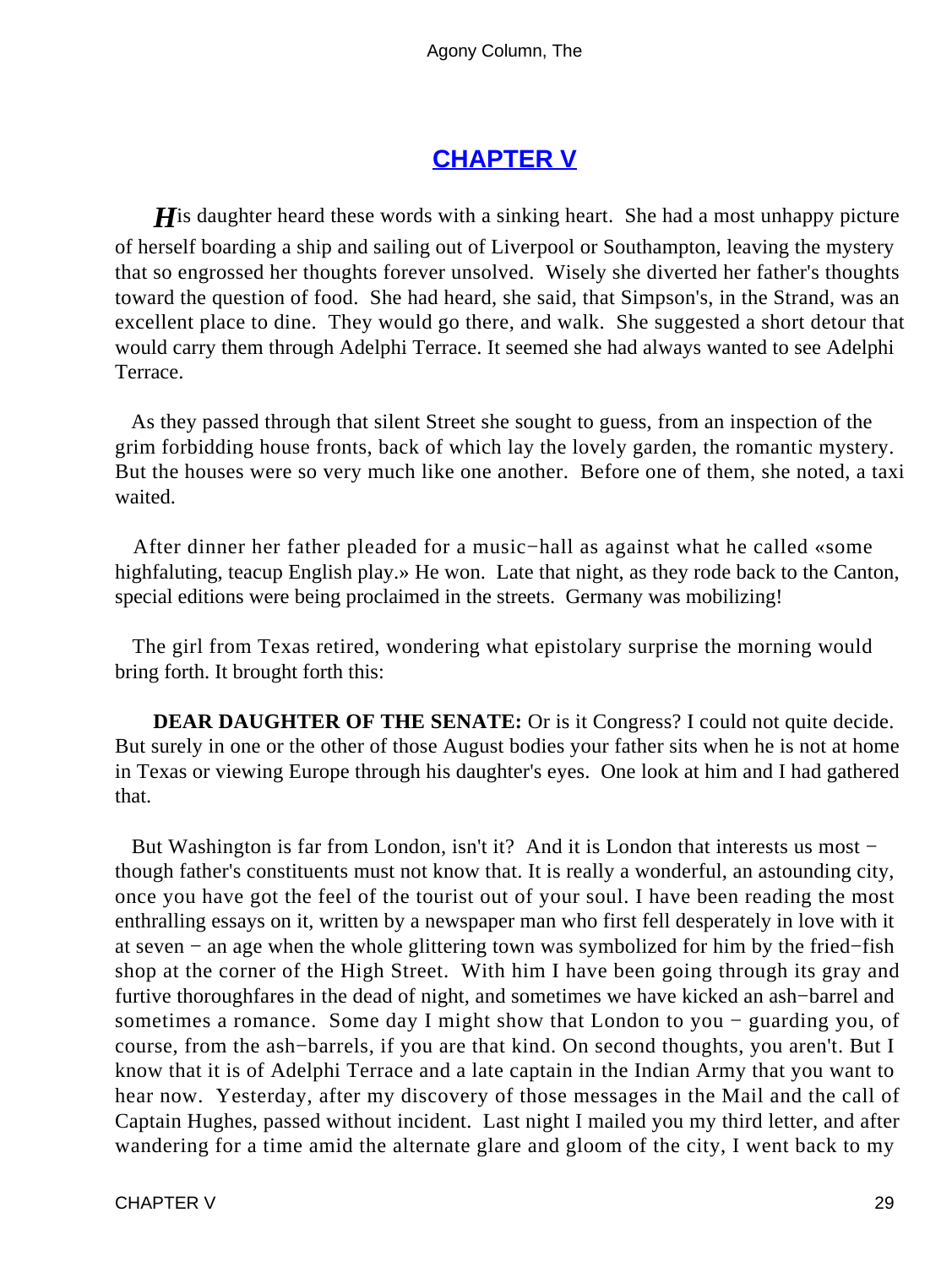## CHAPTER V

*H*is daughter heard these words with a sinking heart. She had a most unhappy picture of herself boarding a ship and sailing out of Liverpool or Southampton, leaving the mystery that so engrossed her thoughts forever unsolved. Wisely she diverted her father's thoughts toward the question of food. She had heard, she said, that Simpson's, in the Strand, was an excellent place to dine. They would go there, and walk. She suggested a short detour that would carry them through Adelphi Terrace. It seemed she had always wanted to see Adelphi Terrace.

As they passed through that silent Street she sought to guess, from an inspection of the grim forbidding house fronts, back of which lay the lovely garden, the romantic mystery. But the houses were so very much like one another. Before one of them, she noted, a taxi waited.

After dinner her father pleaded for a music−hall as against what he called «some highfaluting, teacup English play.» He won. Late that night, as they rode back to the Canton, special editions were being proclaimed in the streets. Germany was mobilizing!

The girl from Texas retired, wondering what epistolary surprise the morning would bring forth. It brought forth this:

**DEAR DAUGHTER OF THE SENATE:** Or is it Congress? I could not quite decide. But surely in one or the other of those August bodies your father sits when he is not at home in Texas or viewing Europe through his daughter's eyes. One look at him and I had gathered that.

But Washington is far from London, isn't it? And it is London that interests us most − though father's constituents must not know that. It is really a wonderful, an astounding city, once you have got the feel of the tourist out of your soul. I have been reading the most enthralling essays on it, written by a newspaper man who first fell desperately in love with it at seven − an age when the whole glittering town was symbolized for him by the fried−fish shop at the corner of the High Street. With him I have been going through its gray and furtive thoroughfares in the dead of night, and sometimes we have kicked an ash−barrel and sometimes a romance. Some day I might show that London to you − guarding you, of course, from the ash−barrels, if you are that kind. On second thoughts, you aren't. But I know that it is of Adelphi Terrace and a late captain in the Indian Army that you want to hear now. Yesterday, after my discovery of those messages in the Mail and the call of Captain Hughes, passed without incident. Last night I mailed you my third letter, and after wandering for a time amid the alternate glare and gloom of the city, I went back to my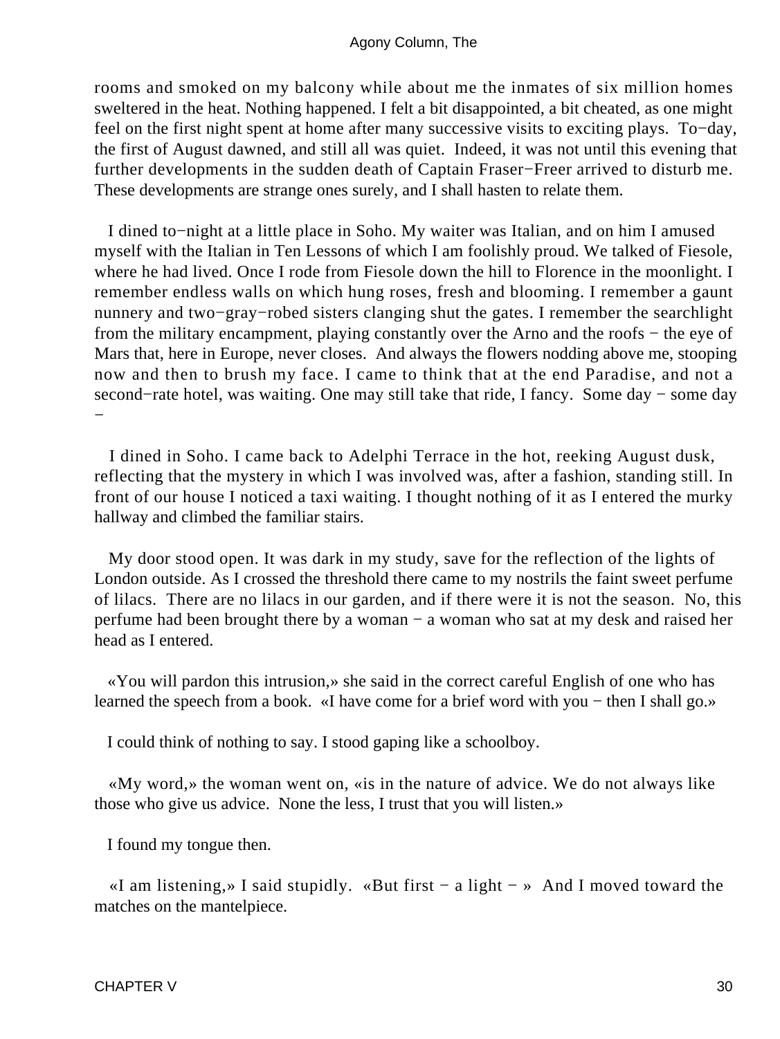rooms and smoked on my balcony while about me the inmates of six million homes sweltered in the heat. Nothing happened. I felt a bit disappointed, a bit cheated, as one might feel on the first night spent at home after many successive visits to exciting plays. To−day, the first of August dawned, and still all was quiet. Indeed, it was not until this evening that further developments in the sudden death of Captain Fraser−Freer arrived to disturb me. These developments are strange ones surely, and I shall hasten to relate them.

I dined to−night at a little place in Soho. My waiter was Italian, and on him I amused myself with the Italian in Ten Lessons of which I am foolishly proud. We talked of Fiesole, where he had lived. Once I rode from Fiesole down the hill to Florence in the moonlight. I remember endless walls on which hung roses, fresh and blooming. I remember a gaunt nunnery and two−gray−robed sisters clanging shut the gates. I remember the searchlight from the military encampment, playing constantly over the Arno and the roofs − the eye of Mars that, here in Europe, never closes. And always the flowers nodding above me, stooping now and then to brush my face. I came to think that at the end Paradise, and not a second−rate hotel, was waiting. One may still take that ride, I fancy. Some day − some day −

I dined in Soho. I came back to Adelphi Terrace in the hot, reeking August dusk, reflecting that the mystery in which I was involved was, after a fashion, standing still. In front of our house I noticed a taxi waiting. I thought nothing of it as I entered the murky hallway and climbed the familiar stairs.

My door stood open. It was dark in my study, save for the reflection of the lights of London outside. As I crossed the threshold there came to my nostrils the faint sweet perfume of lilacs. There are no lilacs in our garden, and if there were it is not the season. No, this perfume had been brought there by a woman − a woman who sat at my desk and raised her head as I entered.

«You will pardon this intrusion,» she said in the correct careful English of one who has learned the speech from a book. «I have come for a brief word with you − then I shall go.»

I could think of nothing to say. I stood gaping like a schoolboy.

«My word,» the woman went on, «is in the nature of advice. We do not always like those who give us advice. None the less, I trust that you will listen.»

I found my tongue then.

«I am listening,» I said stupidly. «But first − a light − » And I moved toward the matches on the mantelpiece.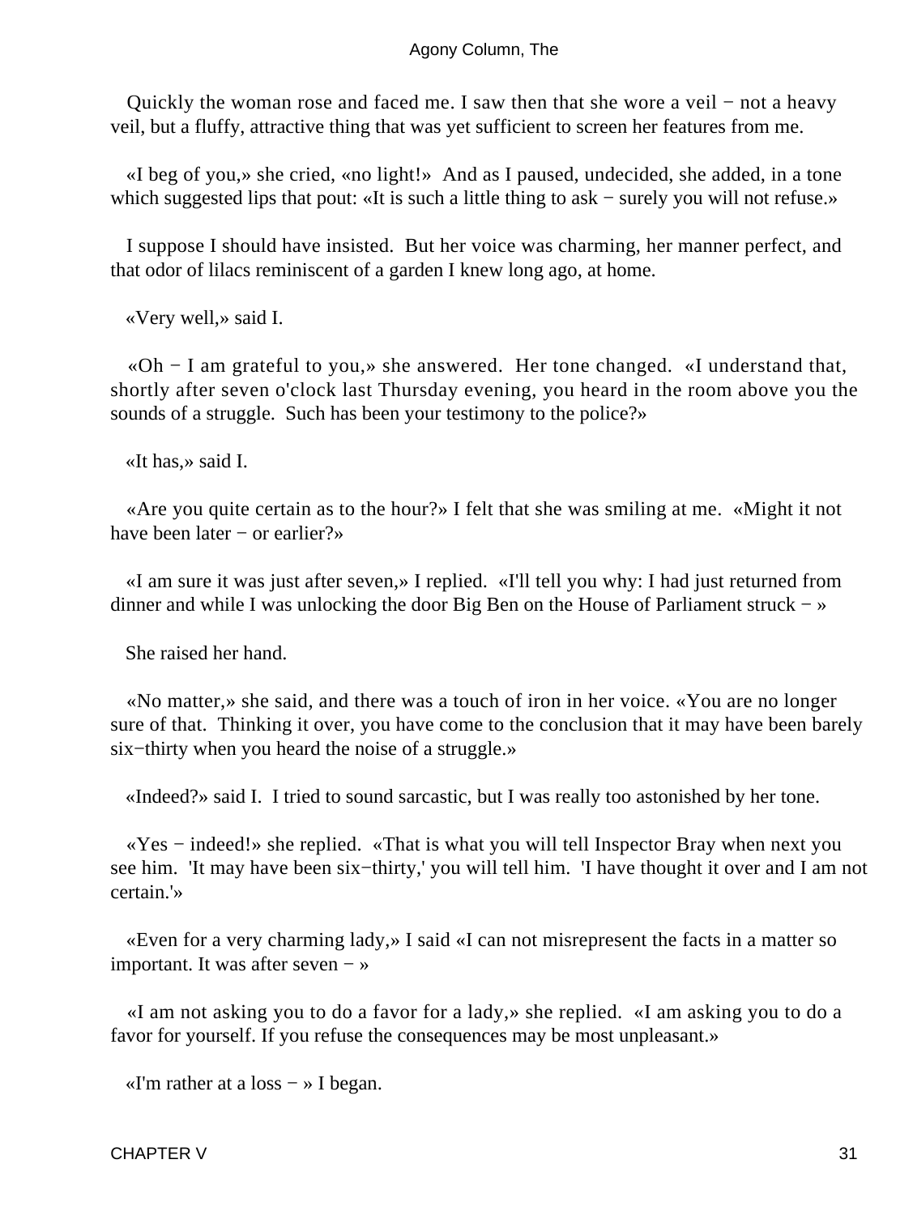Quickly the woman rose and faced me. I saw then that she wore a veil − not a heavy veil, but a fluffy, attractive thing that was yet sufficient to screen her features from me.

«I beg of you,» she cried, «no light!» And as I paused, undecided, she added, in a tone which suggested lips that pout: «It is such a little thing to ask − surely you will not refuse.»

I suppose I should have insisted. But her voice was charming, her manner perfect, and that odor of lilacs reminiscent of a garden I knew long ago, at home.

«Very well,» said I.

«Oh − I am grateful to you,» she answered. Her tone changed. «I understand that, shortly after seven o'clock last Thursday evening, you heard in the room above you the sounds of a struggle. Such has been your testimony to the police?»

«It has,» said I.

«Are you quite certain as to the hour?» I felt that she was smiling at me. «Might it not have been later − or earlier?»

«I am sure it was just after seven,» I replied. «I'll tell you why: I had just returned from dinner and while I was unlocking the door Big Ben on the House of Parliament struck − »

She raised her hand.

«No matter,» she said, and there was a touch of iron in her voice. «You are no longer sure of that. Thinking it over, you have come to the conclusion that it may have been barely six−thirty when you heard the noise of a struggle.»

«Indeed?» said I. I tried to sound sarcastic, but I was really too astonished by her tone.

«Yes − indeed!» she replied. «That is what you will tell Inspector Bray when next you see him. 'It may have been six−thirty,' you will tell him. 'I have thought it over and I am not certain.'»

«Even for a very charming lady,» I said «I can not misrepresent the facts in a matter so important. It was after seven − »

«I am not asking you to do a favor for a lady,» she replied. «I am asking you to do a favor for yourself. If you refuse the consequences may be most unpleasant.»

«I'm rather at a loss − » I began.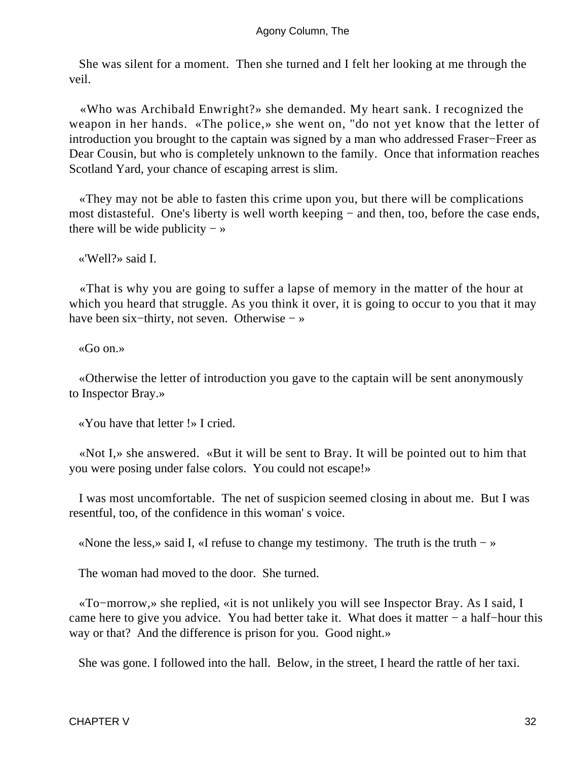She was silent for a moment. Then she turned and I felt her looking at me through the veil.

«Who was Archibald Enwright?» she demanded. My heart sank. I recognized the weapon in her hands. «The police,» she went on, "do not yet know that the letter of introduction you brought to the captain was signed by a man who addressed Fraser−Freer as Dear Cousin, but who is completely unknown to the family. Once that information reaches Scotland Yard, your chance of escaping arrest is slim.

«They may not be able to fasten this crime upon you, but there will be complications most distasteful. One's liberty is well worth keeping − and then, too, before the case ends, there will be wide publicity − »

«'Well?» said I.

«That is why you are going to suffer a lapse of memory in the matter of the hour at which you heard that struggle. As you think it over, it is going to occur to you that it may have been six−thirty, not seven. Otherwise − »

«Go on.»

«Otherwise the letter of introduction you gave to the captain will be sent anonymously to Inspector Bray.»

«You have that letter !» I cried.

«Not I,» she answered. «But it will be sent to Bray. It will be pointed out to him that you were posing under false colors. You could not escape!»

I was most uncomfortable. The net of suspicion seemed closing in about me. But I was resentful, too, of the confidence in this woman' s voice.

«None the less,» said I, «I refuse to change my testimony. The truth is the truth − »

The woman had moved to the door. She turned.

«To−morrow,» she replied, «it is not unlikely you will see Inspector Bray. As I said, I came here to give you advice. You had better take it. What does it matter − a half−hour this way or that? And the difference is prison for you. Good night.»

She was gone. I followed into the hall. Below, in the street, I heard the rattle of her taxi.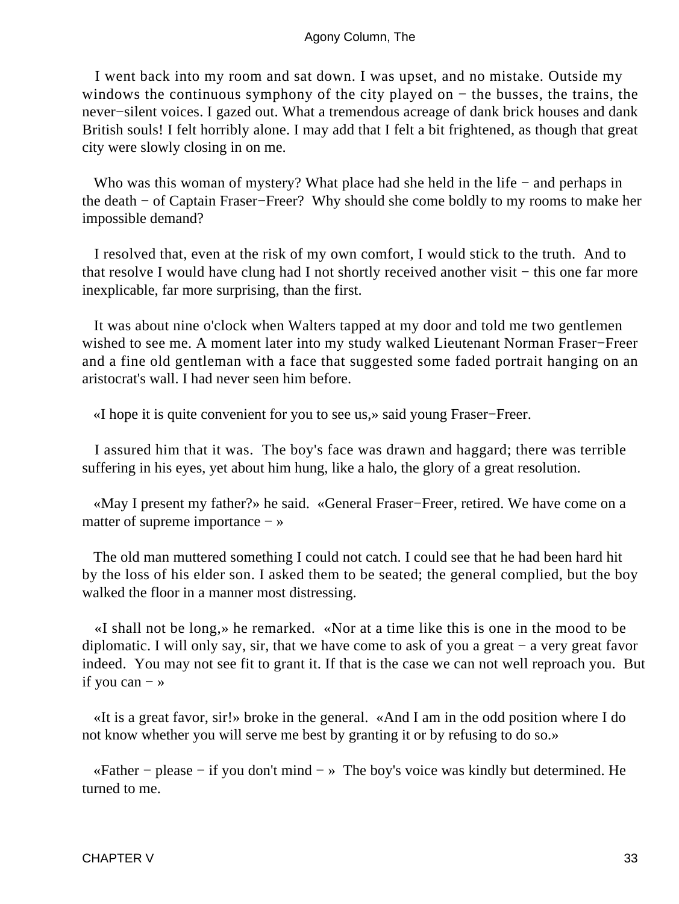I went back into my room and sat down. I was upset, and no mistake. Outside my windows the continuous symphony of the city played on − the busses, the trains, the never−silent voices. I gazed out. What a tremendous acreage of dank brick houses and dank British souls! I felt horribly alone. I may add that I felt a bit frightened, as though that great city were slowly closing in on me.

Who was this woman of mystery? What place had she held in the life − and perhaps in the death − of Captain Fraser−Freer? Why should she come boldly to my rooms to make her impossible demand?

I resolved that, even at the risk of my own comfort, I would stick to the truth. And to that resolve I would have clung had I not shortly received another visit − this one far more inexplicable, far more surprising, than the first.

It was about nine o'clock when Walters tapped at my door and told me two gentlemen wished to see me. A moment later into my study walked Lieutenant Norman Fraser−Freer and a fine old gentleman with a face that suggested some faded portrait hanging on an aristocrat's wall. I had never seen him before.

«I hope it is quite convenient for you to see us,» said young Fraser−Freer.

I assured him that it was. The boy's face was drawn and haggard; there was terrible suffering in his eyes, yet about him hung, like a halo, the glory of a great resolution.

«May I present my father?» he said. «General Fraser−Freer, retired. We have come on a matter of supreme importance − »

The old man muttered something I could not catch. I could see that he had been hard hit by the loss of his elder son. I asked them to be seated; the general complied, but the boy walked the floor in a manner most distressing.

«I shall not be long,» he remarked. «Nor at a time like this is one in the mood to be diplomatic. I will only say, sir, that we have come to ask of you a great − a very great favor indeed. You may not see fit to grant it. If that is the case we can not well reproach you. But if you can − »

«It is a great favor, sir!» broke in the general. «And I am in the odd position where I do not know whether you will serve me best by granting it or by refusing to do so.»

«Father − please − if you don't mind − » The boy's voice was kindly but determined. He turned to me.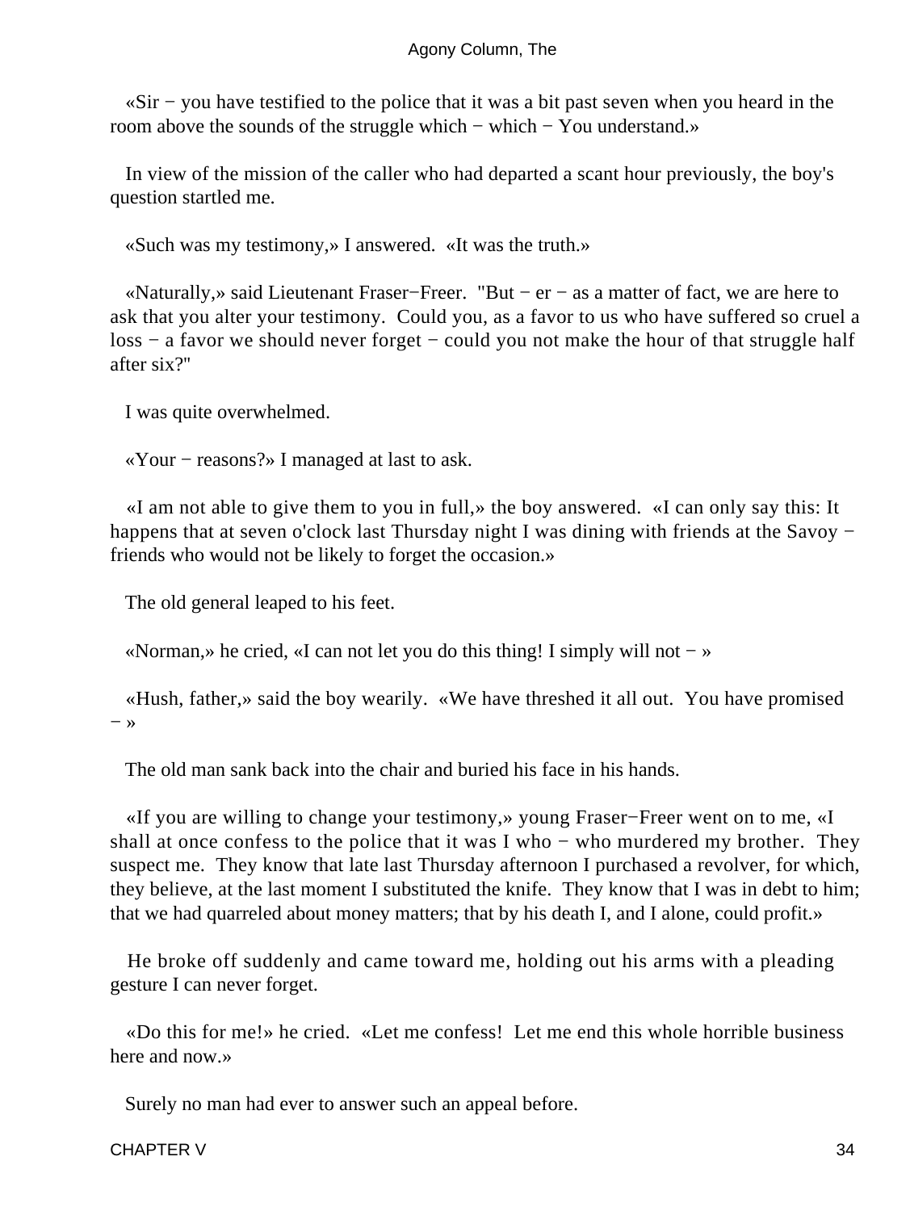«Sir − you have testified to the police that it was a bit past seven when you heard in the room above the sounds of the struggle which − which − You understand.»

In view of the mission of the caller who had departed a scant hour previously, the boy's question startled me.

«Such was my testimony,» I answered. «It was the truth.»

«Naturally,» said Lieutenant Fraser−Freer. "But − er − as a matter of fact, we are here to ask that you alter your testimony. Could you, as a favor to us who have suffered so cruel a loss − a favor we should never forget − could you not make the hour of that struggle half after six?"

I was quite overwhelmed.

«Your − reasons?» I managed at last to ask.

«I am not able to give them to you in full,» the boy answered. «I can only say this: It happens that at seven o'clock last Thursday night I was dining with friends at the Savoy − friends who would not be likely to forget the occasion.»

The old general leaped to his feet.

«Norman,» he cried, «I can not let you do this thing! I simply will not − »

«Hush, father,» said the boy wearily. «We have threshed it all out. You have promised − »

The old man sank back into the chair and buried his face in his hands.

«If you are willing to change your testimony,» young Fraser−Freer went on to me, «I shall at once confess to the police that it was I who − who murdered my brother. They suspect me. They know that late last Thursday afternoon I purchased a revolver, for which, they believe, at the last moment I substituted the knife. They know that I was in debt to him; that we had quarreled about money matters; that by his death I, and I alone, could profit.»

He broke off suddenly and came toward me, holding out his arms with a pleading gesture I can never forget.

«Do this for me!» he cried. «Let me confess! Let me end this whole horrible business here and now.»

Surely no man had ever to answer such an appeal before.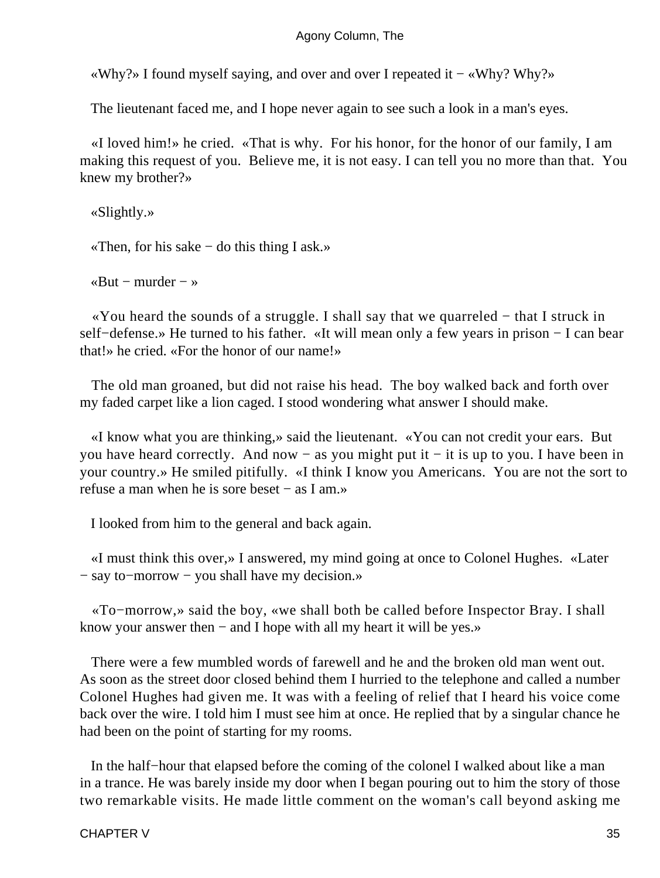«Why?» I found myself saying, and over and over I repeated it − «Why? Why?»

The lieutenant faced me, and I hope never again to see such a look in a man's eyes.

«I loved him!» he cried. «That is why. For his honor, for the honor of our family, I am making this request of you. Believe me, it is not easy. I can tell you no more than that. You knew my brother?»

«Slightly.»

«Then, for his sake − do this thing I ask.»

«But − murder − »

«You heard the sounds of a struggle. I shall say that we quarreled − that I struck in self−defense.» He turned to his father. «It will mean only a few years in prison − I can bear that!» he cried. «For the honor of our name!»

The old man groaned, but did not raise his head. The boy walked back and forth over my faded carpet like a lion caged. I stood wondering what answer I should make.

«I know what you are thinking,» said the lieutenant. «You can not credit your ears. But you have heard correctly. And now − as you might put it − it is up to you. I have been in your country.» He smiled pitifully. «I think I know you Americans. You are not the sort to refuse a man when he is sore beset − as I am.»

I looked from him to the general and back again.

«I must think this over,» I answered, my mind going at once to Colonel Hughes. «Later − say to−morrow − you shall have my decision.»

«To−morrow,» said the boy, «we shall both be called before Inspector Bray. I shall know your answer then − and I hope with all my heart it will be yes.»

There were a few mumbled words of farewell and he and the broken old man went out. As soon as the street door closed behind them I hurried to the telephone and called a number Colonel Hughes had given me. It was with a feeling of relief that I heard his voice come back over the wire. I told him I must see him at once. He replied that by a singular chance he had been on the point of starting for my rooms.

In the half−hour that elapsed before the coming of the colonel I walked about like a man in a trance. He was barely inside my door when I began pouring out to him the story of those two remarkable visits. He made little comment on the woman's call beyond asking me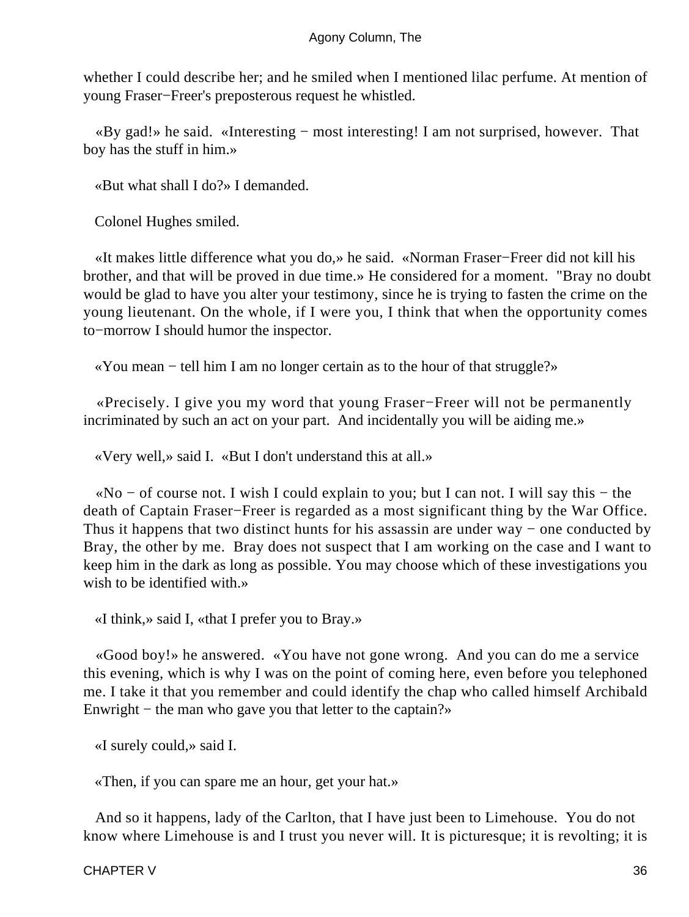whether I could describe her; and he smiled when I mentioned lilac perfume. At mention of young Fraser−Freer's preposterous request he whistled.

«By gad!» he said. «Interesting − most interesting! I am not surprised, however. That boy has the stuff in him.»

«But what shall I do?» I demanded.

Colonel Hughes smiled.

«It makes little difference what you do,» he said. «Norman Fraser−Freer did not kill his brother, and that will be proved in due time.» He considered for a moment. "Bray no doubt would be glad to have you alter your testimony, since he is trying to fasten the crime on the young lieutenant. On the whole, if I were you, I think that when the opportunity comes to−morrow I should humor the inspector.

«You mean − tell him I am no longer certain as to the hour of that struggle?»

«Precisely. I give you my word that young Fraser−Freer will not be permanently incriminated by such an act on your part. And incidentally you will be aiding me.»

«Very well,» said I. «But I don't understand this at all.»

«No − of course not. I wish I could explain to you; but I can not. I will say this − the death of Captain Fraser−Freer is regarded as a most significant thing by the War Office. Thus it happens that two distinct hunts for his assassin are under way − one conducted by Bray, the other by me. Bray does not suspect that I am working on the case and I want to keep him in the dark as long as possible. You may choose which of these investigations you wish to be identified with.»

«I think,» said I, «that I prefer you to Bray.»

«Good boy!» he answered. «You have not gone wrong. And you can do me a service this evening, which is why I was on the point of coming here, even before you telephoned me. I take it that you remember and could identify the chap who called himself Archibald Enwright − the man who gave you that letter to the captain?»

«I surely could,» said I.

«Then, if you can spare me an hour, get your hat.»

And so it happens, lady of the Carlton, that I have just been to Limehouse. You do not know where Limehouse is and I trust you never will. It is picturesque; it is revolting; it is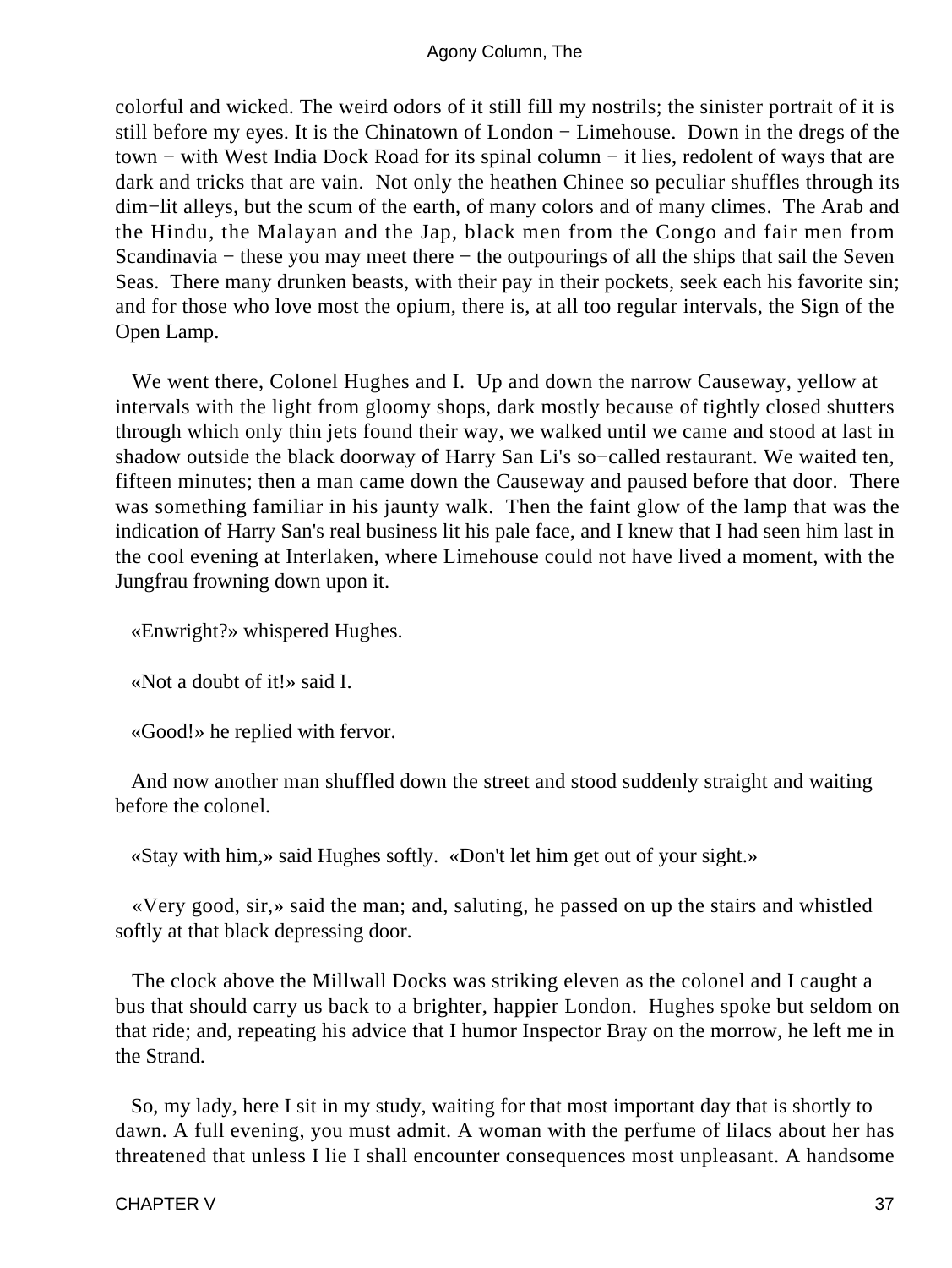colorful and wicked. The weird odors of it still fill my nostrils; the sinister portrait of it is still before my eyes. It is the Chinatown of London − Limehouse. Down in the dregs of the town − with West India Dock Road for its spinal column − it lies, redolent of ways that are dark and tricks that are vain. Not only the heathen Chinee so peculiar shuffles through its dim−lit alleys, but the scum of the earth, of many colors and of many climes. The Arab and the Hindu, the Malayan and the Jap, black men from the Congo and fair men from Scandinavia − these you may meet there − the outpourings of all the ships that sail the Seven Seas. There many drunken beasts, with their pay in their pockets, seek each his favorite sin; and for those who love most the opium, there is, at all too regular intervals, the Sign of the Open Lamp.

We went there, Colonel Hughes and I. Up and down the narrow Causeway, yellow at intervals with the light from gloomy shops, dark mostly because of tightly closed shutters through which only thin jets found their way, we walked until we came and stood at last in shadow outside the black doorway of Harry San Li's so−called restaurant. We waited ten, fifteen minutes; then a man came down the Causeway and paused before that door. There was something familiar in his jaunty walk. Then the faint glow of the lamp that was the indication of Harry San's real business lit his pale face, and I knew that I had seen him last in the cool evening at Interlaken, where Limehouse could not have lived a moment, with the Jungfrau frowning down upon it.

«Enwright?» whispered Hughes.

«Not a doubt of it!» said I.

«Good!» he replied with fervor.

And now another man shuffled down the street and stood suddenly straight and waiting before the colonel.

«Stay with him,» said Hughes softly. «Don't let him get out of your sight.»

«Very good, sir,» said the man; and, saluting, he passed on up the stairs and whistled softly at that black depressing door.

The clock above the Millwall Docks was striking eleven as the colonel and I caught a bus that should carry us back to a brighter, happier London. Hughes spoke but seldom on that ride; and, repeating his advice that I humor Inspector Bray on the morrow, he left me in the Strand.

So, my lady, here I sit in my study, waiting for that most important day that is shortly to dawn. A full evening, you must admit. A woman with the perfume of lilacs about her has threatened that unless I lie I shall encounter consequences most unpleasant. A handsome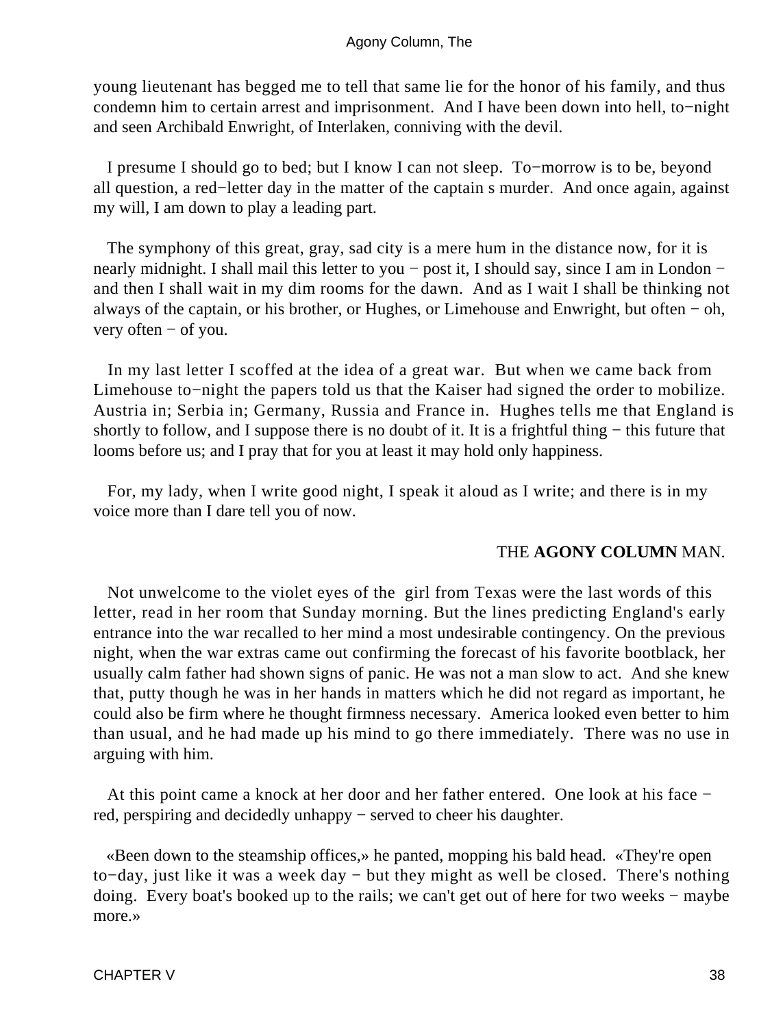young lieutenant has begged me to tell that same lie for the honor of his family, and thus condemn him to certain arrest and imprisonment. And I have been down into hell, to−night and seen Archibald Enwright, of Interlaken, conniving with the devil.

I presume I should go to bed; but I know I can not sleep. To−morrow is to be, beyond all question, a red−letter day in the matter of the captain s murder. And once again, against my will, I am down to play a leading part.

The symphony of this great, gray, sad city is a mere hum in the distance now, for it is nearly midnight. I shall mail this letter to you − post it, I should say, since I am in London − and then I shall wait in my dim rooms for the dawn. And as I wait I shall be thinking not always of the captain, or his brother, or Hughes, or Limehouse and Enwright, but often − oh, very often − of you.

In my last letter I scoffed at the idea of a great war. But when we came back from Limehouse to−night the papers told us that the Kaiser had signed the order to mobilize. Austria in; Serbia in; Germany, Russia and France in. Hughes tells me that England is shortly to follow, and I suppose there is no doubt of it. It is a frightful thing − this future that looms before us; and I pray that for you at least it may hold only happiness.

For, my lady, when I write good night, I speak it aloud as I write; and there is in my voice more than I dare tell you of now.

THE **AGONY COLUMN** MAN.

Not unwelcome to the violet eyes of the girl from Texas were the last words of this letter, read in her room that Sunday morning. But the lines predicting England's early entrance into the war recalled to her mind a most undesirable contingency. On the previous night, when the war extras came out confirming the forecast of his favorite bootblack, her usually calm father had shown signs of panic. He was not a man slow to act. And she knew that, putty though he was in her hands in matters which he did not regard as important, he could also be firm where he thought firmness necessary. America looked even better to him than usual, and he had made up his mind to go there immediately. There was no use in arguing with him.

At this point came a knock at her door and her father entered. One look at his face − red, perspiring and decidedly unhappy − served to cheer his daughter.

«Been down to the steamship offices,» he panted, mopping his bald head. «They're open to−day, just like it was a week day − but they might as well be closed. There's nothing doing. Every boat's booked up to the rails; we can't get out of here for two weeks − maybe more.»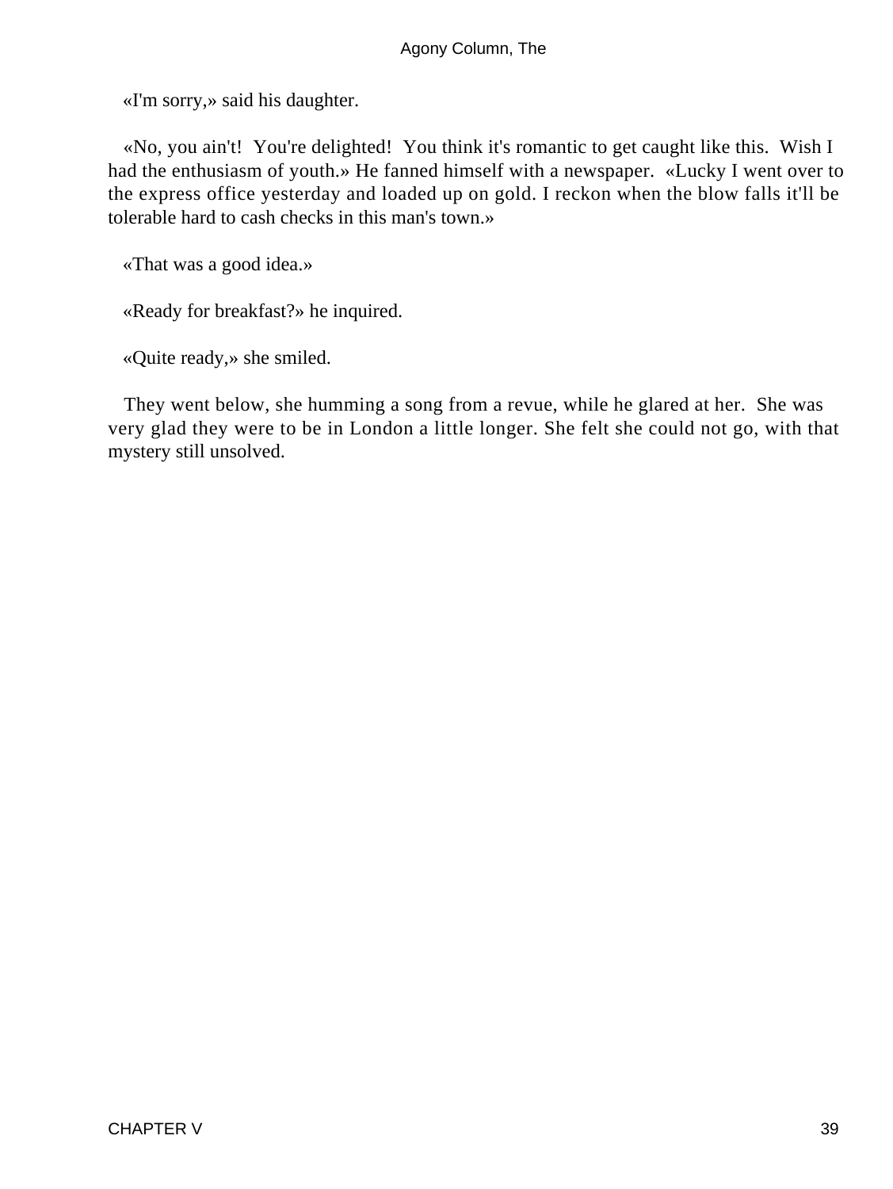«I'm sorry,» said his daughter.

«No, you ain't! You're delighted! You think it's romantic to get caught like this. Wish I had the enthusiasm of youth.» He fanned himself with a newspaper. «Lucky I went over to the express office yesterday and loaded up on gold. I reckon when the blow falls it'll be tolerable hard to cash checks in this man's town.»

«That was a good idea.»

«Ready for breakfast?» he inquired.

«Quite ready,» she smiled.

They went below, she humming a song from a revue, while he glared at her. She was very glad they were to be in London a little longer. She felt she could not go, with that mystery still unsolved.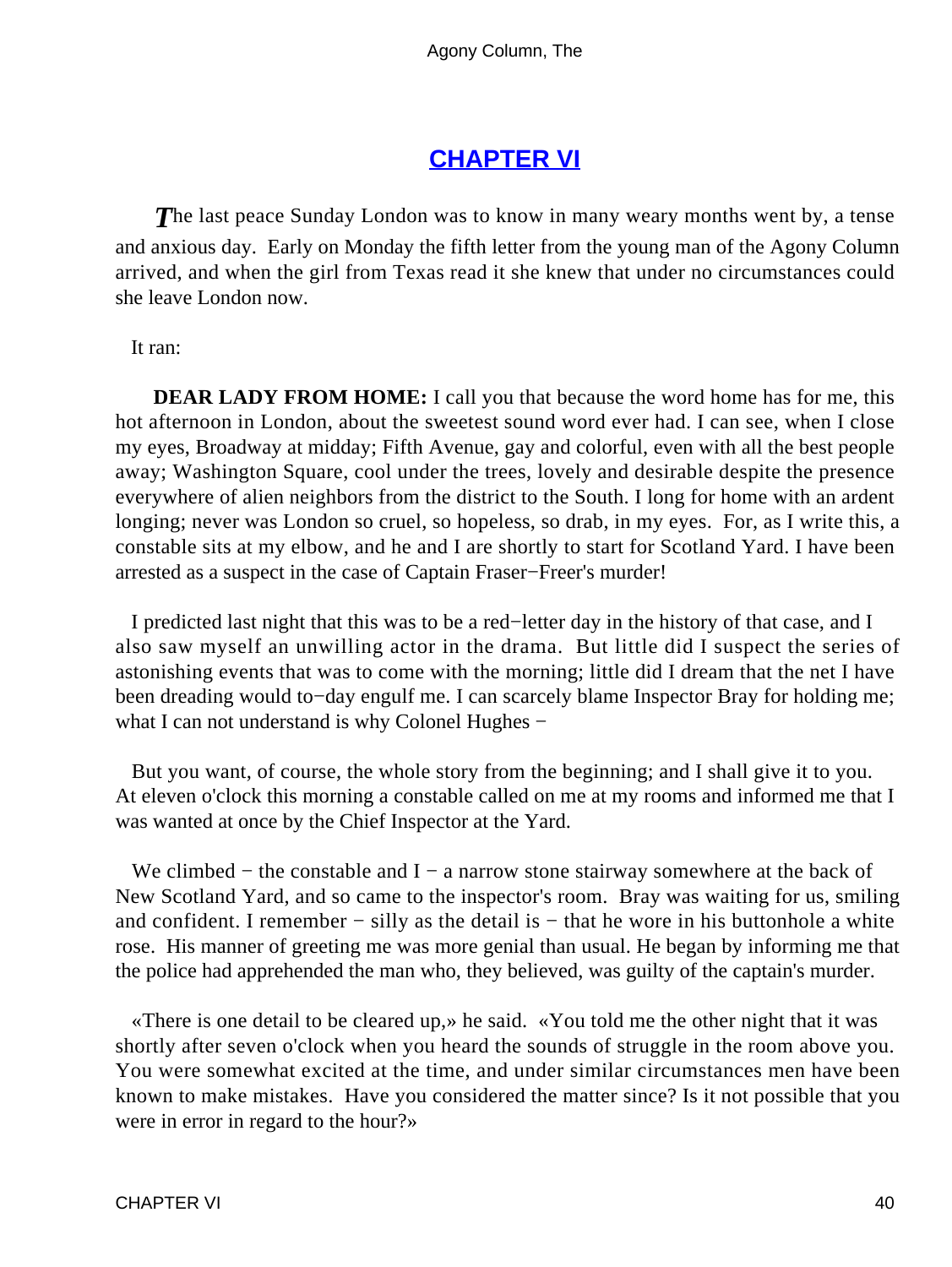## CHAPTER VI

*T*he last peace Sunday London was to know in many weary months went by, a tense and anxious day. Early on Monday the fifth letter from the young man of the Agony Column arrived, and when the girl from Texas read it she knew that under no circumstances could she leave London now.

It ran:

**DEAR LADY FROM HOME:** I call you that because the word home has for me, this hot afternoon in London, about the sweetest sound word ever had. I can see, when I close my eyes, Broadway at midday; Fifth Avenue, gay and colorful, even with all the best people away; Washington Square, cool under the trees, lovely and desirable despite the presence everywhere of alien neighbors from the district to the South. I long for home with an ardent longing; never was London so cruel, so hopeless, so drab, in my eyes. For, as I write this, a constable sits at my elbow, and he and I are shortly to start for Scotland Yard. I have been arrested as a suspect in the case of Captain Fraser−Freer's murder!

I predicted last night that this was to be a red−letter day in the history of that case, and I also saw myself an unwilling actor in the drama. But little did I suspect the series of astonishing events that was to come with the morning; little did I dream that the net I have been dreading would to−day engulf me. I can scarcely blame Inspector Bray for holding me; what I can not understand is why Colonel Hughes −

But you want, of course, the whole story from the beginning; and I shall give it to you. At eleven o'clock this morning a constable called on me at my rooms and informed me that I was wanted at once by the Chief Inspector at the Yard.

We climbed − the constable and I − a narrow stone stairway somewhere at the back of New Scotland Yard, and so came to the inspector's room. Bray was waiting for us, smiling and confident. I remember − silly as the detail is − that he wore in his buttonhole a white rose. His manner of greeting me was more genial than usual. He began by informing me that the police had apprehended the man who, they believed, was guilty of the captain's murder.

«There is one detail to be cleared up,» he said. «You told me the other night that it was shortly after seven o'clock when you heard the sounds of struggle in the room above you. You were somewhat excited at the time, and under similar circumstances men have been known to make mistakes. Have you considered the matter since? Is it not possible that you were in error in regard to the hour?»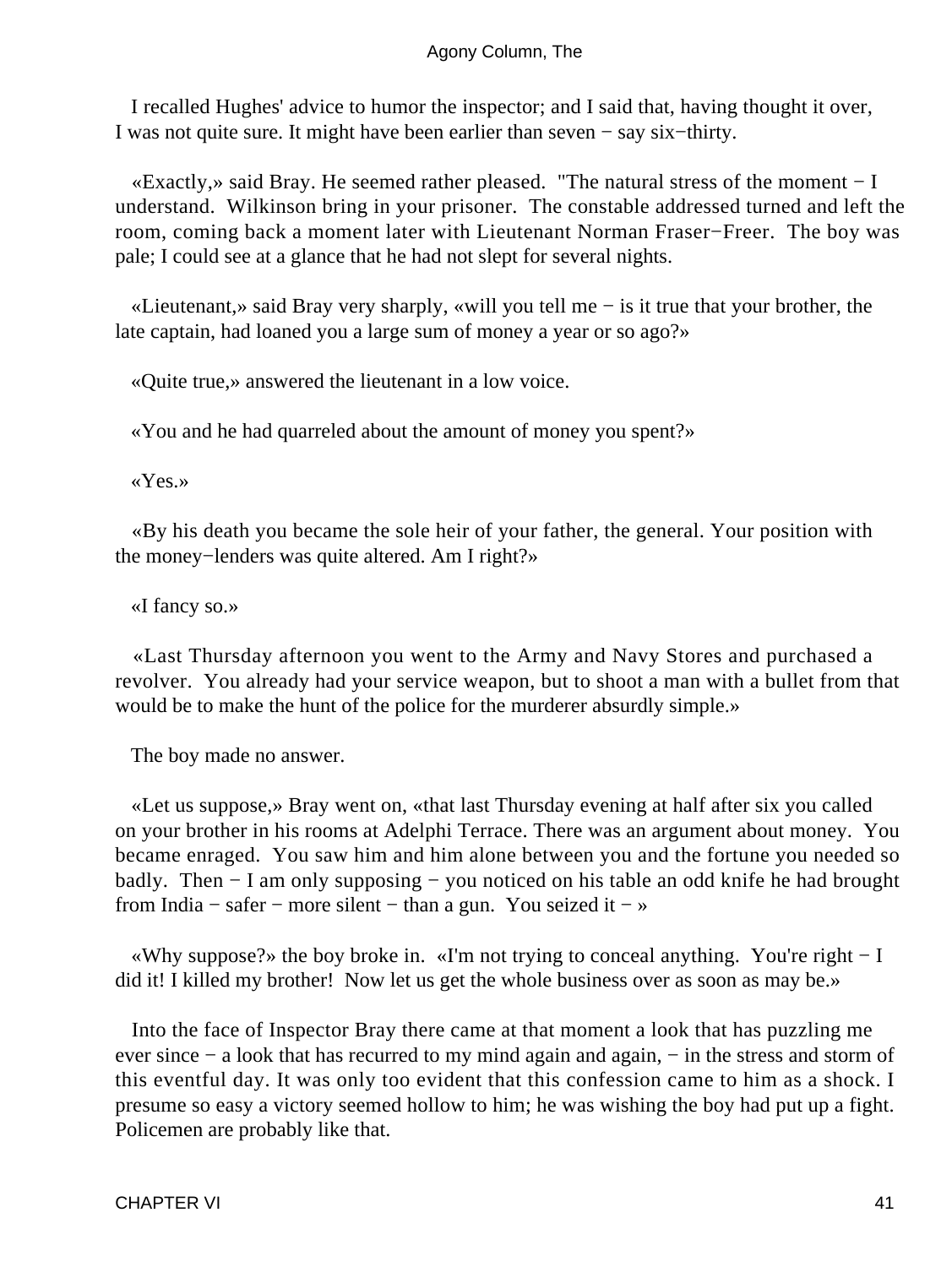I recalled Hughes' advice to humor the inspector; and I said that, having thought it over, I was not quite sure. It might have been earlier than seven − say six−thirty.

«Exactly,» said Bray. He seemed rather pleased. "The natural stress of the moment − I understand. Wilkinson bring in your prisoner. The constable addressed turned and left the room, coming back a moment later with Lieutenant Norman Fraser−Freer. The boy was pale; I could see at a glance that he had not slept for several nights.

«Lieutenant,» said Bray very sharply, «will you tell me − is it true that your brother, the late captain, had loaned you a large sum of money a year or so ago?»

«Quite true,» answered the lieutenant in a low voice.

«You and he had quarreled about the amount of money you spent?»

«Yes.»

«By his death you became the sole heir of your father, the general. Your position with the money−lenders was quite altered. Am I right?»

«I fancy so.»

«Last Thursday afternoon you went to the Army and Navy Stores and purchased a revolver. You already had your service weapon, but to shoot a man with a bullet from that would be to make the hunt of the police for the murderer absurdly simple.»

The boy made no answer.

«Let us suppose,» Bray went on, «that last Thursday evening at half after six you called on your brother in his rooms at Adelphi Terrace. There was an argument about money. You became enraged. You saw him and him alone between you and the fortune you needed so badly. Then − I am only supposing − you noticed on his table an odd knife he had brought from India − safer − more silent − than a gun. You seized it − »

«Why suppose?» the boy broke in. «I'm not trying to conceal anything. You're right − I did it! I killed my brother! Now let us get the whole business over as soon as may be.»

Into the face of Inspector Bray there came at that moment a look that has puzzling me ever since − a look that has recurred to my mind again and again, − in the stress and storm of this eventful day. It was only too evident that this confession came to him as a shock. I presume so easy a victory seemed hollow to him; he was wishing the boy had put up a fight. Policemen are probably like that.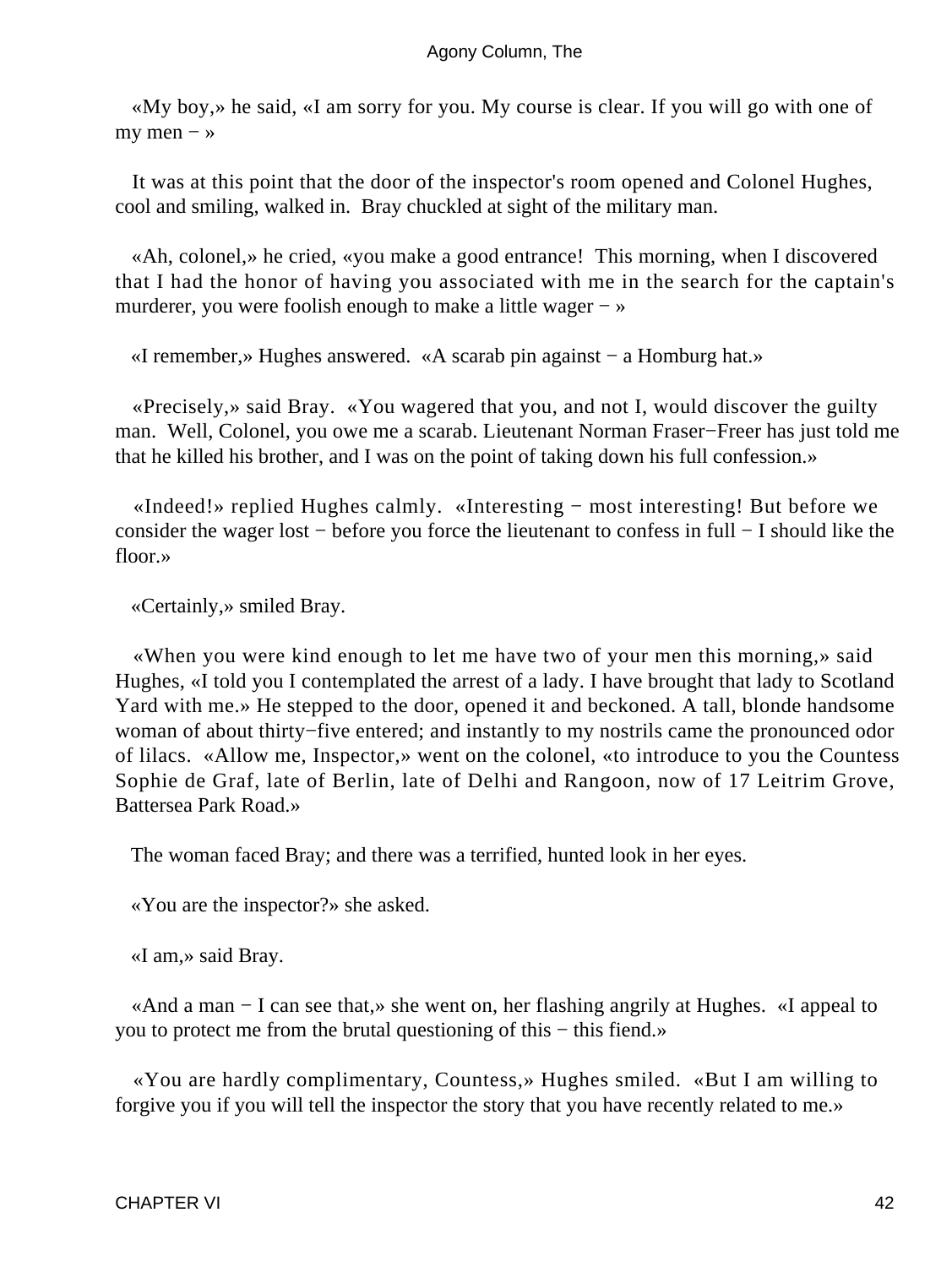«My boy,» he said, «I am sorry for you. My course is clear. If you will go with one of my men − »

It was at this point that the door of the inspector's room opened and Colonel Hughes, cool and smiling, walked in. Bray chuckled at sight of the military man.

«Ah, colonel,» he cried, «you make a good entrance! This morning, when I discovered that I had the honor of having you associated with me in the search for the captain's murderer, you were foolish enough to make a little wager − »

«I remember,» Hughes answered. «A scarab pin against − a Homburg hat.»

«Precisely,» said Bray. «You wagered that you, and not I, would discover the guilty man. Well, Colonel, you owe me a scarab. Lieutenant Norman Fraser−Freer has just told me that he killed his brother, and I was on the point of taking down his full confession.»

«Indeed!» replied Hughes calmly. «Interesting − most interesting! But before we consider the wager lost − before you force the lieutenant to confess in full − I should like the floor.»

«Certainly,» smiled Bray.

«When you were kind enough to let me have two of your men this morning,» said Hughes, «I told you I contemplated the arrest of a lady. I have brought that lady to Scotland Yard with me.» He stepped to the door, opened it and beckoned. A tall, blonde handsome woman of about thirty−five entered; and instantly to my nostrils came the pronounced odor of lilacs. «Allow me, Inspector,» went on the colonel, «to introduce to you the Countess Sophie de Graf, late of Berlin, late of Delhi and Rangoon, now of 17 Leitrim Grove, Battersea Park Road.»

The woman faced Bray; and there was a terrified, hunted look in her eyes.

«You are the inspector?» she asked.

«I am,» said Bray.

«And a man − I can see that,» she went on, her flashing angrily at Hughes. «I appeal to you to protect me from the brutal questioning of this − this fiend.»

«You are hardly complimentary, Countess,» Hughes smiled. «But I am willing to forgive you if you will tell the inspector the story that you have recently related to me.»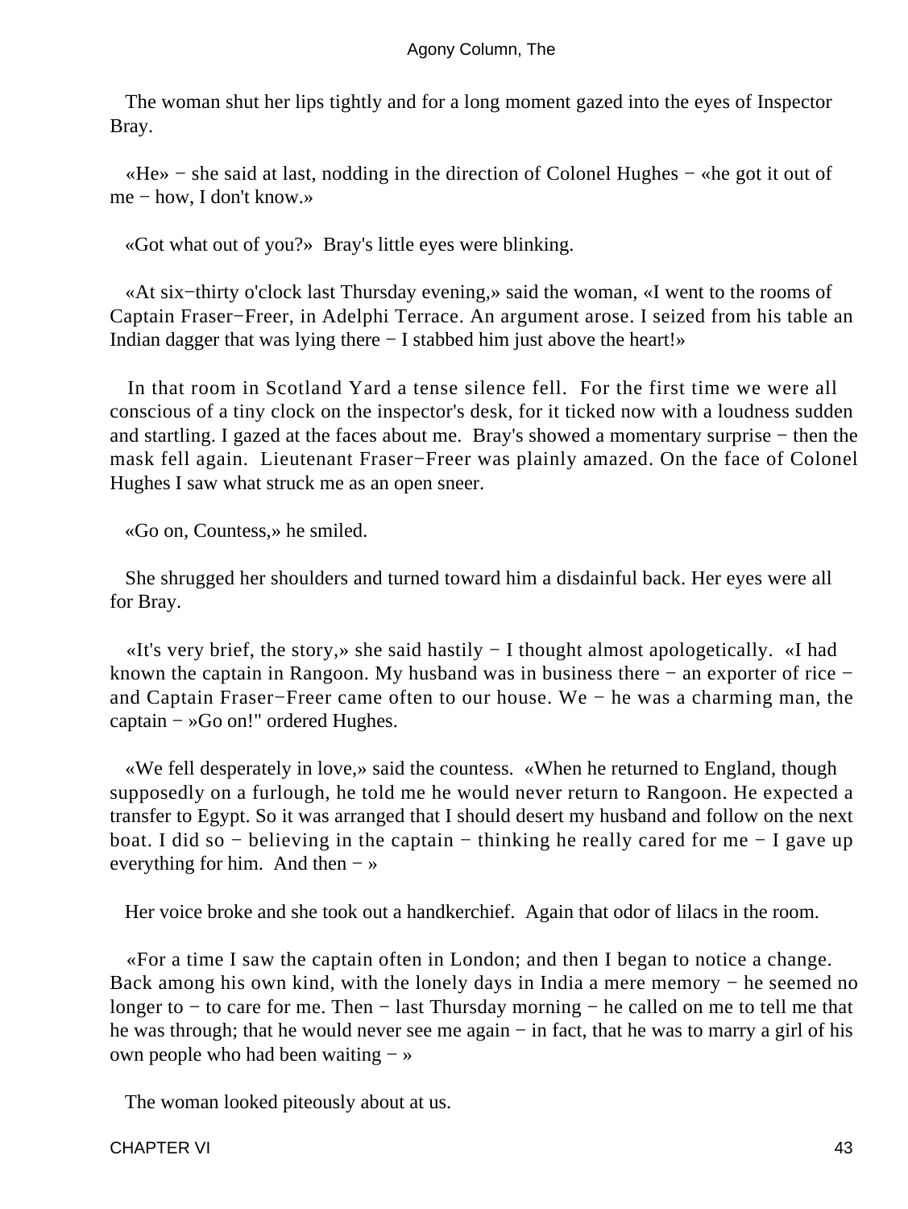The woman shut her lips tightly and for a long moment gazed into the eyes of Inspector Bray.

«He» − she said at last, nodding in the direction of Colonel Hughes − «he got it out of me − how, I don't know.»

«Got what out of you?» Bray's little eyes were blinking.

«At six−thirty o'clock last Thursday evening,» said the woman, «I went to the rooms of Captain Fraser−Freer, in Adelphi Terrace. An argument arose. I seized from his table an Indian dagger that was lying there − I stabbed him just above the heart!»

In that room in Scotland Yard a tense silence fell. For the first time we were all conscious of a tiny clock on the inspector's desk, for it ticked now with a loudness sudden and startling. I gazed at the faces about me. Bray's showed a momentary surprise − then the mask fell again. Lieutenant Fraser−Freer was plainly amazed. On the face of Colonel Hughes I saw what struck me as an open sneer.

«Go on, Countess,» he smiled.

She shrugged her shoulders and turned toward him a disdainful back. Her eyes were all for Bray.

«It's very brief, the story,» she said hastily − I thought almost apologetically. «I had known the captain in Rangoon. My husband was in business there − an exporter of rice − and Captain Fraser−Freer came often to our house. We − he was a charming man, the captain − »Go on!" ordered Hughes.

«We fell desperately in love,» said the countess. «When he returned to England, though supposedly on a furlough, he told me he would never return to Rangoon. He expected a transfer to Egypt. So it was arranged that I should desert my husband and follow on the next boat. I did so − believing in the captain − thinking he really cared for me − I gave up everything for him. And then − »

Her voice broke and she took out a handkerchief. Again that odor of lilacs in the room.

«For a time I saw the captain often in London; and then I began to notice a change. Back among his own kind, with the lonely days in India a mere memory − he seemed no longer to − to care for me. Then − last Thursday morning − he called on me to tell me that he was through; that he would never see me again − in fact, that he was to marry a girl of his own people who had been waiting − »

The woman looked piteously about at us.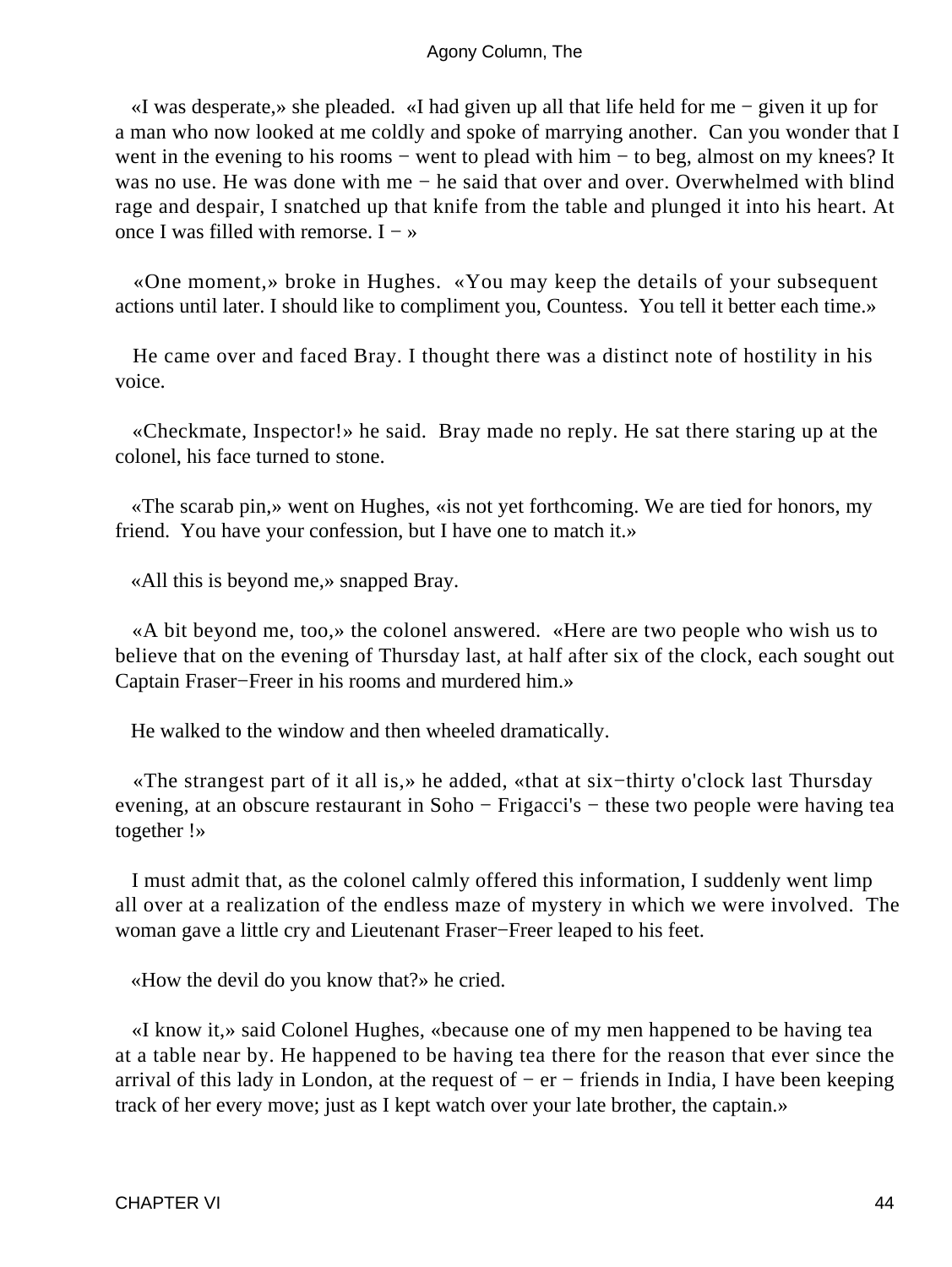«I was desperate,» she pleaded. «I had given up all that life held for me − given it up for a man who now looked at me coldly and spoke of marrying another. Can you wonder that I went in the evening to his rooms − went to plead with him − to beg, almost on my knees? It was no use. He was done with me − he said that over and over. Overwhelmed with blind rage and despair, I snatched up that knife from the table and plunged it into his heart. At once I was filled with remorse. I − »

«One moment,» broke in Hughes. «You may keep the details of your subsequent actions until later. I should like to compliment you, Countess. You tell it better each time.»

He came over and faced Bray. I thought there was a distinct note of hostility in his voice.

«Checkmate, Inspector!» he said. Bray made no reply. He sat there staring up at the colonel, his face turned to stone.

«The scarab pin,» went on Hughes, «is not yet forthcoming. We are tied for honors, my friend. You have your confession, but I have one to match it.»

«All this is beyond me,» snapped Bray.

«A bit beyond me, too,» the colonel answered. «Here are two people who wish us to believe that on the evening of Thursday last, at half after six of the clock, each sought out Captain Fraser−Freer in his rooms and murdered him.»

He walked to the window and then wheeled dramatically.

«The strangest part of it all is,» he added, «that at six−thirty o'clock last Thursday evening, at an obscure restaurant in Soho − Frigacci's − these two people were having tea together !»

I must admit that, as the colonel calmly offered this information, I suddenly went limp all over at a realization of the endless maze of mystery in which we were involved. The woman gave a little cry and Lieutenant Fraser−Freer leaped to his feet.

«How the devil do you know that?» he cried.

«I know it,» said Colonel Hughes, «because one of my men happened to be having tea at a table near by. He happened to be having tea there for the reason that ever since the arrival of this lady in London, at the request of − er − friends in India, I have been keeping track of her every move; just as I kept watch over your late brother, the captain.»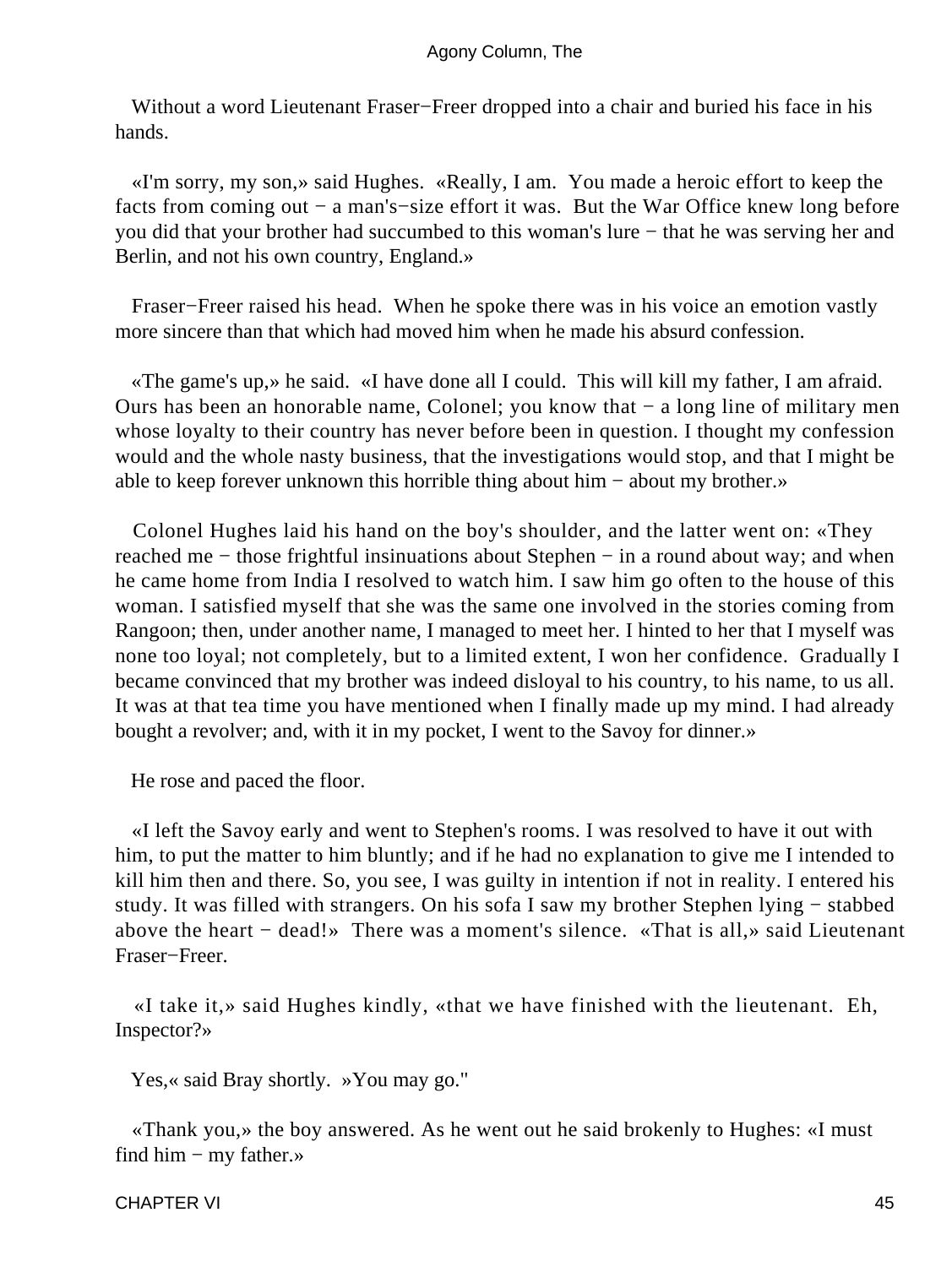Without a word Lieutenant Fraser−Freer dropped into a chair and buried his face in his hands.

«I'm sorry, my son,» said Hughes. «Really, I am. You made a heroic effort to keep the facts from coming out − a man's−size effort it was. But the War Office knew long before you did that your brother had succumbed to this woman's lure − that he was serving her and Berlin, and not his own country, England.»

Fraser−Freer raised his head. When he spoke there was in his voice an emotion vastly more sincere than that which had moved him when he made his absurd confession.

«The game's up,» he said. «I have done all I could. This will kill my father, I am afraid. Ours has been an honorable name, Colonel; you know that − a long line of military men whose loyalty to their country has never before been in question. I thought my confession would and the whole nasty business, that the investigations would stop, and that I might be able to keep forever unknown this horrible thing about him − about my brother.»

Colonel Hughes laid his hand on the boy's shoulder, and the latter went on: «They reached me − those frightful insinuations about Stephen − in a round about way; and when he came home from India I resolved to watch him. I saw him go often to the house of this woman. I satisfied myself that she was the same one involved in the stories coming from Rangoon; then, under another name, I managed to meet her. I hinted to her that I myself was none too loyal; not completely, but to a limited extent, I won her confidence. Gradually I became convinced that my brother was indeed disloyal to his country, to his name, to us all. It was at that tea time you have mentioned when I finally made up my mind. I had already bought a revolver; and, with it in my pocket, I went to the Savoy for dinner.»

He rose and paced the floor.

«I left the Savoy early and went to Stephen's rooms. I was resolved to have it out with him, to put the matter to him bluntly; and if he had no explanation to give me I intended to kill him then and there. So, you see, I was guilty in intention if not in reality. I entered his study. It was filled with strangers. On his sofa I saw my brother Stephen lying − stabbed above the heart − dead!» There was a moment's silence. «That is all,» said Lieutenant Fraser−Freer.

«I take it,» said Hughes kindly, «that we have finished with the lieutenant. Eh, Inspector?»

Yes,« said Bray shortly. »You may go."

«Thank you,» the boy answered. As he went out he said brokenly to Hughes: «I must find him − my father.»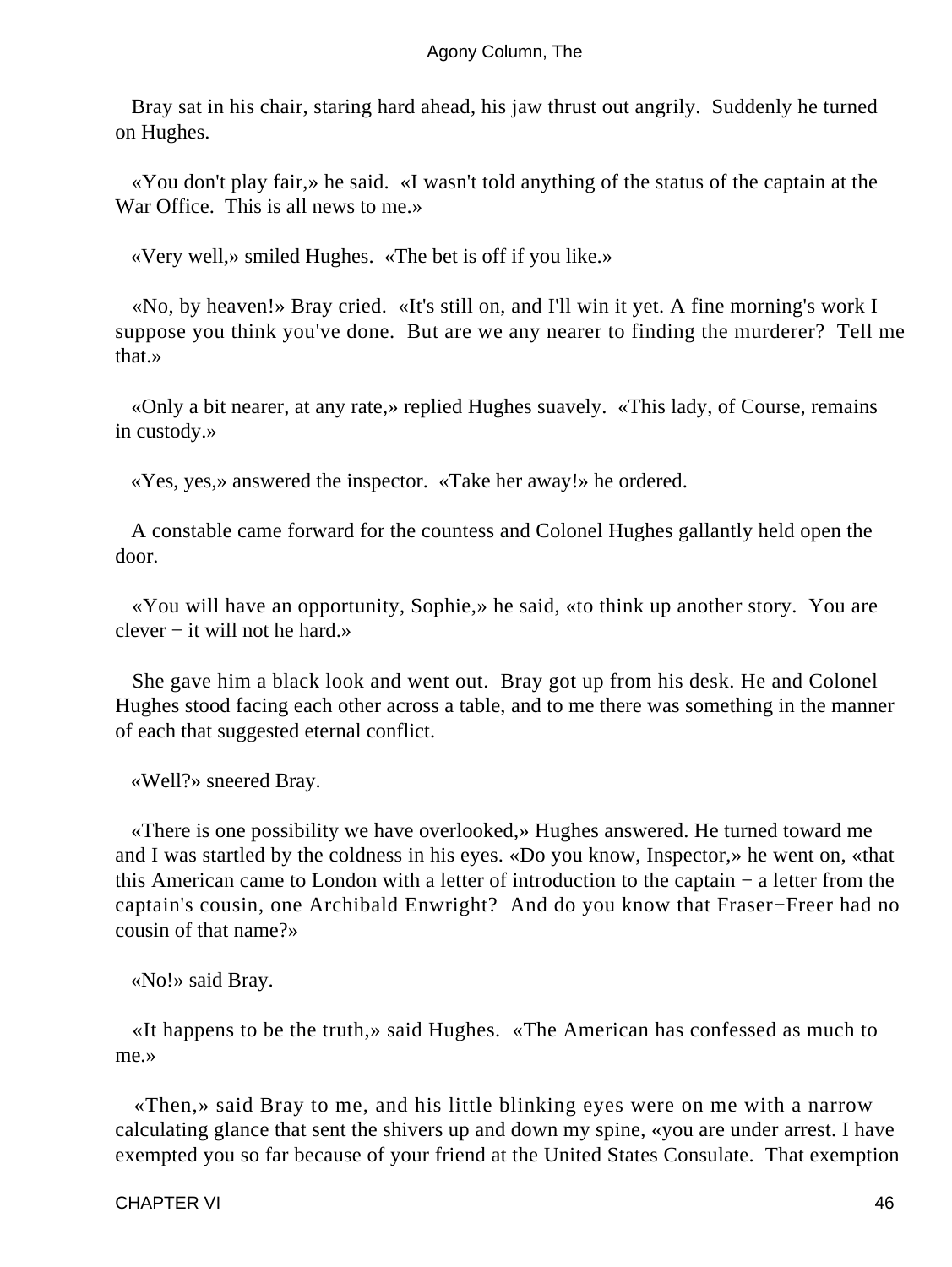Bray sat in his chair, staring hard ahead, his jaw thrust out angrily. Suddenly he turned on Hughes.

«You don't play fair,» he said. «I wasn't told anything of the status of the captain at the War Office. This is all news to me.»

«Very well,» smiled Hughes. «The bet is off if you like.»

«No, by heaven!» Bray cried. «It's still on, and I'll win it yet. A fine morning's work I suppose you think you've done. But are we any nearer to finding the murderer? Tell me that.»

«Only a bit nearer, at any rate,» replied Hughes suavely. «This lady, of Course, remains in custody.»

«Yes, yes,» answered the inspector. «Take her away!» he ordered.

A constable came forward for the countess and Colonel Hughes gallantly held open the door.

«You will have an opportunity, Sophie,» he said, «to think up another story. You are clever − it will not he hard.»

She gave him a black look and went out. Bray got up from his desk. He and Colonel Hughes stood facing each other across a table, and to me there was something in the manner of each that suggested eternal conflict.

«Well?» sneered Bray.

«There is one possibility we have overlooked,» Hughes answered. He turned toward me and I was startled by the coldness in his eyes. «Do you know, Inspector,» he went on, «that this American came to London with a letter of introduction to the captain − a letter from the captain's cousin, one Archibald Enwright? And do you know that Fraser−Freer had no cousin of that name?»

«No!» said Bray.

«It happens to be the truth,» said Hughes. «The American has confessed as much to me.»

«Then,» said Bray to me, and his little blinking eyes were on me with a narrow calculating glance that sent the shivers up and down my spine, «you are under arrest. I have exempted you so far because of your friend at the United States Consulate. That exemption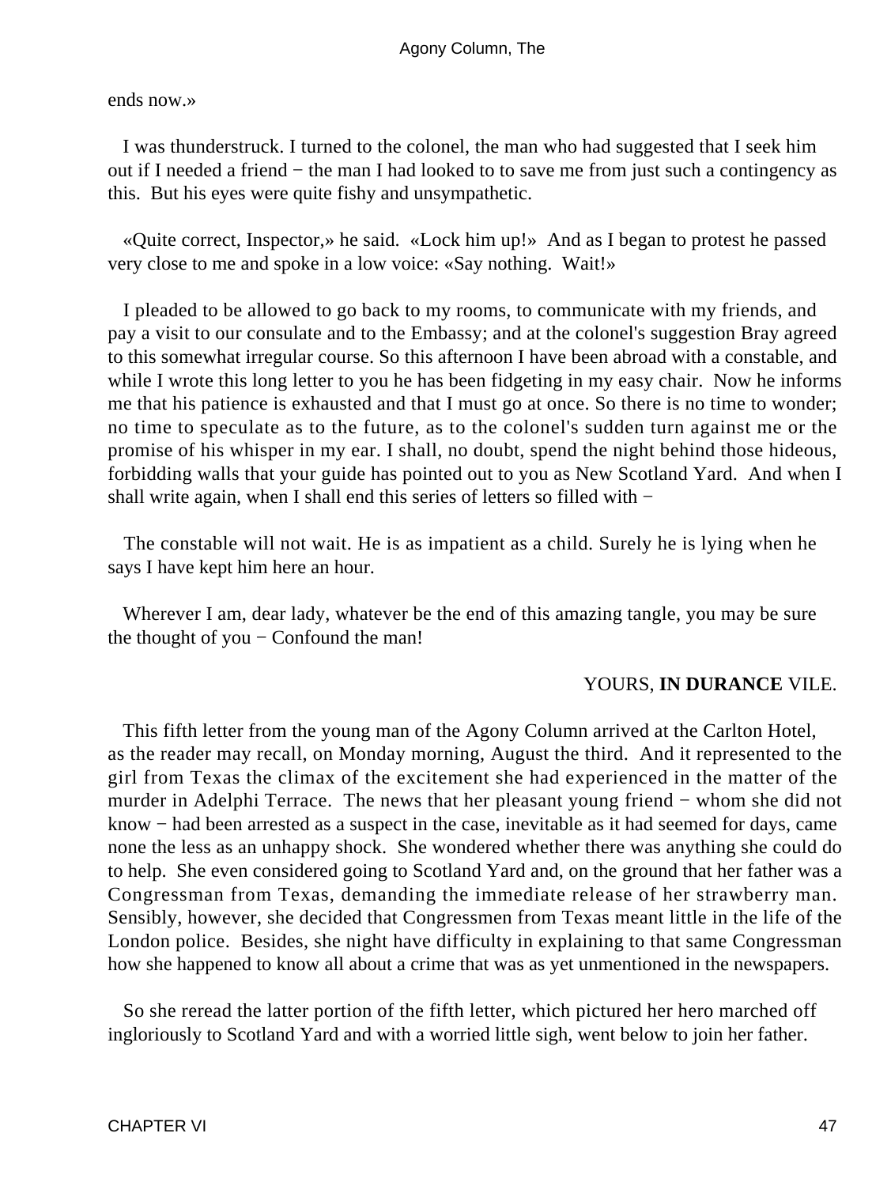ends now.»

I was thunderstruck. I turned to the colonel, the man who had suggested that I seek him out if I needed a friend − the man I had looked to to save me from just such a contingency as this. But his eyes were quite fishy and unsympathetic.

«Quite correct, Inspector,» he said. «Lock him up!» And as I began to protest he passed very close to me and spoke in a low voice: «Say nothing. Wait!»

I pleaded to be allowed to go back to my rooms, to communicate with my friends, and pay a visit to our consulate and to the Embassy; and at the colonel's suggestion Bray agreed to this somewhat irregular course. So this afternoon I have been abroad with a constable, and while I wrote this long letter to you he has been fidgeting in my easy chair. Now he informs me that his patience is exhausted and that I must go at once. So there is no time to wonder; no time to speculate as to the future, as to the colonel's sudden turn against me or the promise of his whisper in my ear. I shall, no doubt, spend the night behind those hideous, forbidding walls that your guide has pointed out to you as New Scotland Yard. And when I shall write again, when I shall end this series of letters so filled with −

The constable will not wait. He is as impatient as a child. Surely he is lying when he says I have kept him here an hour.

Wherever I am, dear lady, whatever be the end of this amazing tangle, you may be sure the thought of you − Confound the man!

YOURS, **IN DURANCE** VILE.

This fifth letter from the young man of the Agony Column arrived at the Carlton Hotel, as the reader may recall, on Monday morning, August the third. And it represented to the girl from Texas the climax of the excitement she had experienced in the matter of the murder in Adelphi Terrace. The news that her pleasant young friend − whom she did not know − had been arrested as a suspect in the case, inevitable as it had seemed for days, came none the less as an unhappy shock. She wondered whether there was anything she could do to help. She even considered going to Scotland Yard and, on the ground that her father was a Congressman from Texas, demanding the immediate release of her strawberry man. Sensibly, however, she decided that Congressmen from Texas meant little in the life of the London police. Besides, she night have difficulty in explaining to that same Congressman how she happened to know all about a crime that was as yet unmentioned in the newspapers.

So she reread the latter portion of the fifth letter, which pictured her hero marched off ingloriously to Scotland Yard and with a worried little sigh, went below to join her father.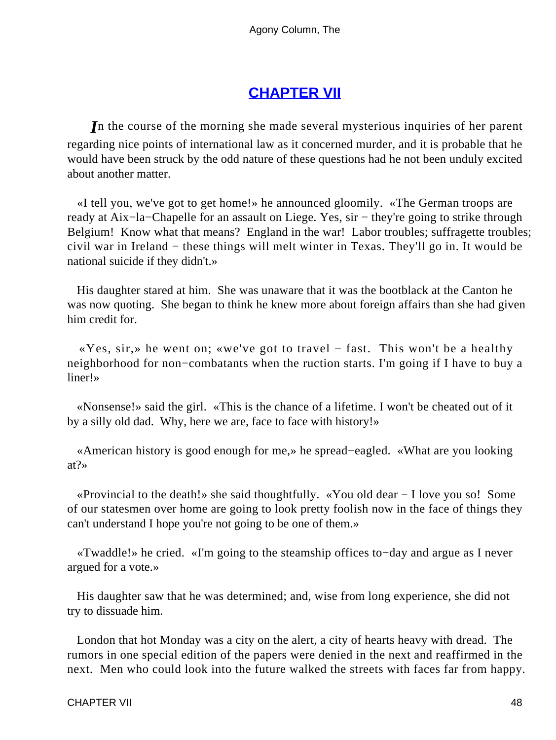# CHAPTER VII

*I*n the course of the morning she made several mysterious inquiries of her parent regarding nice points of international law as it concerned murder, and it is probable that he would have been struck by the odd nature of these questions had he not been unduly excited about another matter.

«I tell you, we've got to get home!» he announced gloomily. «The German troops are ready at Aix−la−Chapelle for an assault on Liege. Yes, sir − they're going to strike through Belgium! Know what that means? England in the war! Labor troubles; suffragette troubles; civil war in Ireland − these things will melt winter in Texas. They'll go in. It would be national suicide if they didn't.»

His daughter stared at him. She was unaware that it was the bootblack at the Canton he was now quoting. She began to think he knew more about foreign affairs than she had given him credit for.

«Yes, sir,» he went on; «we've got to travel − fast. This won't be a healthy neighborhood for non−combatants when the ruction starts. I'm going if I have to buy a liner!»

«Nonsense!» said the girl. «This is the chance of a lifetime. I won't be cheated out of it by a silly old dad. Why, here we are, face to face with history!»

«American history is good enough for me,» he spread−eagled. «What are you looking at?»

«Provincial to the death!» she said thoughtfully. «You old dear − I love you so! Some of our statesmen over home are going to look pretty foolish now in the face of things they can't understand I hope you're not going to be one of them.»

«Twaddle!» he cried. «I'm going to the steamship offices to−day and argue as I never argued for a vote.»

His daughter saw that he was determined; and, wise from long experience, she did not try to dissuade him.

London that hot Monday was a city on the alert, a city of hearts heavy with dread. The rumors in one special edition of the papers were denied in the next and reaffirmed in the next. Men who could look into the future walked the streets with faces far from happy.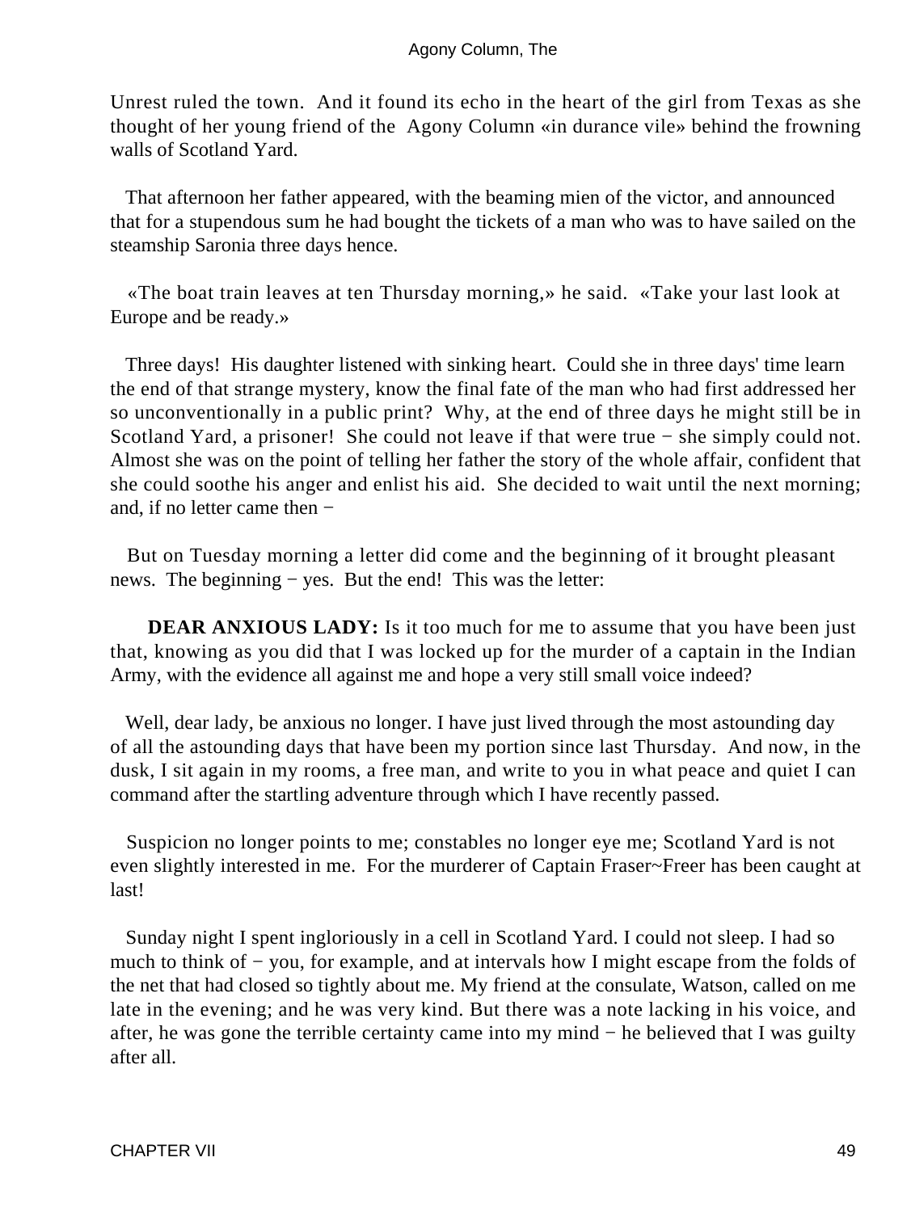Unrest ruled the town. And it found its echo in the heart of the girl from Texas as she thought of her young friend of the Agony Column «in durance vile» behind the frowning walls of Scotland Yard.

That afternoon her father appeared, with the beaming mien of the victor, and announced that for a stupendous sum he had bought the tickets of a man who was to have sailed on the steamship Saronia three days hence.

«The boat train leaves at ten Thursday morning,» he said. «Take your last look at Europe and be ready.»

Three days! His daughter listened with sinking heart. Could she in three days' time learn the end of that strange mystery, know the final fate of the man who had first addressed her so unconventionally in a public print? Why, at the end of three days he might still be in Scotland Yard, a prisoner! She could not leave if that were true − she simply could not. Almost she was on the point of telling her father the story of the whole affair, confident that she could soothe his anger and enlist his aid. She decided to wait until the next morning; and, if no letter came then −

But on Tuesday morning a letter did come and the beginning of it brought pleasant news. The beginning − yes. But the end! This was the letter:

**DEAR ANXIOUS LADY:** Is it too much for me to assume that you have been just that, knowing as you did that I was locked up for the murder of a captain in the Indian Army, with the evidence all against me and hope a very still small voice indeed?

Well, dear lady, be anxious no longer. I have just lived through the most astounding day of all the astounding days that have been my portion since last Thursday. And now, in the dusk, I sit again in my rooms, a free man, and write to you in what peace and quiet I can command after the startling adventure through which I have recently passed.

Suspicion no longer points to me; constables no longer eye me; Scotland Yard is not even slightly interested in me. For the murderer of Captain Fraser~Freer has been caught at last!

Sunday night I spent ingloriously in a cell in Scotland Yard. I could not sleep. I had so much to think of − you, for example, and at intervals how I might escape from the folds of the net that had closed so tightly about me. My friend at the consulate, Watson, called on me late in the evening; and he was very kind. But there was a note lacking in his voice, and after, he was gone the terrible certainty came into my mind − he believed that I was guilty after all.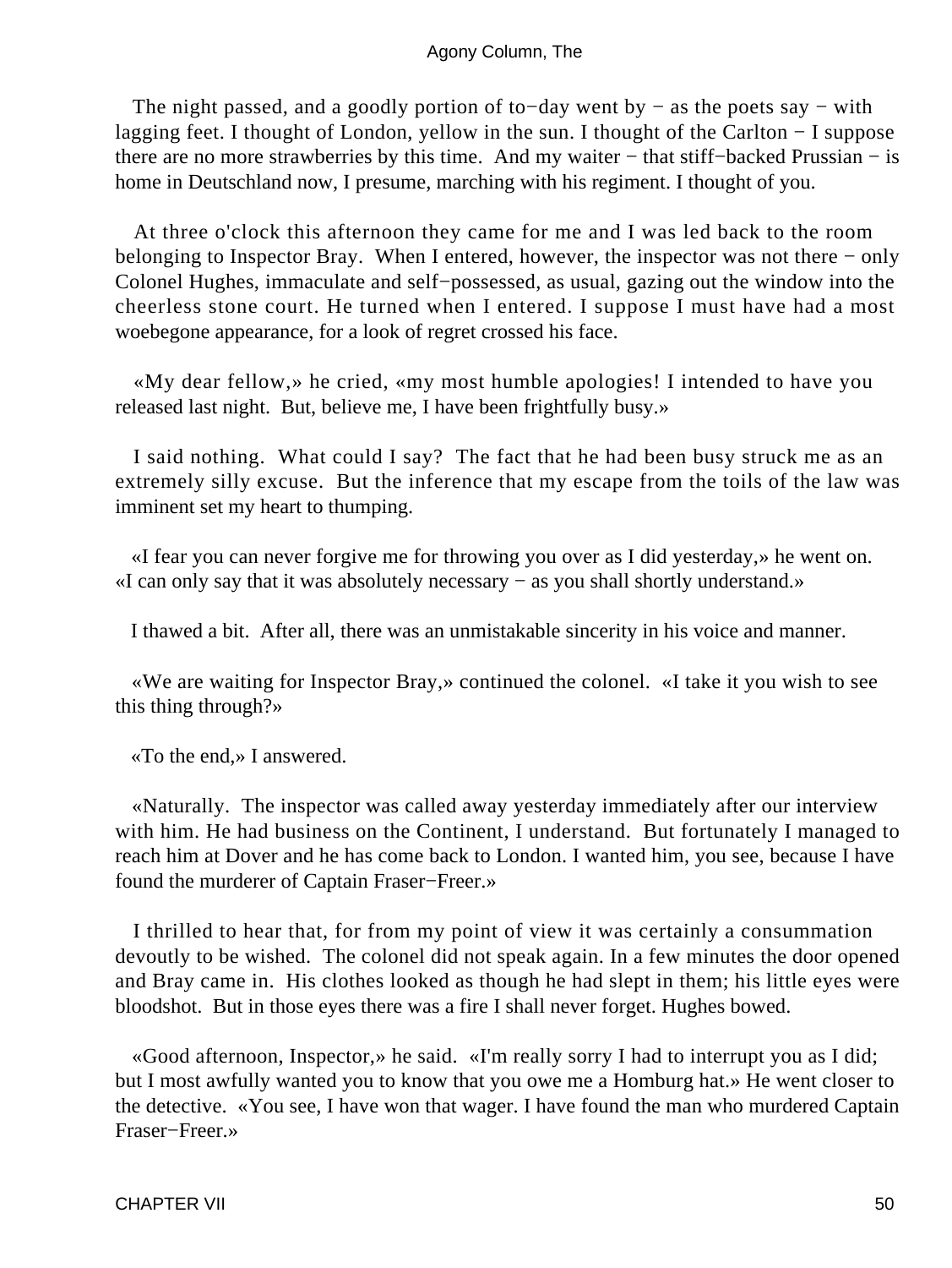The night passed, and a goodly portion of to−day went by − as the poets say − with lagging feet. I thought of London, yellow in the sun. I thought of the Carlton − I suppose there are no more strawberries by this time. And my waiter − that stiff−backed Prussian − is home in Deutschland now, I presume, marching with his regiment. I thought of you.

At three o'clock this afternoon they came for me and I was led back to the room belonging to Inspector Bray. When I entered, however, the inspector was not there − only Colonel Hughes, immaculate and self−possessed, as usual, gazing out the window into the cheerless stone court. He turned when I entered. I suppose I must have had a most woebegone appearance, for a look of regret crossed his face.

«My dear fellow,» he cried, «my most humble apologies! I intended to have you released last night. But, believe me, I have been frightfully busy.»

I said nothing. What could I say? The fact that he had been busy struck me as an extremely silly excuse. But the inference that my escape from the toils of the law was imminent set my heart to thumping.

«I fear you can never forgive me for throwing you over as I did yesterday,» he went on. «I can only say that it was absolutely necessary − as you shall shortly understand.»

I thawed a bit. After all, there was an unmistakable sincerity in his voice and manner.

«We are waiting for Inspector Bray,» continued the colonel. «I take it you wish to see this thing through?»

«To the end,» I answered.

«Naturally. The inspector was called away yesterday immediately after our interview with him. He had business on the Continent, I understand. But fortunately I managed to reach him at Dover and he has come back to London. I wanted him, you see, because I have found the murderer of Captain Fraser−Freer.»

I thrilled to hear that, for from my point of view it was certainly a consummation devoutly to be wished. The colonel did not speak again. In a few minutes the door opened and Bray came in. His clothes looked as though he had slept in them; his little eyes were bloodshot. But in those eyes there was a fire I shall never forget. Hughes bowed.

«Good afternoon, Inspector,» he said. «I'm really sorry I had to interrupt you as I did; but I most awfully wanted you to know that you owe me a Homburg hat.» He went closer to the detective. «You see, I have won that wager. I have found the man who murdered Captain Fraser−Freer.»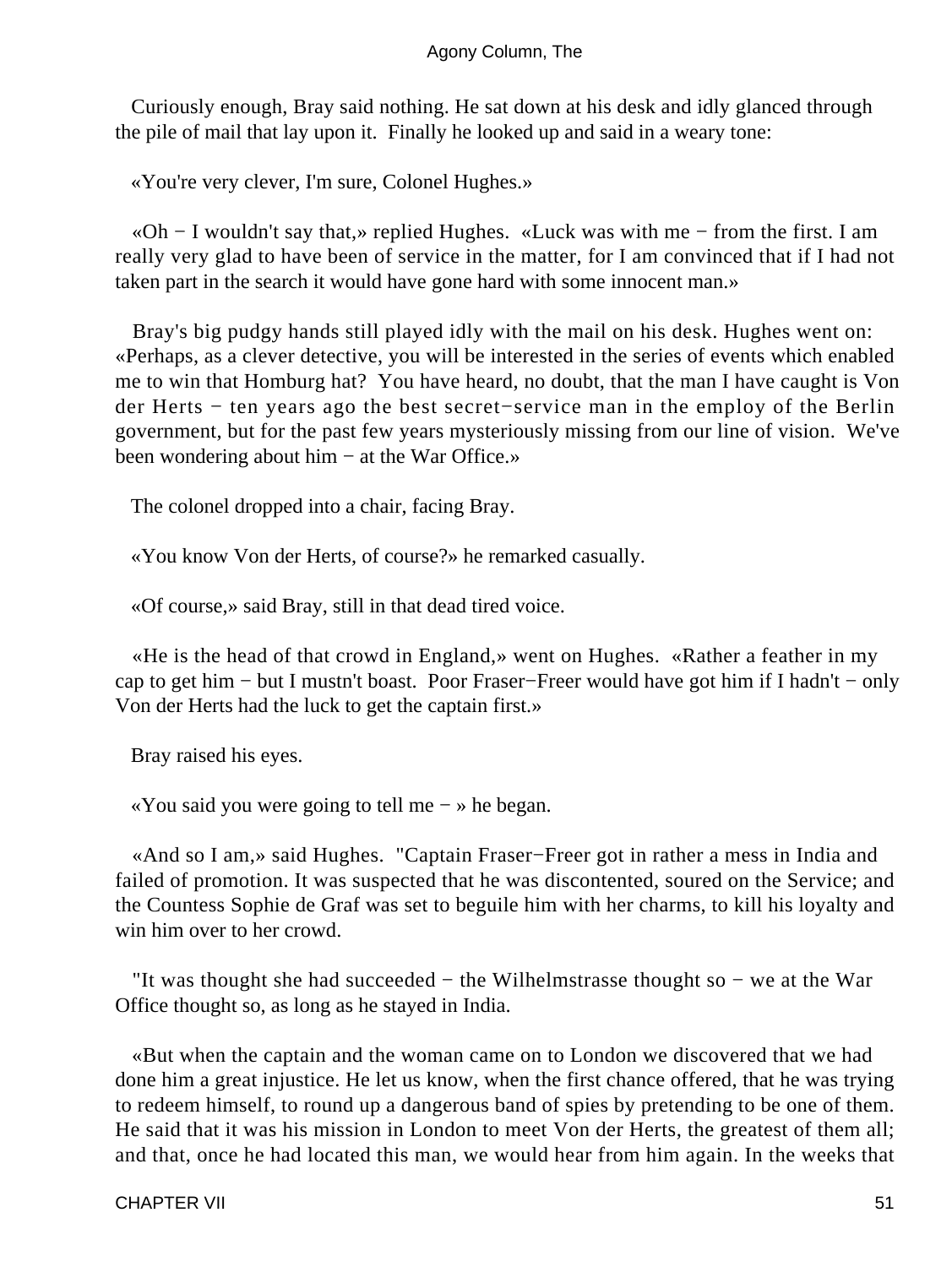Curiously enough, Bray said nothing. He sat down at his desk and idly glanced through the pile of mail that lay upon it. Finally he looked up and said in a weary tone:

«You're very clever, I'm sure, Colonel Hughes.»

«Oh − I wouldn't say that,» replied Hughes. «Luck was with me − from the first. I am really very glad to have been of service in the matter, for I am convinced that if I had not taken part in the search it would have gone hard with some innocent man.»

Bray's big pudgy hands still played idly with the mail on his desk. Hughes went on: «Perhaps, as a clever detective, you will be interested in the series of events which enabled me to win that Homburg hat? You have heard, no doubt, that the man I have caught is Von der Herts − ten years ago the best secret−service man in the employ of the Berlin government, but for the past few years mysteriously missing from our line of vision. We've been wondering about him − at the War Office.»

The colonel dropped into a chair, facing Bray.

«You know Von der Herts, of course?» he remarked casually.

«Of course,» said Bray, still in that dead tired voice.

«He is the head of that crowd in England,» went on Hughes. «Rather a feather in my cap to get him − but I mustn't boast. Poor Fraser−Freer would have got him if I hadn't − only Von der Herts had the luck to get the captain first.»

Bray raised his eyes.

«You said you were going to tell me − » he began.

«And so I am,» said Hughes. "Captain Fraser−Freer got in rather a mess in India and failed of promotion. It was suspected that he was discontented, soured on the Service; and the Countess Sophie de Graf was set to beguile him with her charms, to kill his loyalty and win him over to her crowd.

"It was thought she had succeeded − the Wilhelmstrasse thought so − we at the War Office thought so, as long as he stayed in India.

«But when the captain and the woman came on to London we discovered that we had done him a great injustice. He let us know, when the first chance offered, that he was trying to redeem himself, to round up a dangerous band of spies by pretending to be one of them. He said that it was his mission in London to meet Von der Herts, the greatest of them all; and that, once he had located this man, we would hear from him again. In the weeks that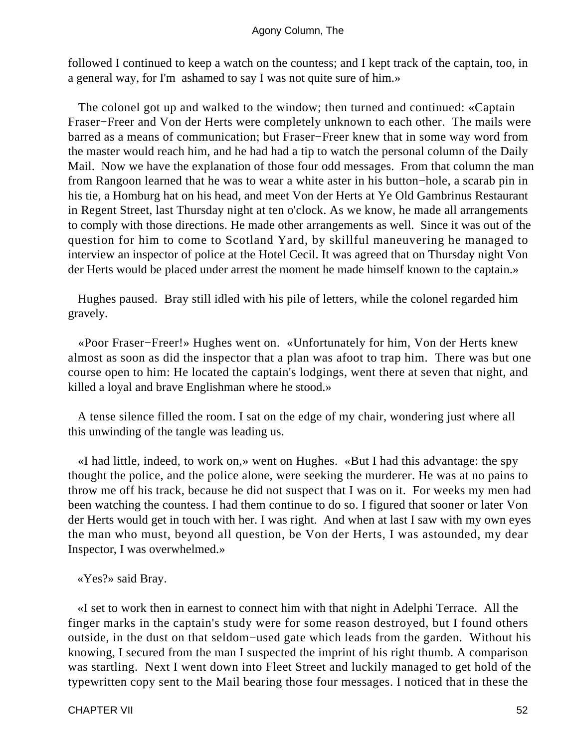followed I continued to keep a watch on the countess; and I kept track of the captain, too, in a general way, for I'm ashamed to say I was not quite sure of him.»

The colonel got up and walked to the window; then turned and continued: «Captain Fraser−Freer and Von der Herts were completely unknown to each other. The mails were barred as a means of communication; but Fraser−Freer knew that in some way word from the master would reach him, and he had had a tip to watch the personal column of the Daily Mail. Now we have the explanation of those four odd messages. From that column the man from Rangoon learned that he was to wear a white aster in his button−hole, a scarab pin in his tie, a Homburg hat on his head, and meet Von der Herts at Ye Old Gambrinus Restaurant in Regent Street, last Thursday night at ten o'clock. As we know, he made all arrangements to comply with those directions. He made other arrangements as well. Since it was out of the question for him to come to Scotland Yard, by skillful maneuvering he managed to interview an inspector of police at the Hotel Cecil. It was agreed that on Thursday night Von der Herts would be placed under arrest the moment he made himself known to the captain.»

Hughes paused. Bray still idled with his pile of letters, while the colonel regarded him gravely.

«Poor Fraser−Freer!» Hughes went on. «Unfortunately for him, Von der Herts knew almost as soon as did the inspector that a plan was afoot to trap him. There was but one course open to him: He located the captain's lodgings, went there at seven that night, and killed a loyal and brave Englishman where he stood.»

A tense silence filled the room. I sat on the edge of my chair, wondering just where all this unwinding of the tangle was leading us.

«I had little, indeed, to work on,» went on Hughes. «But I had this advantage: the spy thought the police, and the police alone, were seeking the murderer. He was at no pains to throw me off his track, because he did not suspect that I was on it. For weeks my men had been watching the countess. I had them continue to do so. I figured that sooner or later Von der Herts would get in touch with her. I was right. And when at last I saw with my own eyes the man who must, beyond all question, be Von der Herts, I was astounded, my dear Inspector, I was overwhelmed.»

«Yes?» said Bray.

«I set to work then in earnest to connect him with that night in Adelphi Terrace. All the finger marks in the captain's study were for some reason destroyed, but I found others outside, in the dust on that seldom−used gate which leads from the garden. Without his knowing, I secured from the man I suspected the imprint of his right thumb. A comparison was startling. Next I went down into Fleet Street and luckily managed to get hold of the typewritten copy sent to the Mail bearing those four messages. I noticed that in these the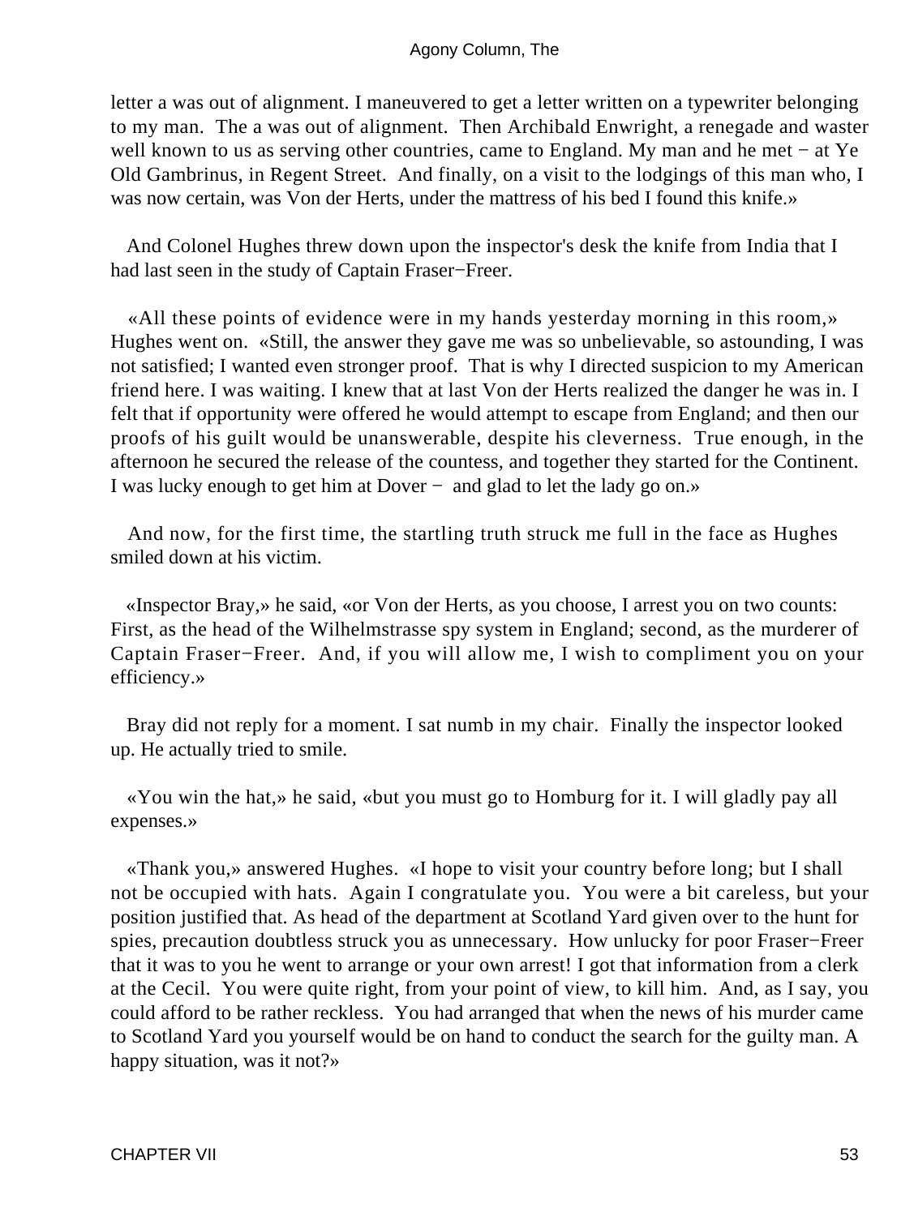letter a was out of alignment. I maneuvered to get a letter written on a typewriter belonging to my man. The a was out of alignment. Then Archibald Enwright, a renegade and waster well known to us as serving other countries, came to England. My man and he met − at Ye Old Gambrinus, in Regent Street. And finally, on a visit to the lodgings of this man who, I was now certain, was Von der Herts, under the mattress of his bed I found this knife.»

And Colonel Hughes threw down upon the inspector's desk the knife from India that I had last seen in the study of Captain Fraser−Freer.

«All these points of evidence were in my hands yesterday morning in this room,» Hughes went on. «Still, the answer they gave me was so unbelievable, so astounding, I was not satisfied; I wanted even stronger proof. That is why I directed suspicion to my American friend here. I was waiting. I knew that at last Von der Herts realized the danger he was in. I felt that if opportunity were offered he would attempt to escape from England; and then our proofs of his guilt would be unanswerable, despite his cleverness. True enough, in the afternoon he secured the release of the countess, and together they started for the Continent. I was lucky enough to get him at Dover − and glad to let the lady go on.»

And now, for the first time, the startling truth struck me full in the face as Hughes smiled down at his victim.

«Inspector Bray,» he said, «or Von der Herts, as you choose, I arrest you on two counts: First, as the head of the Wilhelmstrasse spy system in England; second, as the murderer of Captain Fraser−Freer. And, if you will allow me, I wish to compliment you on your efficiency.»

Bray did not reply for a moment. I sat numb in my chair. Finally the inspector looked up. He actually tried to smile.

«You win the hat,» he said, «but you must go to Homburg for it. I will gladly pay all expenses.»

«Thank you,» answered Hughes. «I hope to visit your country before long; but I shall not be occupied with hats. Again I congratulate you. You were a bit careless, but your position justified that. As head of the department at Scotland Yard given over to the hunt for spies, precaution doubtless struck you as unnecessary. How unlucky for poor Fraser−Freer that it was to you he went to arrange or your own arrest! I got that information from a clerk at the Cecil. You were quite right, from your point of view, to kill him. And, as I say, you could afford to be rather reckless. You had arranged that when the news of his murder came to Scotland Yard you yourself would be on hand to conduct the search for the guilty man. A happy situation, was it not?»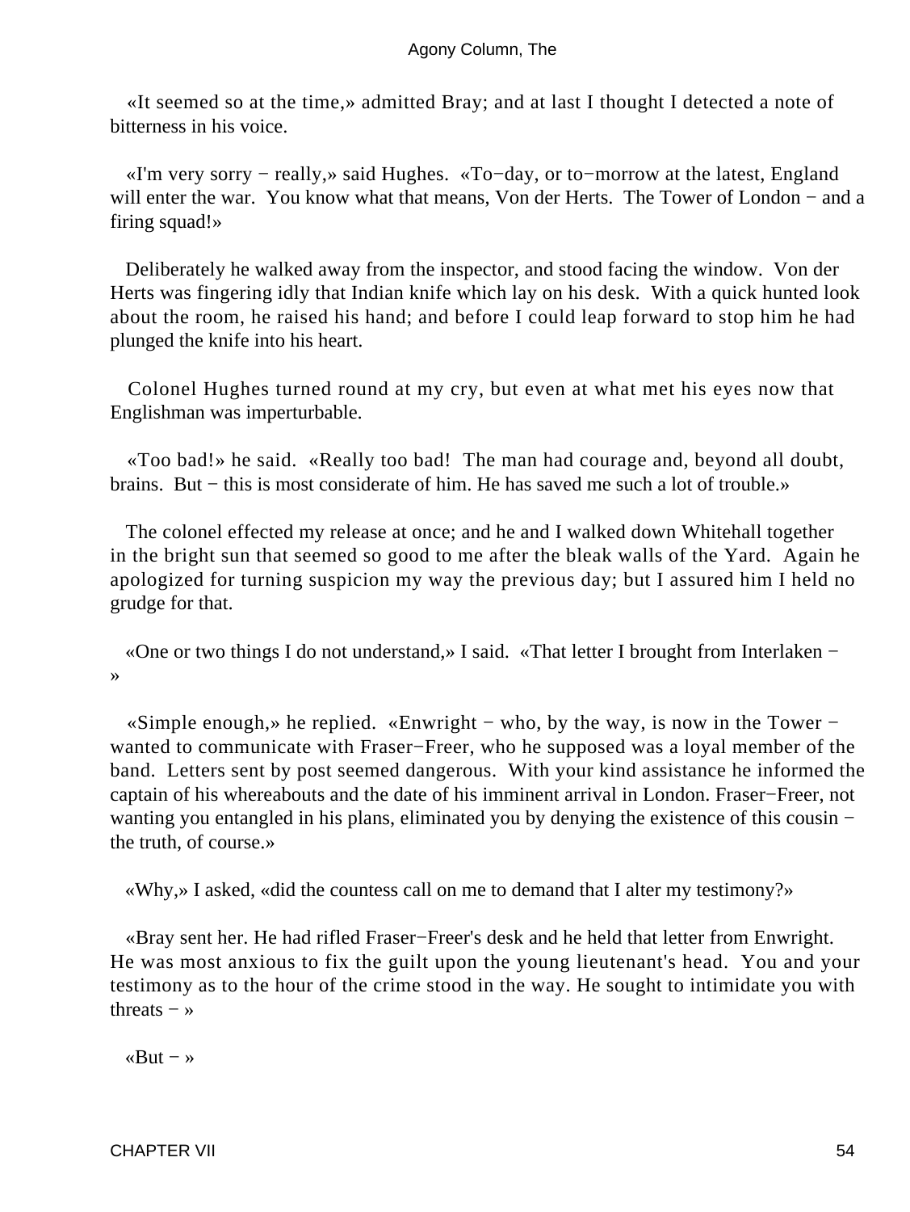«It seemed so at the time,» admitted Bray; and at last I thought I detected a note of bitterness in his voice.

«I'm very sorry − really,» said Hughes. «To−day, or to−morrow at the latest, England will enter the war. You know what that means, Von der Herts. The Tower of London − and a firing squad!»

Deliberately he walked away from the inspector, and stood facing the window. Von der Herts was fingering idly that Indian knife which lay on his desk. With a quick hunted look about the room, he raised his hand; and before I could leap forward to stop him he had plunged the knife into his heart.

Colonel Hughes turned round at my cry, but even at what met his eyes now that Englishman was imperturbable.

«Too bad!» he said. «Really too bad! The man had courage and, beyond all doubt, brains. But − this is most considerate of him. He has saved me such a lot of trouble.»

The colonel effected my release at once; and he and I walked down Whitehall together in the bright sun that seemed so good to me after the bleak walls of the Yard. Again he apologized for turning suspicion my way the previous day; but I assured him I held no grudge for that.

«One or two things I do not understand,» I said. «That letter I brought from Interlaken − »

«Simple enough,» he replied. «Enwright − who, by the way, is now in the Tower − wanted to communicate with Fraser−Freer, who he supposed was a loyal member of the band. Letters sent by post seemed dangerous. With your kind assistance he informed the captain of his whereabouts and the date of his imminent arrival in London. Fraser−Freer, not wanting you entangled in his plans, eliminated you by denying the existence of this cousin − the truth, of course.»

«Why,» I asked, «did the countess call on me to demand that I alter my testimony?»

«Bray sent her. He had rifled Fraser−Freer's desk and he held that letter from Enwright. He was most anxious to fix the guilt upon the young lieutenant's head. You and your testimony as to the hour of the crime stood in the way. He sought to intimidate you with threats − »

«But − »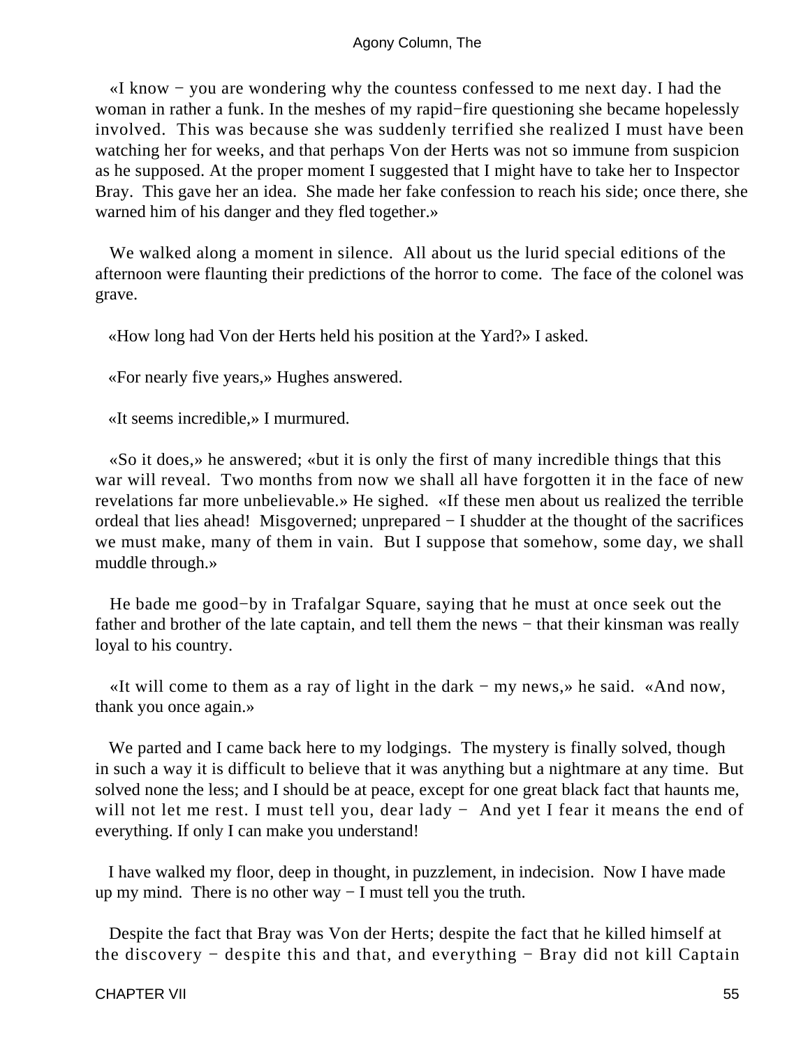«I know − you are wondering why the countess confessed to me next day. I had the woman in rather a funk. In the meshes of my rapid−fire questioning she became hopelessly involved. This was because she was suddenly terrified she realized I must have been watching her for weeks, and that perhaps Von der Herts was not so immune from suspicion as he supposed. At the proper moment I suggested that I might have to take her to Inspector Bray. This gave her an idea. She made her fake confession to reach his side; once there, she warned him of his danger and they fled together.»

We walked along a moment in silence. All about us the lurid special editions of the afternoon were flaunting their predictions of the horror to come. The face of the colonel was grave.

«How long had Von der Herts held his position at the Yard?» I asked.

«For nearly five years,» Hughes answered.

«It seems incredible,» I murmured.

«So it does,» he answered; «but it is only the first of many incredible things that this war will reveal. Two months from now we shall all have forgotten it in the face of new revelations far more unbelievable.» He sighed. «If these men about us realized the terrible ordeal that lies ahead! Misgoverned; unprepared − I shudder at the thought of the sacrifices we must make, many of them in vain. But I suppose that somehow, some day, we shall muddle through.»

He bade me good−by in Trafalgar Square, saying that he must at once seek out the father and brother of the late captain, and tell them the news − that their kinsman was really loyal to his country.

«It will come to them as a ray of light in the dark − my news,» he said. «And now, thank you once again.»

We parted and I came back here to my lodgings. The mystery is finally solved, though in such a way it is difficult to believe that it was anything but a nightmare at any time. But solved none the less; and I should be at peace, except for one great black fact that haunts me, will not let me rest. I must tell you, dear lady − And yet I fear it means the end of everything. If only I can make you understand!

I have walked my floor, deep in thought, in puzzlement, in indecision. Now I have made up my mind. There is no other way − I must tell you the truth.

Despite the fact that Bray was Von der Herts; despite the fact that he killed himself at the discovery − despite this and that, and everything − Bray did not kill Captain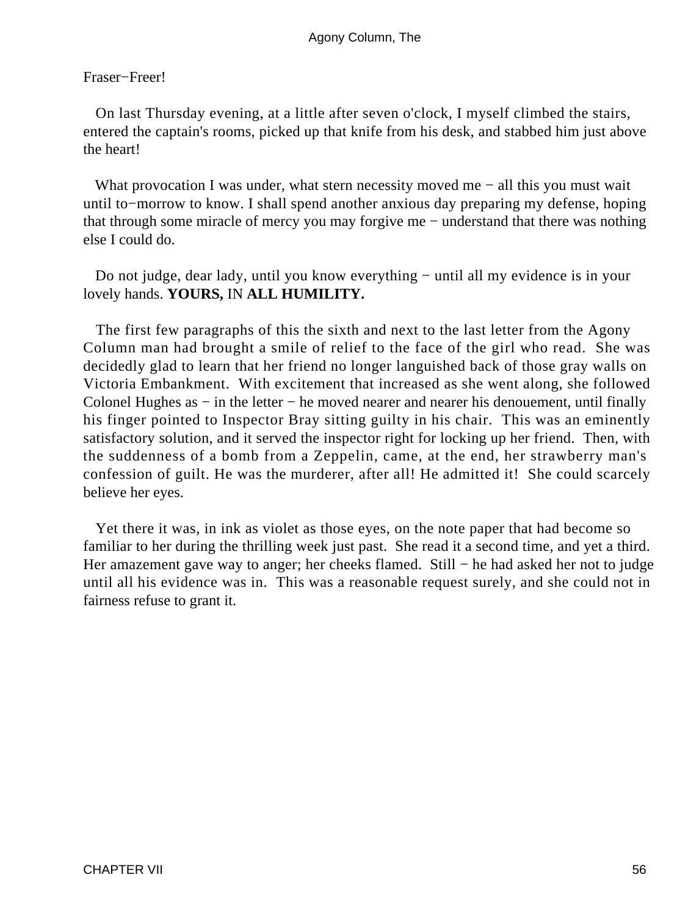Fraser−Freer!

On last Thursday evening, at a little after seven o'clock, I myself climbed the stairs, entered the captain's rooms, picked up that knife from his desk, and stabbed him just above the heart!

What provocation I was under, what stern necessity moved me − all this you must wait until to−morrow to know. I shall spend another anxious day preparing my defense, hoping that through some miracle of mercy you may forgive me − understand that there was nothing else I could do.

Do not judge, dear lady, until you know everything − until all my evidence is in your lovely hands. **YOURS,** IN **ALL HUMILITY.**

The first few paragraphs of this the sixth and next to the last letter from the Agony Column man had brought a smile of relief to the face of the girl who read. She was decidedly glad to learn that her friend no longer languished back of those gray walls on Victoria Embankment. With excitement that increased as she went along, she followed Colonel Hughes as − in the letter − he moved nearer and nearer his denouement, until finally his finger pointed to Inspector Bray sitting guilty in his chair. This was an eminently satisfactory solution, and it served the inspector right for locking up her friend. Then, with the suddenness of a bomb from a Zeppelin, came, at the end, her strawberry man's confession of guilt. He was the murderer, after all! He admitted it! She could scarcely believe her eyes.

Yet there it was, in ink as violet as those eyes, on the note paper that had become so familiar to her during the thrilling week just past. She read it a second time, and yet a third. Her amazement gave way to anger; her cheeks flamed. Still − he had asked her not to judge until all his evidence was in. This was a reasonable request surely, and she could not in fairness refuse to grant it.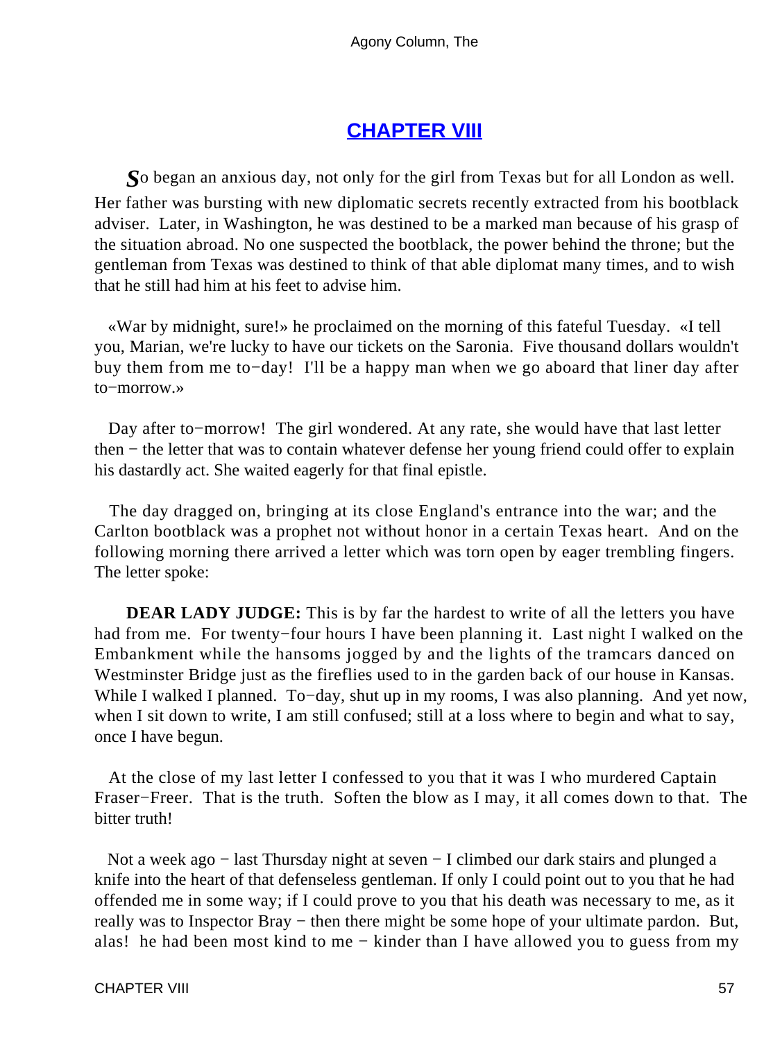## CHAPTER VIII

*S*o began an anxious day, not only for the girl from Texas but for all London as well. Her father was bursting with new diplomatic secrets recently extracted from his bootblack adviser. Later, in Washington, he was destined to be a marked man because of his grasp of the situation abroad. No one suspected the bootblack, the power behind the throne; but the gentleman from Texas was destined to think of that able diplomat many times, and to wish that he still had him at his feet to advise him.

«War by midnight, sure!» he proclaimed on the morning of this fateful Tuesday. «I tell you, Marian, we're lucky to have our tickets on the Saronia. Five thousand dollars wouldn't buy them from me to−day! I'll be a happy man when we go aboard that liner day after to−morrow.»

Day after to−morrow! The girl wondered. At any rate, she would have that last letter then − the letter that was to contain whatever defense her young friend could offer to explain his dastardly act. She waited eagerly for that final epistle.

The day dragged on, bringing at its close England's entrance into the war; and the Carlton bootblack was a prophet not without honor in a certain Texas heart. And on the following morning there arrived a letter which was torn open by eager trembling fingers. The letter spoke:

**DEAR LADY JUDGE:** This is by far the hardest to write of all the letters you have had from me. For twenty−four hours I have been planning it. Last night I walked on the Embankment while the hansoms jogged by and the lights of the tramcars danced on Westminster Bridge just as the fireflies used to in the garden back of our house in Kansas. While I walked I planned. To−day, shut up in my rooms, I was also planning. And yet now, when I sit down to write, I am still confused; still at a loss where to begin and what to say, once I have begun.

At the close of my last letter I confessed to you that it was I who murdered Captain Fraser−Freer. That is the truth. Soften the blow as I may, it all comes down to that. The bitter truth!

Not a week ago − last Thursday night at seven − I climbed our dark stairs and plunged a knife into the heart of that defenseless gentleman. If only I could point out to you that he had offended me in some way; if I could prove to you that his death was necessary to me, as it really was to Inspector Bray − then there might be some hope of your ultimate pardon. But, alas! he had been most kind to me − kinder than I have allowed you to guess from my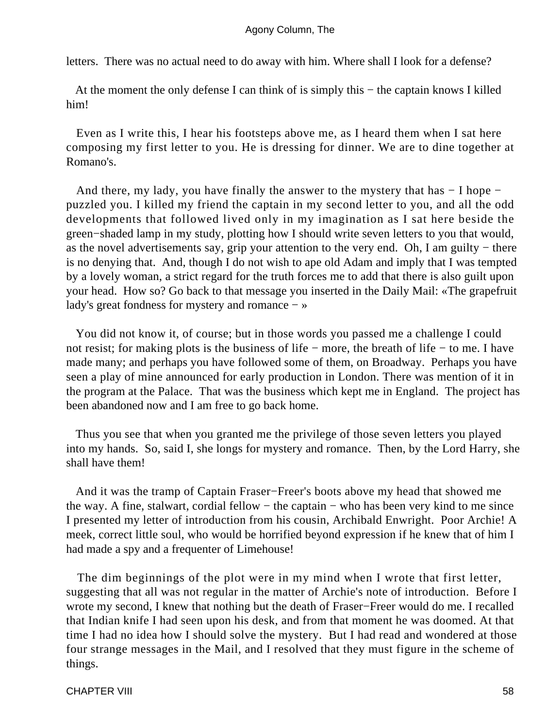letters. There was no actual need to do away with him. Where shall I look for a defense?

At the moment the only defense I can think of is simply this − the captain knows I killed him!

Even as I write this, I hear his footsteps above me, as I heard them when I sat here composing my first letter to you. He is dressing for dinner. We are to dine together at Romano's.

And there, my lady, you have finally the answer to the mystery that has − I hope − puzzled you. I killed my friend the captain in my second letter to you, and all the odd developments that followed lived only in my imagination as I sat here beside the green−shaded lamp in my study, plotting how I should write seven letters to you that would, as the novel advertisements say, grip your attention to the very end. Oh, I am guilty − there is no denying that. And, though I do not wish to ape old Adam and imply that I was tempted by a lovely woman, a strict regard for the truth forces me to add that there is also guilt upon your head. How so? Go back to that message you inserted in the Daily Mail: «The grapefruit lady's great fondness for mystery and romance − »

You did not know it, of course; but in those words you passed me a challenge I could not resist; for making plots is the business of life − more, the breath of life − to me. I have made many; and perhaps you have followed some of them, on Broadway. Perhaps you have seen a play of mine announced for early production in London. There was mention of it in the program at the Palace. That was the business which kept me in England. The project has been abandoned now and I am free to go back home.

Thus you see that when you granted me the privilege of those seven letters you played into my hands. So, said I, she longs for mystery and romance. Then, by the Lord Harry, she shall have them!

And it was the tramp of Captain Fraser−Freer's boots above my head that showed me the way. A fine, stalwart, cordial fellow − the captain − who has been very kind to me since I presented my letter of introduction from his cousin, Archibald Enwright. Poor Archie! A meek, correct little soul, who would be horrified beyond expression if he knew that of him I had made a spy and a frequenter of Limehouse!

The dim beginnings of the plot were in my mind when I wrote that first letter, suggesting that all was not regular in the matter of Archie's note of introduction. Before I wrote my second, I knew that nothing but the death of Fraser−Freer would do me. I recalled that Indian knife I had seen upon his desk, and from that moment he was doomed. At that time I had no idea how I should solve the mystery. But I had read and wondered at those four strange messages in the Mail, and I resolved that they must figure in the scheme of things.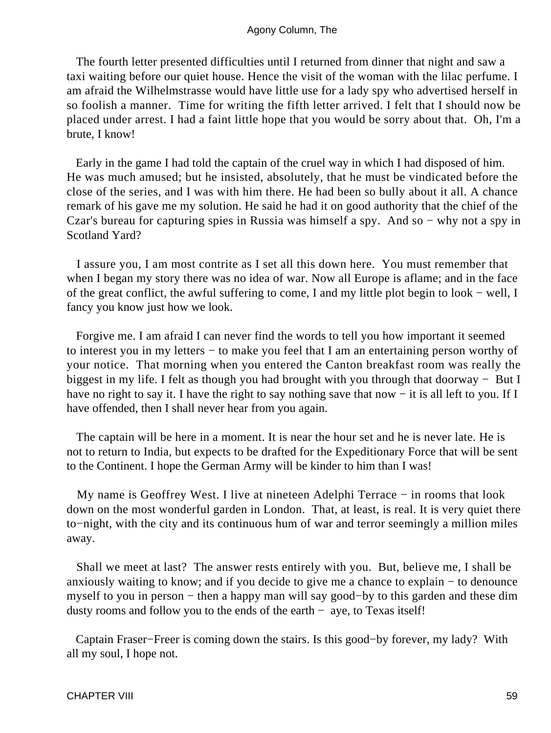The fourth letter presented difficulties until I returned from dinner that night and saw a taxi waiting before our quiet house. Hence the visit of the woman with the lilac perfume. I am afraid the Wilhelmstrasse would have little use for a lady spy who advertised herself in so foolish a manner. Time for writing the fifth letter arrived. I felt that I should now be placed under arrest. I had a faint little hope that you would be sorry about that. Oh, I'm a brute, I know!

Early in the game I had told the captain of the cruel way in which I had disposed of him. He was much amused; but he insisted, absolutely, that he must be vindicated before the close of the series, and I was with him there. He had been so bully about it all. A chance remark of his gave me my solution. He said he had it on good authority that the chief of the Czar's bureau for capturing spies in Russia was himself a spy. And so − why not a spy in Scotland Yard?

I assure you, I am most contrite as I set all this down here. You must remember that when I began my story there was no idea of war. Now all Europe is aflame; and in the face of the great conflict, the awful suffering to come, I and my little plot begin to look − well, I fancy you know just how we look.

Forgive me. I am afraid I can never find the words to tell you how important it seemed to interest you in my letters − to make you feel that I am an entertaining person worthy of your notice. That morning when you entered the Canton breakfast room was really the biggest in my life. I felt as though you had brought with you through that doorway − But I have no right to say it. I have the right to say nothing save that now − it is all left to you. If I have offended, then I shall never hear from you again.

The captain will be here in a moment. It is near the hour set and he is never late. He is not to return to India, but expects to be drafted for the Expeditionary Force that will be sent to the Continent. I hope the German Army will be kinder to him than I was!

My name is Geoffrey West. I live at nineteen Adelphi Terrace − in rooms that look down on the most wonderful garden in London. That, at least, is real. It is very quiet there to−night, with the city and its continuous hum of war and terror seemingly a million miles away.

Shall we meet at last? The answer rests entirely with you. But, believe me, I shall be anxiously waiting to know; and if you decide to give me a chance to explain − to denounce myself to you in person − then a happy man will say good−by to this garden and these dim dusty rooms and follow you to the ends of the earth − aye, to Texas itself!

Captain Fraser−Freer is coming down the stairs. Is this good−by forever, my lady? With all my soul, I hope not.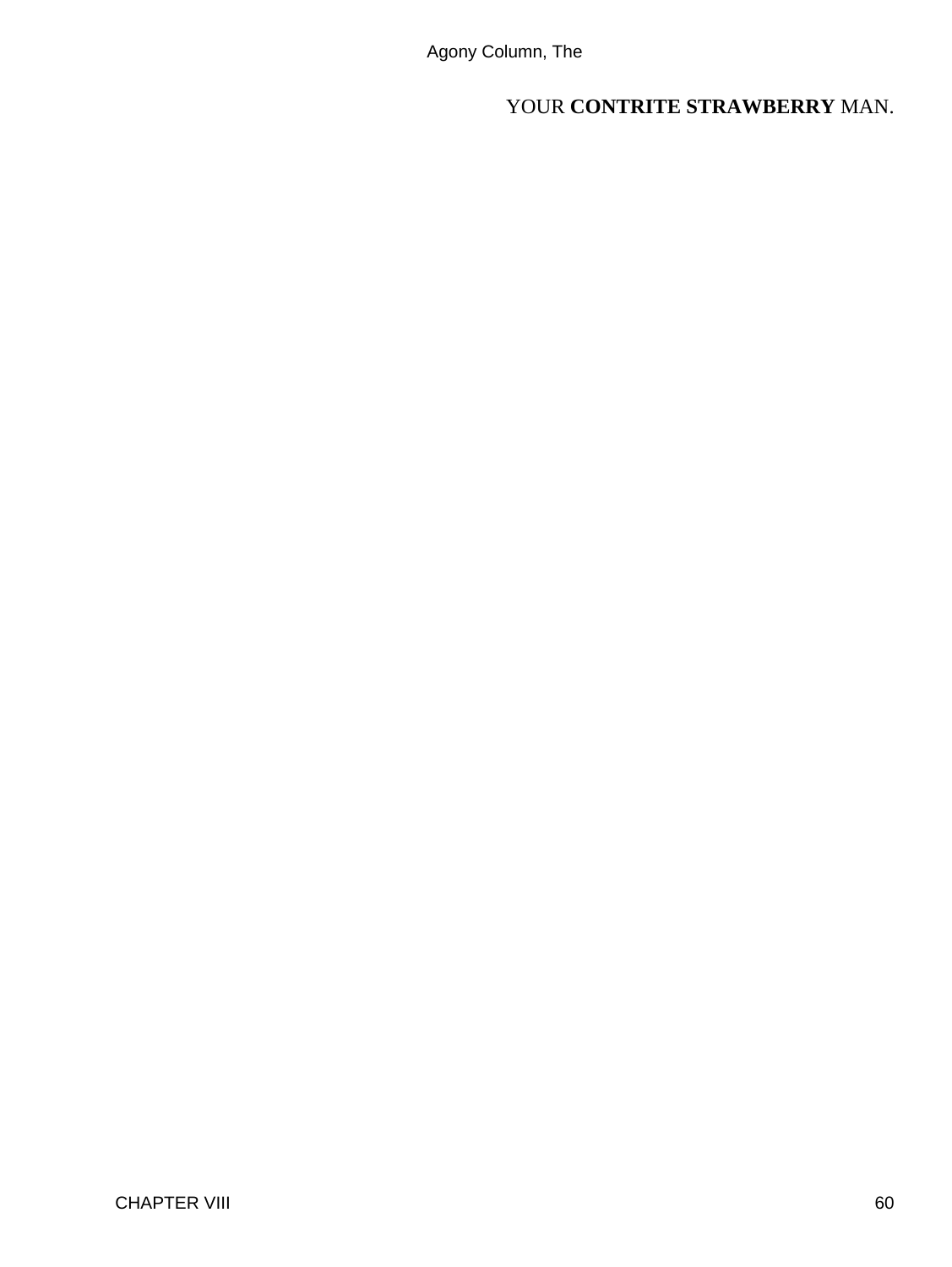YOUR **CONTRITE STRAWBERRY** MAN.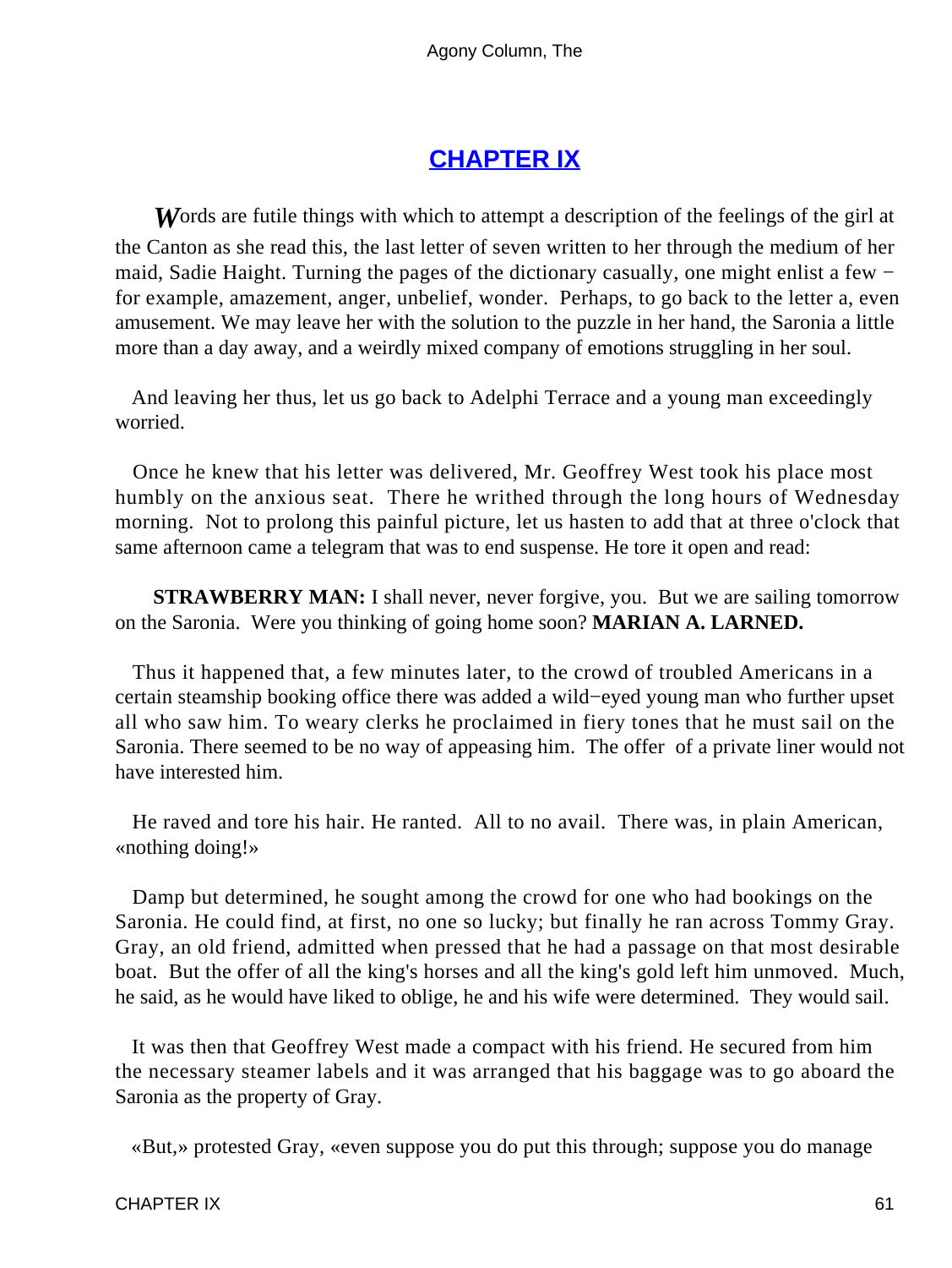# CHAPTER IX

*W*ords are futile things with which to attempt a description of the feelings of the girl at the Canton as she read this, the last letter of seven written to her through the medium of her maid, Sadie Haight. Turning the pages of the dictionary casually, one might enlist a few − for example, amazement, anger, unbelief, wonder. Perhaps, to go back to the letter a, even amusement. We may leave her with the solution to the puzzle in her hand, the Saronia a little more than a day away, and a weirdly mixed company of emotions struggling in her soul.

And leaving her thus, let us go back to Adelphi Terrace and a young man exceedingly worried.

Once he knew that his letter was delivered, Mr. Geoffrey West took his place most humbly on the anxious seat. There he writhed through the long hours of Wednesday morning. Not to prolong this painful picture, let us hasten to add that at three o'clock that same afternoon came a telegram that was to end suspense. He tore it open and read:

**STRAWBERRY MAN:** I shall never, never forgive, you. But we are sailing tomorrow on the Saronia. Were you thinking of going home soon? **MARIAN A. LARNED.**

Thus it happened that, a few minutes later, to the crowd of troubled Americans in a certain steamship booking office there was added a wild−eyed young man who further upset all who saw him. To weary clerks he proclaimed in fiery tones that he must sail on the Saronia. There seemed to be no way of appeasing him. The offer of a private liner would not have interested him.

He raved and tore his hair. He ranted. All to no avail. There was, in plain American, «nothing doing!»

Damp but determined, he sought among the crowd for one who had bookings on the Saronia. He could find, at first, no one so lucky; but finally he ran across Tommy Gray. Gray, an old friend, admitted when pressed that he had a passage on that most desirable boat. But the offer of all the king's horses and all the king's gold left him unmoved. Much, he said, as he would have liked to oblige, he and his wife were determined. They would sail.

It was then that Geoffrey West made a compact with his friend. He secured from him the necessary steamer labels and it was arranged that his baggage was to go aboard the Saronia as the property of Gray.

«But,» protested Gray, «even suppose you do put this through; suppose you do manage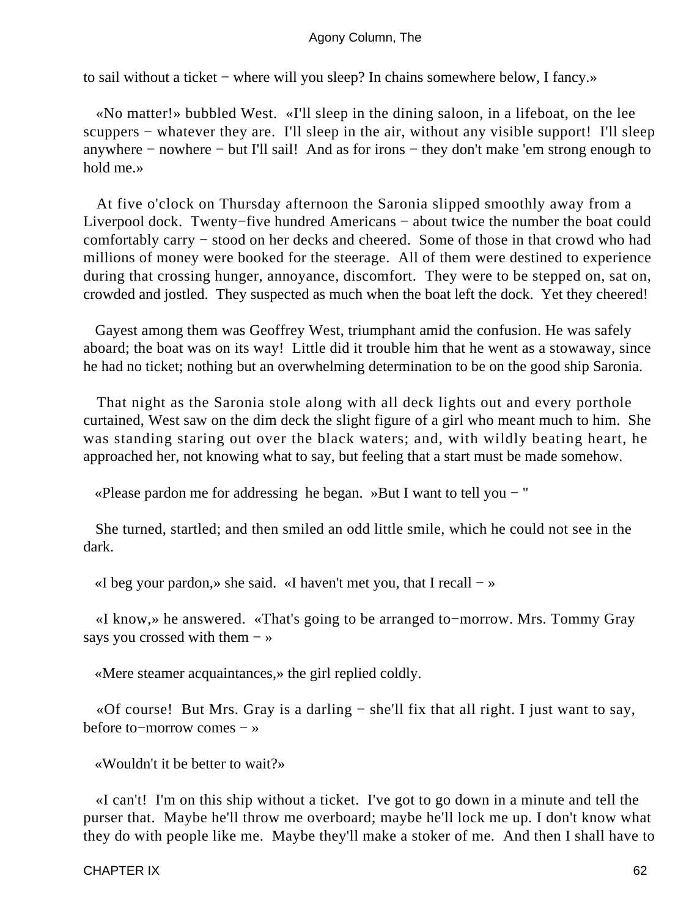to sail without a ticket − where will you sleep? In chains somewhere below, I fancy.»

«No matter!» bubbled West. «I'll sleep in the dining saloon, in a lifeboat, on the lee scuppers − whatever they are. I'll sleep in the air, without any visible support! I'll sleep anywhere − nowhere − but I'll sail! And as for irons − they don't make 'em strong enough to hold me.»

At five o'clock on Thursday afternoon the Saronia slipped smoothly away from a Liverpool dock. Twenty−five hundred Americans − about twice the number the boat could comfortably carry − stood on her decks and cheered. Some of those in that crowd who had millions of money were booked for the steerage. All of them were destined to experience during that crossing hunger, annoyance, discomfort. They were to be stepped on, sat on, crowded and jostled. They suspected as much when the boat left the dock. Yet they cheered!

Gayest among them was Geoffrey West, triumphant amid the confusion. He was safely aboard; the boat was on its way! Little did it trouble him that he went as a stowaway, since he had no ticket; nothing but an overwhelming determination to be on the good ship Saronia.

That night as the Saronia stole along with all deck lights out and every porthole curtained, West saw on the dim deck the slight figure of a girl who meant much to him. She was standing staring out over the black waters; and, with wildly beating heart, he approached her, not knowing what to say, but feeling that a start must be made somehow.

«Please pardon me for addressing he began. »But I want to tell you − "

She turned, startled; and then smiled an odd little smile, which he could not see in the dark.

«I beg your pardon,» she said. «I haven't met you, that I recall − »

«I know,» he answered. «That's going to be arranged to−morrow. Mrs. Tommy Gray says you crossed with them − »

«Mere steamer acquaintances,» the girl replied coldly.

«Of course! But Mrs. Gray is a darling − she'll fix that all right. I just want to say, before to−morrow comes − »

«Wouldn't it be better to wait?»

«I can't! I'm on this ship without a ticket. I've got to go down in a minute and tell the purser that. Maybe he'll throw me overboard; maybe he'll lock me up. I don't know what they do with people like me. Maybe they'll make a stoker of me. And then I shall have to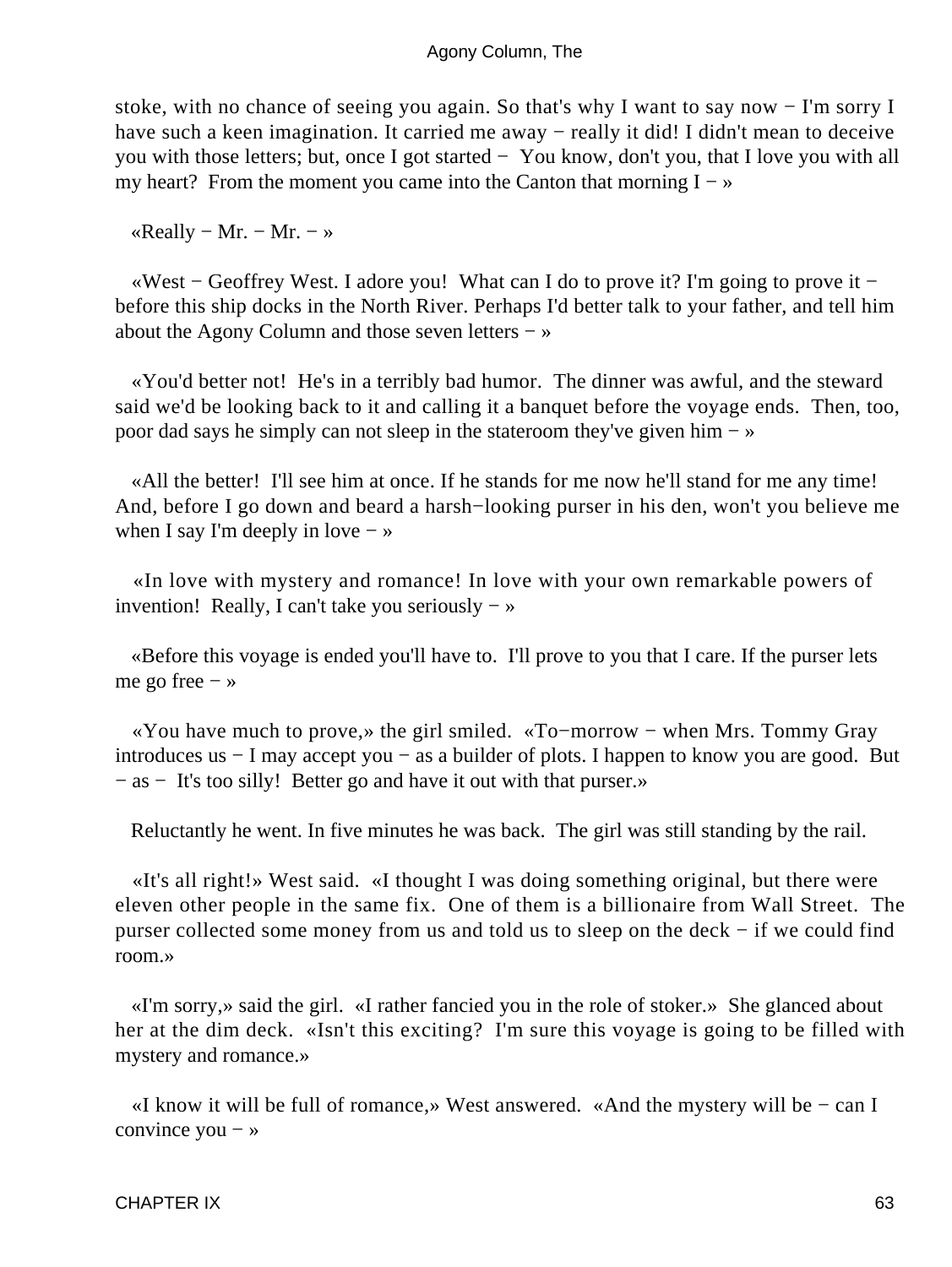stoke, with no chance of seeing you again. So that's why I want to say now − I'm sorry I have such a keen imagination. It carried me away − really it did! I didn't mean to deceive you with those letters; but, once I got started − You know, don't you, that I love you with all my heart? From the moment you came into the Canton that morning I − »

«Really − Mr. − Mr. − »

«West − Geoffrey West. I adore you! What can I do to prove it? I'm going to prove it − before this ship docks in the North River. Perhaps I'd better talk to your father, and tell him about the Agony Column and those seven letters − »

«You'd better not! He's in a terribly bad humor. The dinner was awful, and the steward said we'd be looking back to it and calling it a banquet before the voyage ends. Then, too, poor dad says he simply can not sleep in the stateroom they've given him − »

«All the better! I'll see him at once. If he stands for me now he'll stand for me any time! And, before I go down and beard a harsh−looking purser in his den, won't you believe me when I say I'm deeply in love − »

«In love with mystery and romance! In love with your own remarkable powers of invention! Really, I can't take you seriously − »

«Before this voyage is ended you'll have to. I'll prove to you that I care. If the purser lets me go free − »

«You have much to prove,» the girl smiled. «To−morrow − when Mrs. Tommy Gray introduces us − I may accept you − as a builder of plots. I happen to know you are good. But − as − It's too silly! Better go and have it out with that purser.»

Reluctantly he went. In five minutes he was back. The girl was still standing by the rail.

«It's all right!» West said. «I thought I was doing something original, but there were eleven other people in the same fix. One of them is a billionaire from Wall Street. The purser collected some money from us and told us to sleep on the deck − if we could find room.»

«I'm sorry,» said the girl. «I rather fancied you in the role of stoker.» She glanced about her at the dim deck. «Isn't this exciting? I'm sure this voyage is going to be filled with mystery and romance.»

«I know it will be full of romance,» West answered. «And the mystery will be − can I convince you − »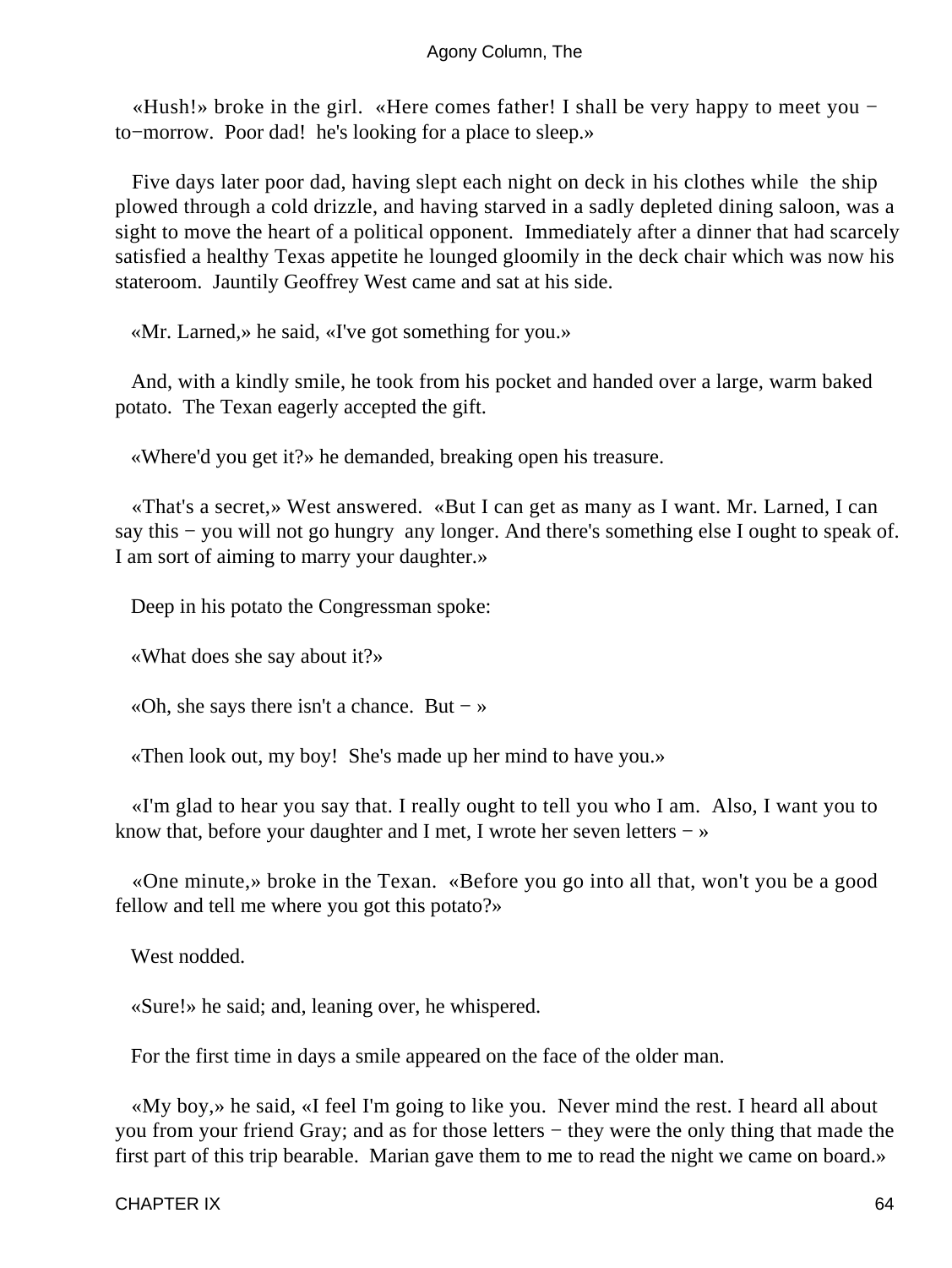«Hush!» broke in the girl. «Here comes father! I shall be very happy to meet you − to−morrow. Poor dad! he's looking for a place to sleep.»

Five days later poor dad, having slept each night on deck in his clothes while the ship plowed through a cold drizzle, and having starved in a sadly depleted dining saloon, was a sight to move the heart of a political opponent. Immediately after a dinner that had scarcely satisfied a healthy Texas appetite he lounged gloomily in the deck chair which was now his stateroom. Jauntily Geoffrey West came and sat at his side.

«Mr. Larned,» he said, «I've got something for you.»

And, with a kindly smile, he took from his pocket and handed over a large, warm baked potato. The Texan eagerly accepted the gift.

«Where'd you get it?» he demanded, breaking open his treasure.

«That's a secret,» West answered. «But I can get as many as I want. Mr. Larned, I can say this − you will not go hungry any longer. And there's something else I ought to speak of. I am sort of aiming to marry your daughter.»

Deep in his potato the Congressman spoke:

«What does she say about it?»

«Oh, she says there isn't a chance. But − »

«Then look out, my boy! She's made up her mind to have you.»

«I'm glad to hear you say that. I really ought to tell you who I am. Also, I want you to know that, before your daughter and I met, I wrote her seven letters − »

«One minute,» broke in the Texan. «Before you go into all that, won't you be a good fellow and tell me where you got this potato?»

West nodded.

«Sure!» he said; and, leaning over, he whispered.

For the first time in days a smile appeared on the face of the older man.

«My boy,» he said, «I feel I'm going to like you. Never mind the rest. I heard all about you from your friend Gray; and as for those letters − they were the only thing that made the first part of this trip bearable. Marian gave them to me to read the night we came on board.»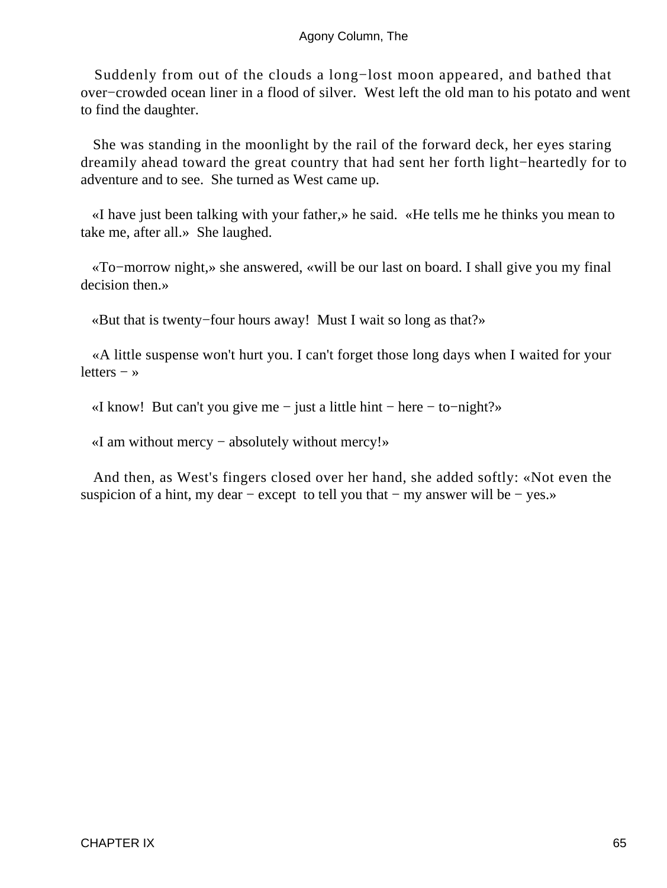Suddenly from out of the clouds a long−lost moon appeared, and bathed that over−crowded ocean liner in a flood of silver. West left the old man to his potato and went to find the daughter.

She was standing in the moonlight by the rail of the forward deck, her eyes staring dreamily ahead toward the great country that had sent her forth light−heartedly for to adventure and to see. She turned as West came up.

«I have just been talking with your father,» he said. «He tells me he thinks you mean to take me, after all.» She laughed.

«To−morrow night,» she answered, «will be our last on board. I shall give you my final decision then.»

«But that is twenty−four hours away! Must I wait so long as that?»

«A little suspense won't hurt you. I can't forget those long days when I waited for your letters − »

«I know! But can't you give me − just a little hint − here − to−night?»

«I am without mercy − absolutely without mercy!»

And then, as West's fingers closed over her hand, she added softly: «Not even the suspicion of a hint, my dear − except to tell you that − my answer will be − yes.»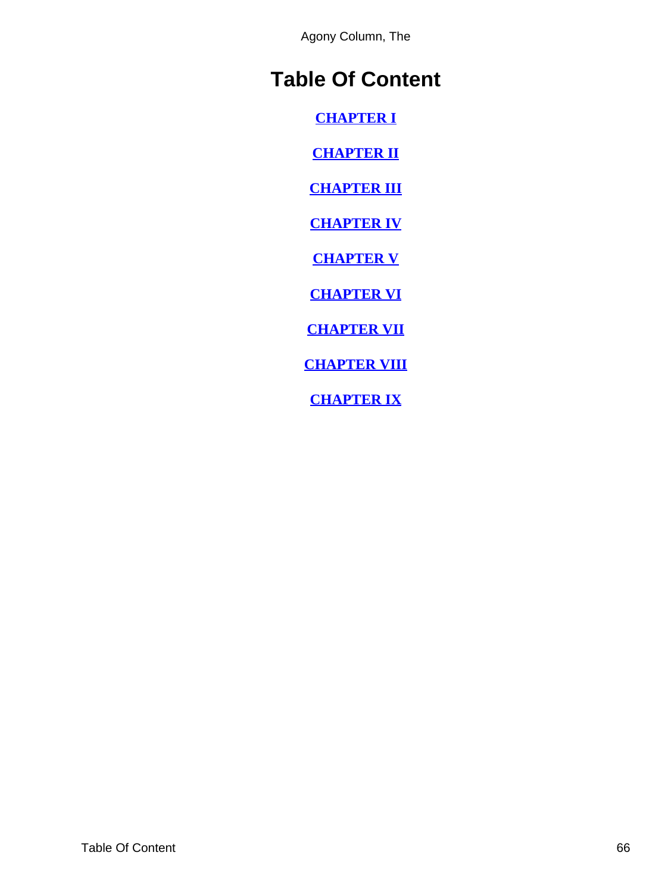# Table Of Content

**CHAPTER I**

**CHAPTER II**

**CHAPTER III**

**CHAPTER IV**

**CHAPTER V**

**CHAPTER VI**

**CHAPTER VII**

**CHAPTER VIII**

**CHAPTER IX**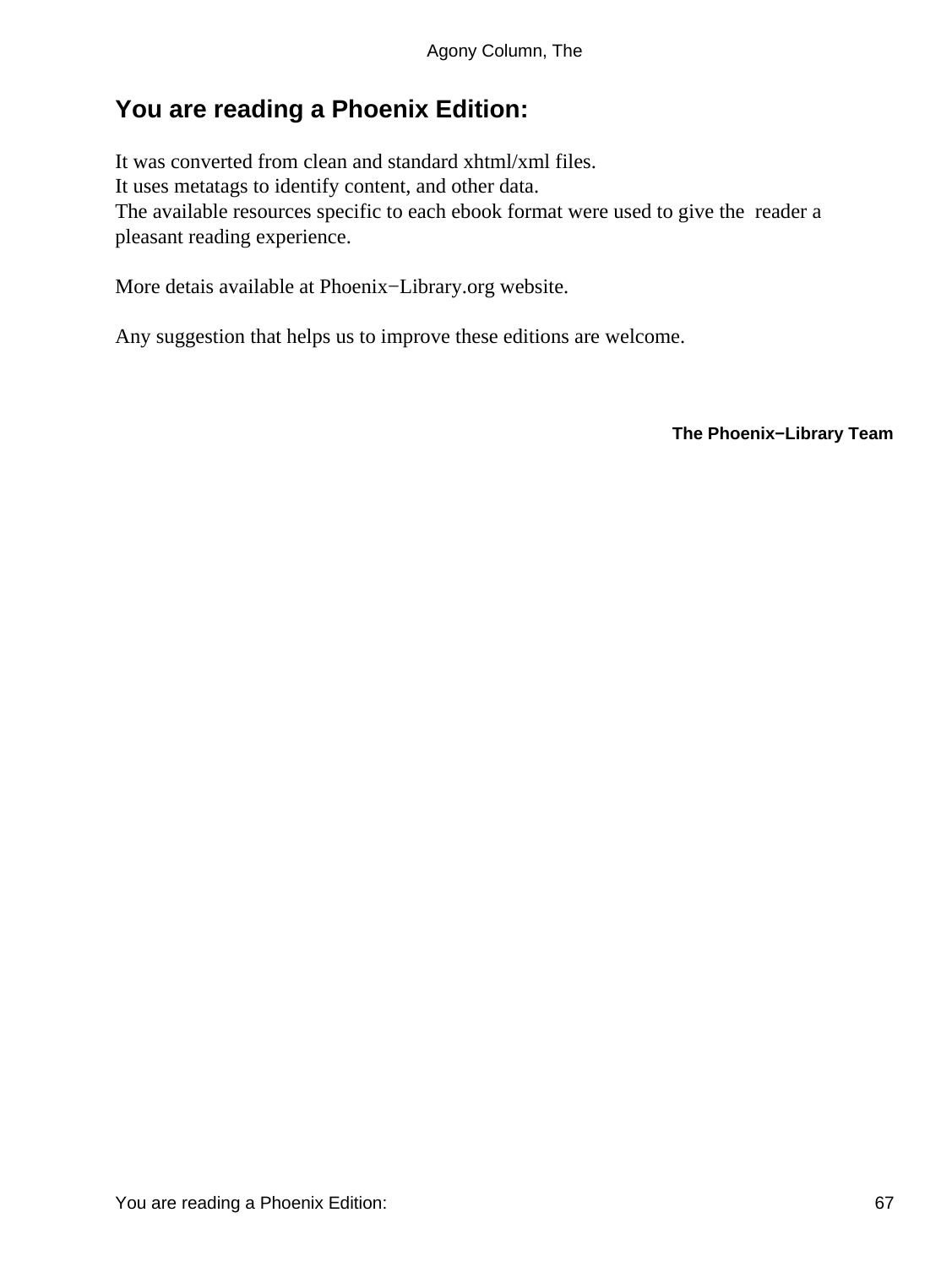## You are reading a Phoenix Edition:

It was converted from clean and standard xhtml/xml files.
It uses metatags to identify content, and other data.
The available resources specific to each ebook format were used to give the reader a pleasant reading experience.

More detais available at Phoenix−Library.org website.

Any suggestion that helps us to improve these editions are welcome.

**The Phoenix−Library Team**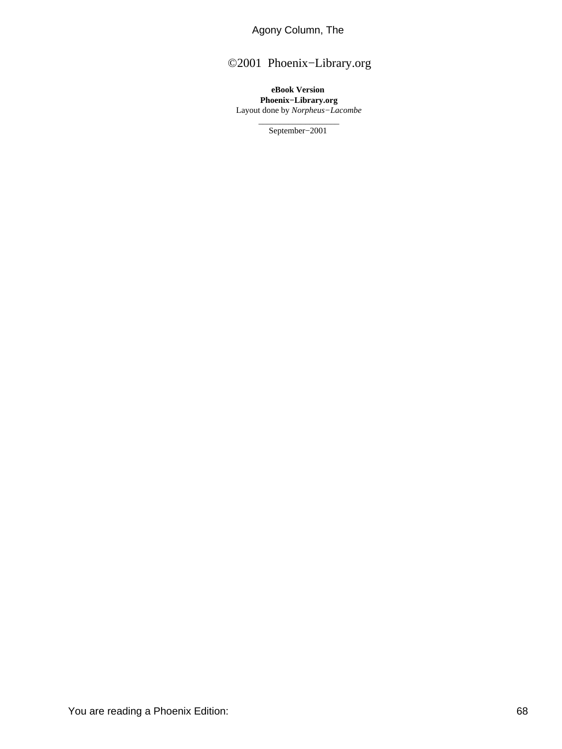©2001 Phoenix−Library.org

**eBook Version**
**Phoenix−Library.org**
Layout done by *Norpheus−Lacombe*

\_\_\_\_\_\_\_\_\_\_\_\_\_\_\_\_\_\_\_\_

September−2001